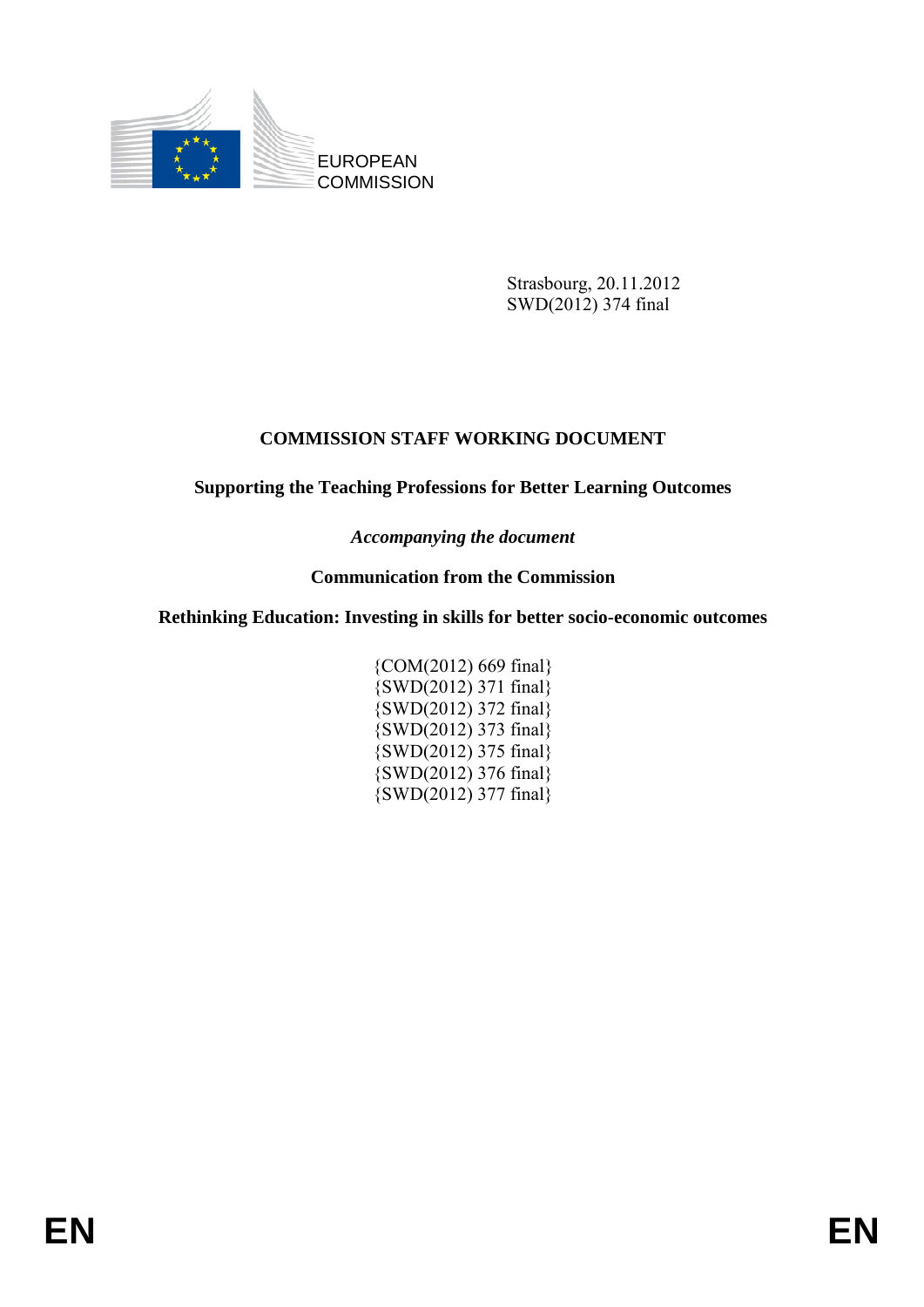EUROPEAN COMMISSION

Strasbourg, 20.11.2012
SWD(2012) 374 final

# COMMISSION STAFF WORKING DOCUMENT

## Supporting the Teaching Professions for Better Learning Outcomes

*Accompanying the document*

**Communication from the Commission**

**Rethinking Education: Investing in skills for better socio-economic outcomes**

{COM(2012) 669 final}
{SWD(2012) 371 final}
{SWD(2012) 372 final}
{SWD(2012) 373 final}
{SWD(2012) 375 final}
{SWD(2012) 376 final}
{SWD(2012) 377 final}

EN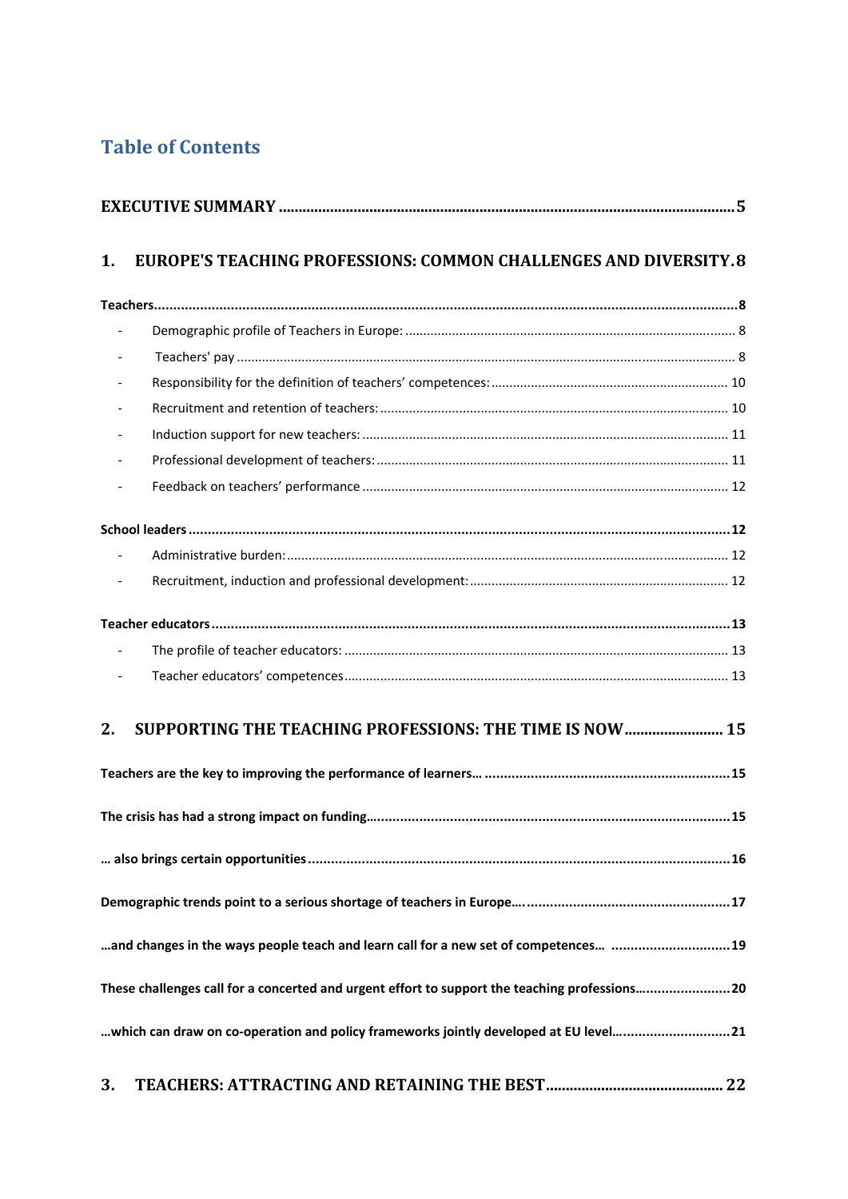# Table of Contents

**EXECUTIVE SUMMARY** .......... 5

**1. EUROPE'S TEACHING PROFESSIONS: COMMON CHALLENGES AND DIVERSITY** .......... 8

**Teachers** .......... 8

- Demographic profile of Teachers in Europe: .......... 8
- Teachers' pay .......... 8
- Responsibility for the definition of teachers' competences: .......... 10
- Recruitment and retention of teachers: .......... 10
- Induction support for new teachers: .......... 11
- Professional development of teachers: .......... 11
- Feedback on teachers' performance .......... 12

**School leaders** .......... 12

- Administrative burden: .......... 12
- Recruitment, induction and professional development: .......... 12

**Teacher educators** .......... 13

- The profile of teacher educators: .......... 13
- Teacher educators' competences .......... 13

**2. SUPPORTING THE TEACHING PROFESSIONS: THE TIME IS NOW** .......... 15

**Teachers are the key to improving the performance of learners…** .......... 15

**The crisis has had a strong impact on funding…** .......... 15

**… also brings certain opportunities** .......... 16

**Demographic trends point to a serious shortage of teachers in Europe….** .......... 17

**…and changes in the ways people teach and learn call for a new set of competences…** .......... 19

**These challenges call for a concerted and urgent effort to support the teaching professions…** .......... 20

**…which can draw on co-operation and policy frameworks jointly developed at EU level…** .......... 21

**3. TEACHERS: ATTRACTING AND RETAINING THE BEST** .......... 22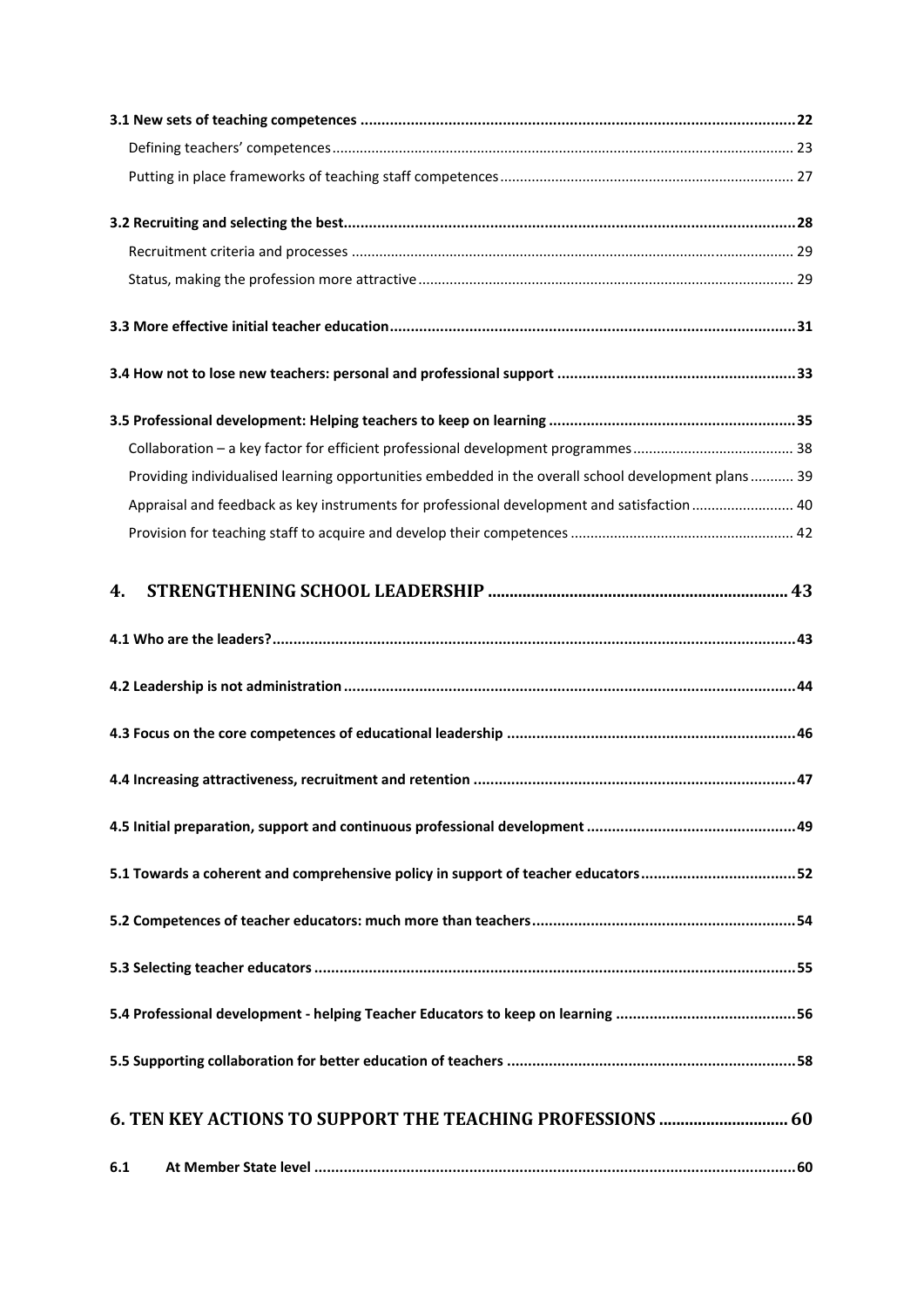**3.1 New sets of teaching competences** .......... **22**

Defining teachers' competences .......... 23

Putting in place frameworks of teaching staff competences .......... 27

**3.2 Recruiting and selecting the best** .......... **28**

Recruitment criteria and processes .......... 29

Status, making the profession more attractive .......... 29

**3.3 More effective initial teacher education** .......... **31**

**3.4 How not to lose new teachers: personal and professional support** .......... **33**

**3.5 Professional development: Helping teachers to keep on learning** .......... **35**

Collaboration – a key factor for efficient professional development programmes .......... 38

Providing individualised learning opportunities embedded in the overall school development plans .......... 39

Appraisal and feedback as key instruments for professional development and satisfaction .......... 40

Provision for teaching staff to acquire and develop their competences .......... 42

**4. STRENGTHENING SCHOOL LEADERSHIP .......... 43**

**4.1 Who are the leaders?** .......... **43**

**4.2 Leadership is not administration** .......... **44**

**4.3 Focus on the core competences of educational leadership** .......... **46**

**4.4 Increasing attractiveness, recruitment and retention** .......... **47**

**4.5 Initial preparation, support and continuous professional development** .......... **49**

**5.1 Towards a coherent and comprehensive policy in support of teacher educators** .......... **52**

**5.2 Competences of teacher educators: much more than teachers** .......... **54**

**5.3 Selecting teacher educators** .......... **55**

**5.4 Professional development - helping Teacher Educators to keep on learning** .......... **56**

**5.5 Supporting collaboration for better education of teachers** .......... **58**

**6. TEN KEY ACTIONS TO SUPPORT THE TEACHING PROFESSIONS .......... 60**

**6.1 At Member State level** .......... **60**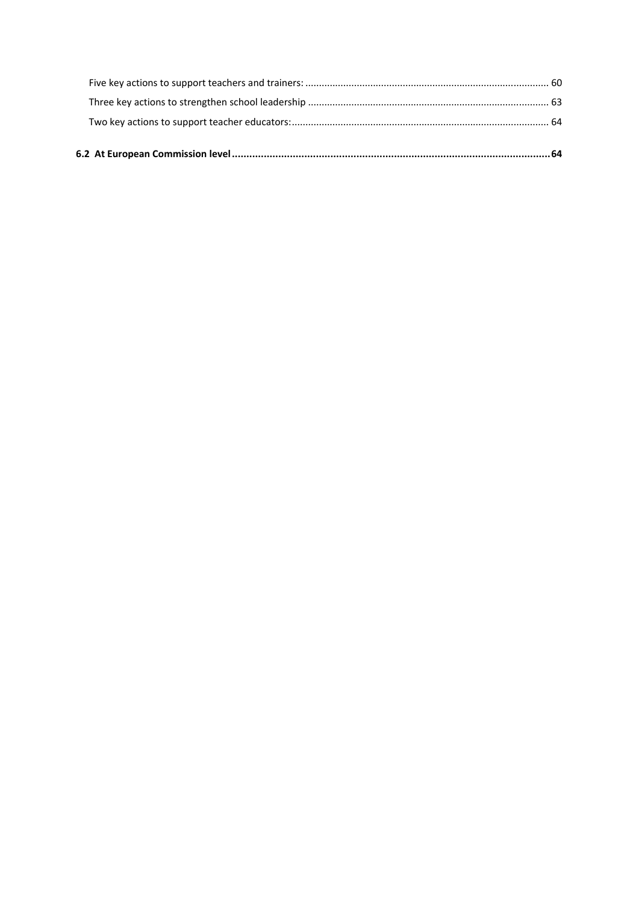Five key actions to support teachers and trainers: ........................................................................................ 60

Three key actions to strengthen school leadership ........................................................................................ 63

Two key actions to support teacher educators: ........................................................................................ 64

**6.2 At European Commission level ........................................................................................ 64**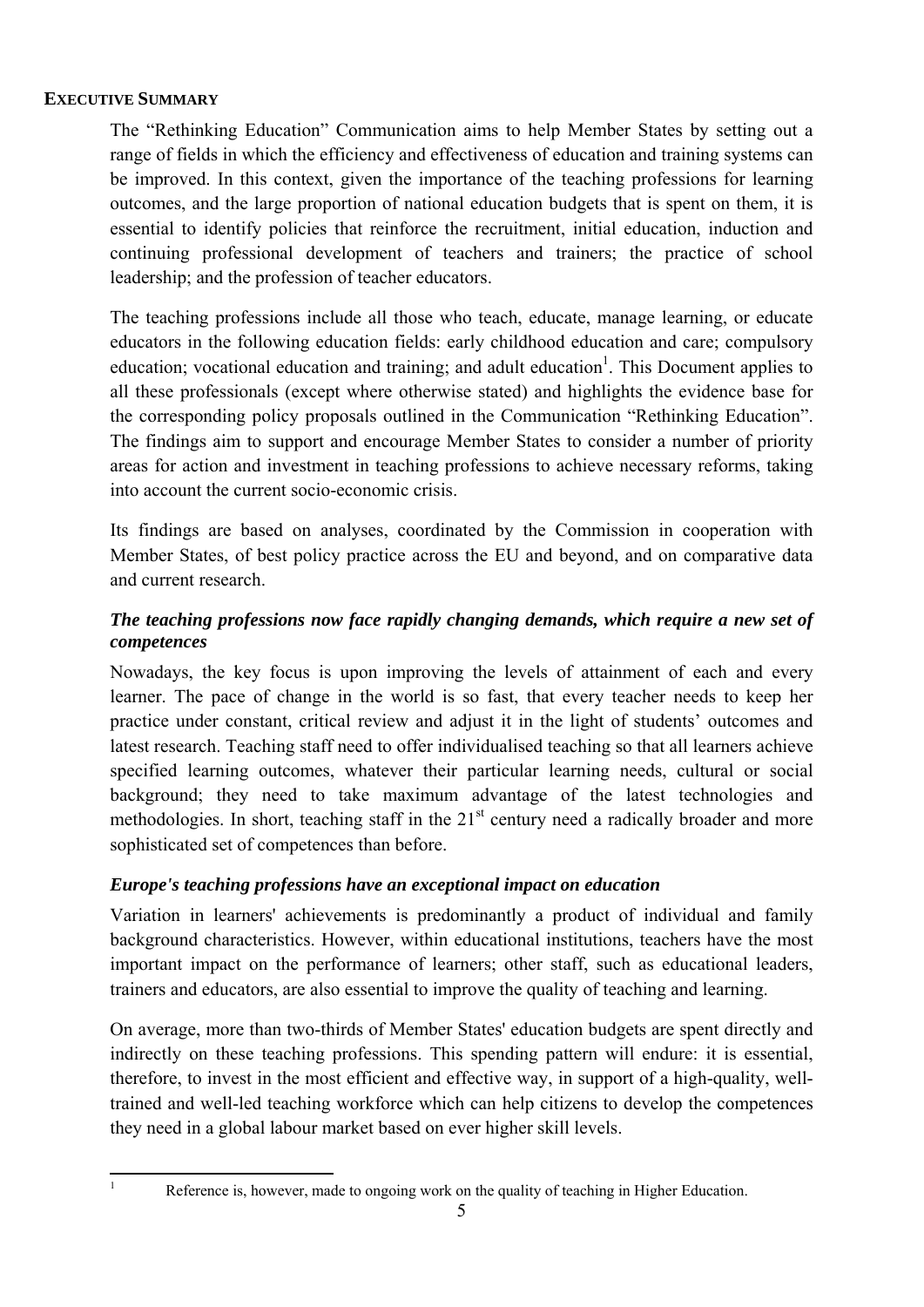## EXECUTIVE SUMMARY

The "Rethinking Education" Communication aims to help Member States by setting out a range of fields in which the efficiency and effectiveness of education and training systems can be improved. In this context, given the importance of the teaching professions for learning outcomes, and the large proportion of national education budgets that is spent on them, it is essential to identify policies that reinforce the recruitment, initial education, induction and continuing professional development of teachers and trainers; the practice of school leadership; and the profession of teacher educators.

The teaching professions include all those who teach, educate, manage learning, or educate educators in the following education fields: early childhood education and care; compulsory education; vocational education and training; and adult education[1]. This Document applies to all these professionals (except where otherwise stated) and highlights the evidence base for the corresponding policy proposals outlined in the Communication "Rethinking Education". The findings aim to support and encourage Member States to consider a number of priority areas for action and investment in teaching professions to achieve necessary reforms, taking into account the current socio-economic crisis.

Its findings are based on analyses, coordinated by the Commission in cooperation with Member States, of best policy practice across the EU and beyond, and on comparative data and current research.

### *The teaching professions now face rapidly changing demands, which require a new set of competences*

Nowadays, the key focus is upon improving the levels of attainment of each and every learner. The pace of change in the world is so fast, that every teacher needs to keep her practice under constant, critical review and adjust it in the light of students' outcomes and latest research. Teaching staff need to offer individualised teaching so that all learners achieve specified learning outcomes, whatever their particular learning needs, cultural or social background; they need to take maximum advantage of the latest technologies and methodologies. In short, teaching staff in the 21st century need a radically broader and more sophisticated set of competences than before.

### *Europe's teaching professions have an exceptional impact on education*

Variation in learners' achievements is predominantly a product of individual and family background characteristics. However, within educational institutions, teachers have the most important impact on the performance of learners; other staff, such as educational leaders, trainers and educators, are also essential to improve the quality of teaching and learning.

On average, more than two-thirds of Member States' education budgets are spent directly and indirectly on these teaching professions. This spending pattern will endure: it is essential, therefore, to invest in the most efficient and effective way, in support of a high-quality, well-trained and well-led teaching workforce which can help citizens to develop the competences they need in a global labour market based on ever higher skill levels.

---

[1] Reference is, however, made to ongoing work on the quality of teaching in Higher Education.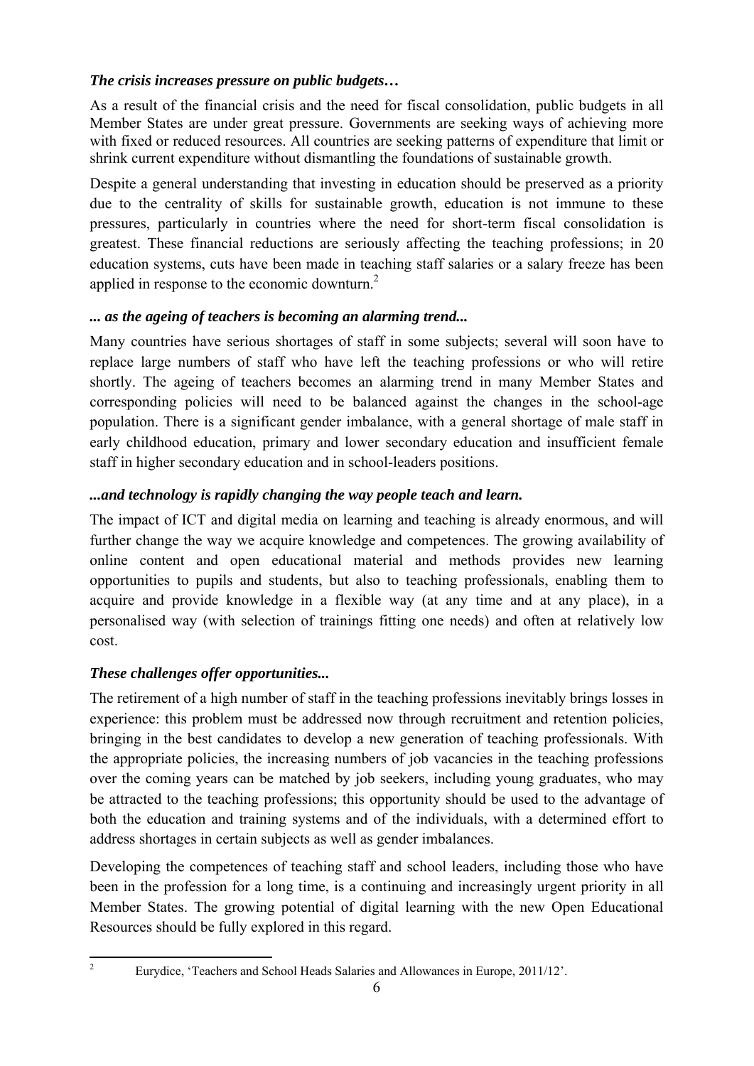***The crisis increases pressure on public budgets…***

As a result of the financial crisis and the need for fiscal consolidation, public budgets in all Member States are under great pressure. Governments are seeking ways of achieving more with fixed or reduced resources. All countries are seeking patterns of expenditure that limit or shrink current expenditure without dismantling the foundations of sustainable growth.

Despite a general understanding that investing in education should be preserved as a priority due to the centrality of skills for sustainable growth, education is not immune to these pressures, particularly in countries where the need for short-term fiscal consolidation is greatest. These financial reductions are seriously affecting the teaching professions; in 20 education systems, cuts have been made in teaching staff salaries or a salary freeze has been applied in response to the economic downturn.[2]

***... as the ageing of teachers is becoming an alarming trend...***

Many countries have serious shortages of staff in some subjects; several will soon have to replace large numbers of staff who have left the teaching professions or who will retire shortly. The ageing of teachers becomes an alarming trend in many Member States and corresponding policies will need to be balanced against the changes in the school-age population. There is a significant gender imbalance, with a general shortage of male staff in early childhood education, primary and lower secondary education and insufficient female staff in higher secondary education and in school-leaders positions.

***...and technology is rapidly changing the way people teach and learn.***

The impact of ICT and digital media on learning and teaching is already enormous, and will further change the way we acquire knowledge and competences. The growing availability of online content and open educational material and methods provides new learning opportunities to pupils and students, but also to teaching professionals, enabling them to acquire and provide knowledge in a flexible way (at any time and at any place), in a personalised way (with selection of trainings fitting one needs) and often at relatively low cost.

***These challenges offer opportunities...***

The retirement of a high number of staff in the teaching professions inevitably brings losses in experience: this problem must be addressed now through recruitment and retention policies, bringing in the best candidates to develop a new generation of teaching professionals. With the appropriate policies, the increasing numbers of job vacancies in the teaching professions over the coming years can be matched by job seekers, including young graduates, who may be attracted to the teaching professions; this opportunity should be used to the advantage of both the education and training systems and of the individuals, with a determined effort to address shortages in certain subjects as well as gender imbalances.

Developing the competences of teaching staff and school leaders, including those who have been in the profession for a long time, is a continuing and increasingly urgent priority in all Member States. The growing potential of digital learning with the new Open Educational Resources should be fully explored in this regard.

---

[2] Eurydice, 'Teachers and School Heads Salaries and Allowances in Europe, 2011/12'.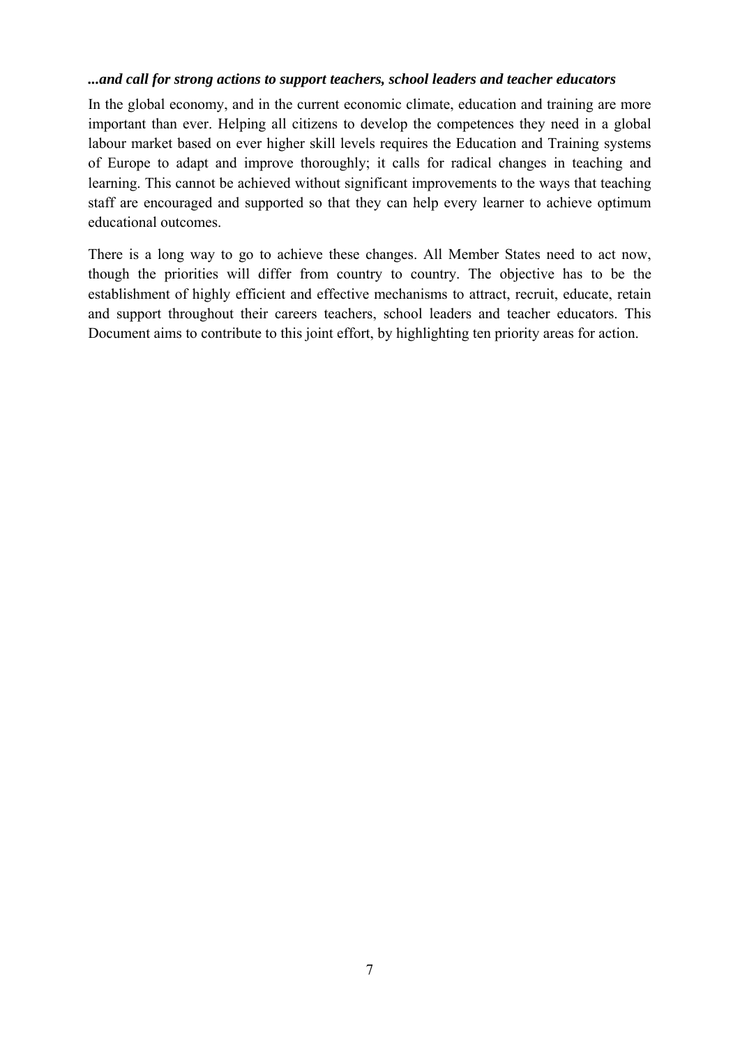***...and call for strong actions to support teachers, school leaders and teacher educators***

In the global economy, and in the current economic climate, education and training are more important than ever. Helping all citizens to develop the competences they need in a global labour market based on ever higher skill levels requires the Education and Training systems of Europe to adapt and improve thoroughly; it calls for radical changes in teaching and learning. This cannot be achieved without significant improvements to the ways that teaching staff are encouraged and supported so that they can help every learner to achieve optimum educational outcomes.

There is a long way to go to achieve these changes. All Member States need to act now, though the priorities will differ from country to country. The objective has to be the establishment of highly efficient and effective mechanisms to attract, recruit, educate, retain and support throughout their careers teachers, school leaders and teacher educators. This Document aims to contribute to this joint effort, by highlighting ten priority areas for action.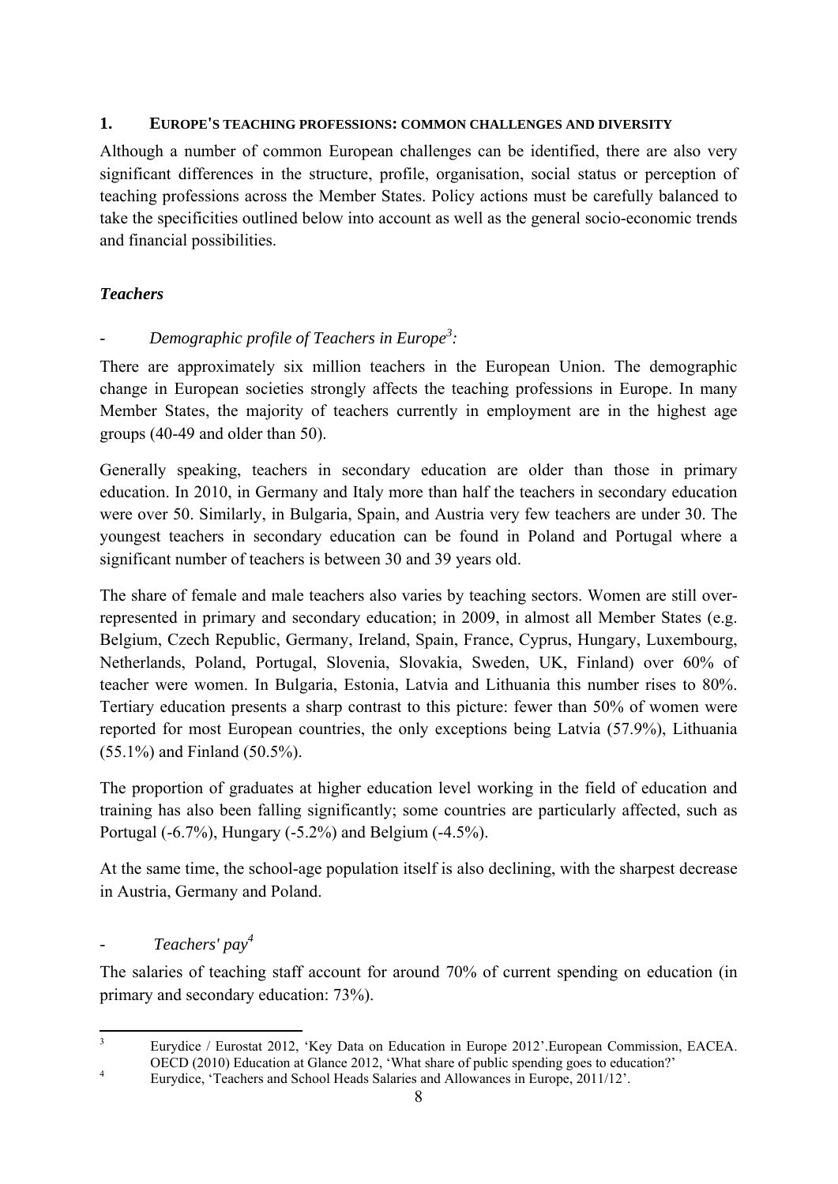## 1. EUROPE'S TEACHING PROFESSIONS: COMMON CHALLENGES AND DIVERSITY

Although a number of common European challenges can be identified, there are also very significant differences in the structure, profile, organisation, social status or perception of teaching professions across the Member States. Policy actions must be carefully balanced to take the specificities outlined below into account as well as the general socio-economic trends and financial possibilities.

### *Teachers*

- *Demographic profile of Teachers in Europe*[3]*:*

There are approximately six million teachers in the European Union. The demographic change in European societies strongly affects the teaching professions in Europe. In many Member States, the majority of teachers currently in employment are in the highest age groups (40-49 and older than 50).

Generally speaking, teachers in secondary education are older than those in primary education. In 2010, in Germany and Italy more than half the teachers in secondary education were over 50. Similarly, in Bulgaria, Spain, and Austria very few teachers are under 30. The youngest teachers in secondary education can be found in Poland and Portugal where a significant number of teachers is between 30 and 39 years old.

The share of female and male teachers also varies by teaching sectors. Women are still over-represented in primary and secondary education; in 2009, in almost all Member States (e.g. Belgium, Czech Republic, Germany, Ireland, Spain, France, Cyprus, Hungary, Luxembourg, Netherlands, Poland, Portugal, Slovenia, Slovakia, Sweden, UK, Finland) over 60% of teacher were women. In Bulgaria, Estonia, Latvia and Lithuania this number rises to 80%. Tertiary education presents a sharp contrast to this picture: fewer than 50% of women were reported for most European countries, the only exceptions being Latvia (57.9%), Lithuania (55.1%) and Finland (50.5%).

The proportion of graduates at higher education level working in the field of education and training has also been falling significantly; some countries are particularly affected, such as Portugal (-6.7%), Hungary (-5.2%) and Belgium (-4.5%).

At the same time, the school-age population itself is also declining, with the sharpest decrease in Austria, Germany and Poland.

- *Teachers' pay*[4]

The salaries of teaching staff account for around 70% of current spending on education (in primary and secondary education: 73%).

---

[3] Eurydice / Eurostat 2012, 'Key Data on Education in Europe 2012'.European Commission, EACEA. OECD (2010) Education at Glance 2012, 'What share of public spending goes to education?'

[4] Eurydice, 'Teachers and School Heads Salaries and Allowances in Europe, 2011/12'.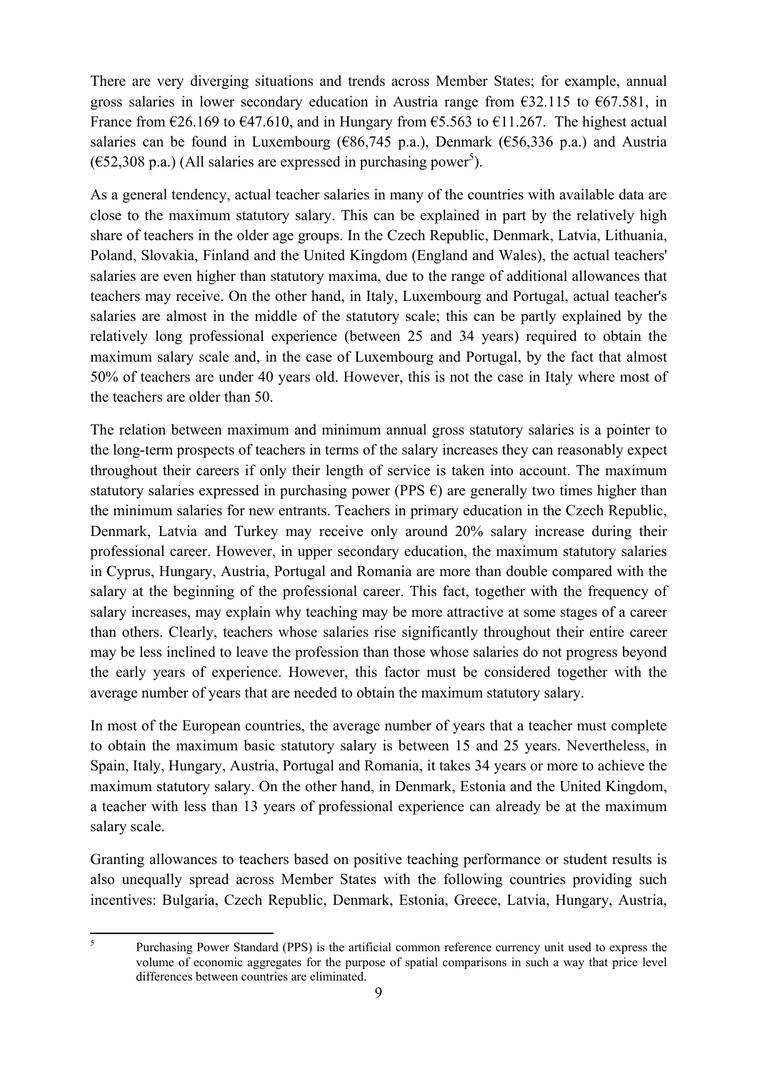There are very diverging situations and trends across Member States; for example, annual gross salaries in lower secondary education in Austria range from €32.115 to €67.581, in France from €26.169 to €47.610, and in Hungary from €5.563 to €11.267. The highest actual salaries can be found in Luxembourg (€86,745 p.a.), Denmark (€56,336 p.a.) and Austria (€52,308 p.a.) (All salaries are expressed in purchasing power[5]).

As a general tendency, actual teacher salaries in many of the countries with available data are close to the maximum statutory salary. This can be explained in part by the relatively high share of teachers in the older age groups. In the Czech Republic, Denmark, Latvia, Lithuania, Poland, Slovakia, Finland and the United Kingdom (England and Wales), the actual teachers' salaries are even higher than statutory maxima, due to the range of additional allowances that teachers may receive. On the other hand, in Italy, Luxembourg and Portugal, actual teacher's salaries are almost in the middle of the statutory scale; this can be partly explained by the relatively long professional experience (between 25 and 34 years) required to obtain the maximum salary scale and, in the case of Luxembourg and Portugal, by the fact that almost 50% of teachers are under 40 years old. However, this is not the case in Italy where most of the teachers are older than 50.

The relation between maximum and minimum annual gross statutory salaries is a pointer to the long-term prospects of teachers in terms of the salary increases they can reasonably expect throughout their careers if only their length of service is taken into account. The maximum statutory salaries expressed in purchasing power (PPS €) are generally two times higher than the minimum salaries for new entrants. Teachers in primary education in the Czech Republic, Denmark, Latvia and Turkey may receive only around 20% salary increase during their professional career. However, in upper secondary education, the maximum statutory salaries in Cyprus, Hungary, Austria, Portugal and Romania are more than double compared with the salary at the beginning of the professional career. This fact, together with the frequency of salary increases, may explain why teaching may be more attractive at some stages of a career than others. Clearly, teachers whose salaries rise significantly throughout their entire career may be less inclined to leave the profession than those whose salaries do not progress beyond the early years of experience. However, this factor must be considered together with the average number of years that are needed to obtain the maximum statutory salary.

In most of the European countries, the average number of years that a teacher must complete to obtain the maximum basic statutory salary is between 15 and 25 years. Nevertheless, in Spain, Italy, Hungary, Austria, Portugal and Romania, it takes 34 years or more to achieve the maximum statutory salary. On the other hand, in Denmark, Estonia and the United Kingdom, a teacher with less than 13 years of professional experience can already be at the maximum salary scale.

Granting allowances to teachers based on positive teaching performance or student results is also unequally spread across Member States with the following countries providing such incentives: Bulgaria, Czech Republic, Denmark, Estonia, Greece, Latvia, Hungary, Austria,

[5] Purchasing Power Standard (PPS) is the artificial common reference currency unit used to express the volume of economic aggregates for the purpose of spatial comparisons in such a way that price level differences between countries are eliminated.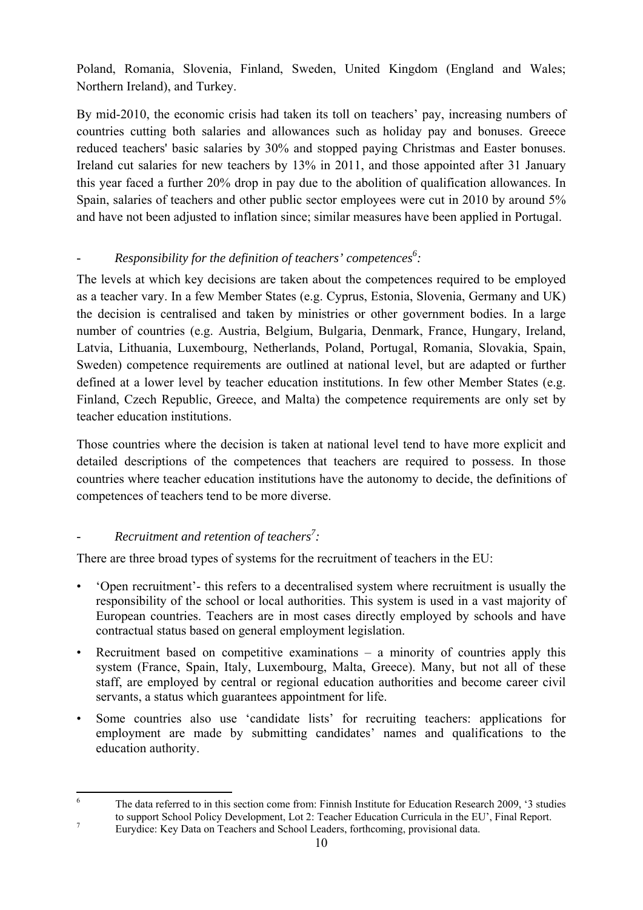Poland, Romania, Slovenia, Finland, Sweden, United Kingdom (England and Wales; Northern Ireland), and Turkey.

By mid-2010, the economic crisis had taken its toll on teachers' pay, increasing numbers of countries cutting both salaries and allowances such as holiday pay and bonuses. Greece reduced teachers' basic salaries by 30% and stopped paying Christmas and Easter bonuses. Ireland cut salaries for new teachers by 13% in 2011, and those appointed after 31 January this year faced a further 20% drop in pay due to the abolition of qualification allowances. In Spain, salaries of teachers and other public sector employees were cut in 2010 by around 5% and have not been adjusted to inflation since; similar measures have been applied in Portugal.

- *Responsibility for the definition of teachers' competences*[6]*:*

The levels at which key decisions are taken about the competences required to be employed as a teacher vary. In a few Member States (e.g. Cyprus, Estonia, Slovenia, Germany and UK) the decision is centralised and taken by ministries or other government bodies. In a large number of countries (e.g. Austria, Belgium, Bulgaria, Denmark, France, Hungary, Ireland, Latvia, Lithuania, Luxembourg, Netherlands, Poland, Portugal, Romania, Slovakia, Spain, Sweden) competence requirements are outlined at national level, but are adapted or further defined at a lower level by teacher education institutions. In few other Member States (e.g. Finland, Czech Republic, Greece, and Malta) the competence requirements are only set by teacher education institutions.

Those countries where the decision is taken at national level tend to have more explicit and detailed descriptions of the competences that teachers are required to possess. In those countries where teacher education institutions have the autonomy to decide, the definitions of competences of teachers tend to be more diverse.

- *Recruitment and retention of teachers*[7]*:*

There are three broad types of systems for the recruitment of teachers in the EU:

- 'Open recruitment'- this refers to a decentralised system where recruitment is usually the responsibility of the school or local authorities. This system is used in a vast majority of European countries. Teachers are in most cases directly employed by schools and have contractual status based on general employment legislation.
- Recruitment based on competitive examinations – a minority of countries apply this system (France, Spain, Italy, Luxembourg, Malta, Greece). Many, but not all of these staff, are employed by central or regional education authorities and become career civil servants, a status which guarantees appointment for life.
- Some countries also use 'candidate lists' for recruiting teachers: applications for employment are made by submitting candidates' names and qualifications to the education authority.

---

[6] The data referred to in this section come from: Finnish Institute for Education Research 2009, '3 studies to support School Policy Development, Lot 2: Teacher Education Curricula in the EU', Final Report.

[7] Eurydice: Key Data on Teachers and School Leaders, forthcoming, provisional data.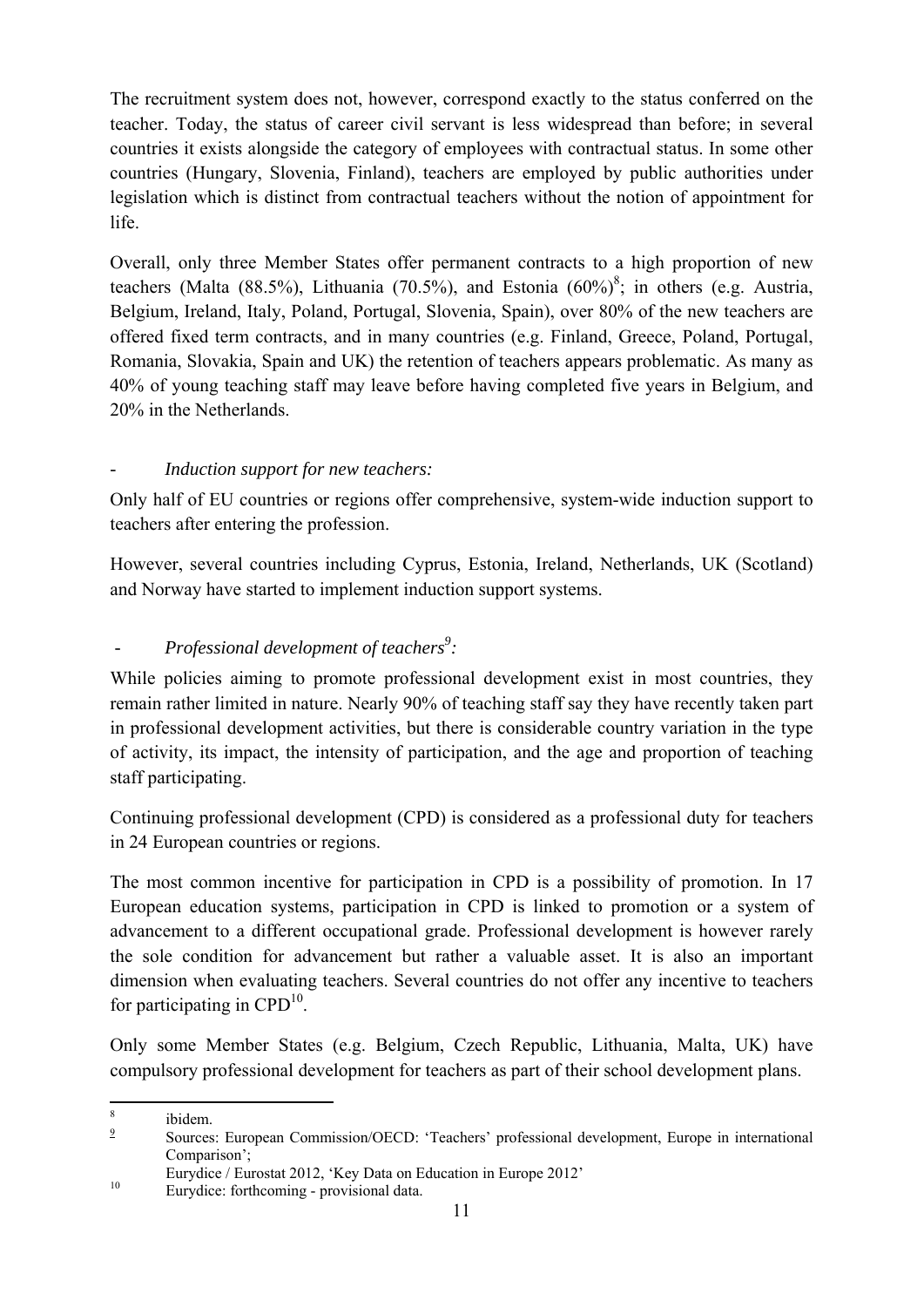The recruitment system does not, however, correspond exactly to the status conferred on the teacher. Today, the status of career civil servant is less widespread than before; in several countries it exists alongside the category of employees with contractual status. In some other countries (Hungary, Slovenia, Finland), teachers are employed by public authorities under legislation which is distinct from contractual teachers without the notion of appointment for life.

Overall, only three Member States offer permanent contracts to a high proportion of new teachers (Malta (88.5%), Lithuania (70.5%), and Estonia (60%)[8]; in others (e.g. Austria, Belgium, Ireland, Italy, Poland, Portugal, Slovenia, Spain), over 80% of the new teachers are offered fixed term contracts, and in many countries (e.g. Finland, Greece, Poland, Portugal, Romania, Slovakia, Spain and UK) the retention of teachers appears problematic. As many as 40% of young teaching staff may leave before having completed five years in Belgium, and 20% in the Netherlands.

- *Induction support for new teachers:*

Only half of EU countries or regions offer comprehensive, system-wide induction support to teachers after entering the profession.

However, several countries including Cyprus, Estonia, Ireland, Netherlands, UK (Scotland) and Norway have started to implement induction support systems.

- *Professional development of teachers[9]:*

While policies aiming to promote professional development exist in most countries, they remain rather limited in nature. Nearly 90% of teaching staff say they have recently taken part in professional development activities, but there is considerable country variation in the type of activity, its impact, the intensity of participation, and the age and proportion of teaching staff participating.

Continuing professional development (CPD) is considered as a professional duty for teachers in 24 European countries or regions.

The most common incentive for participation in CPD is a possibility of promotion. In 17 European education systems, participation in CPD is linked to promotion or a system of advancement to a different occupational grade. Professional development is however rarely the sole condition for advancement but rather a valuable asset. It is also an important dimension when evaluating teachers. Several countries do not offer any incentive to teachers for participating in CPD[10].

Only some Member States (e.g. Belgium, Czech Republic, Lithuania, Malta, UK) have compulsory professional development for teachers as part of their school development plans.

---

[8] ibidem.

[9] Sources: European Commission/OECD: 'Teachers' professional development, Europe in international Comparison'; Eurydice / Eurostat 2012, 'Key Data on Education in Europe 2012'

[10] Eurydice: forthcoming - provisional data.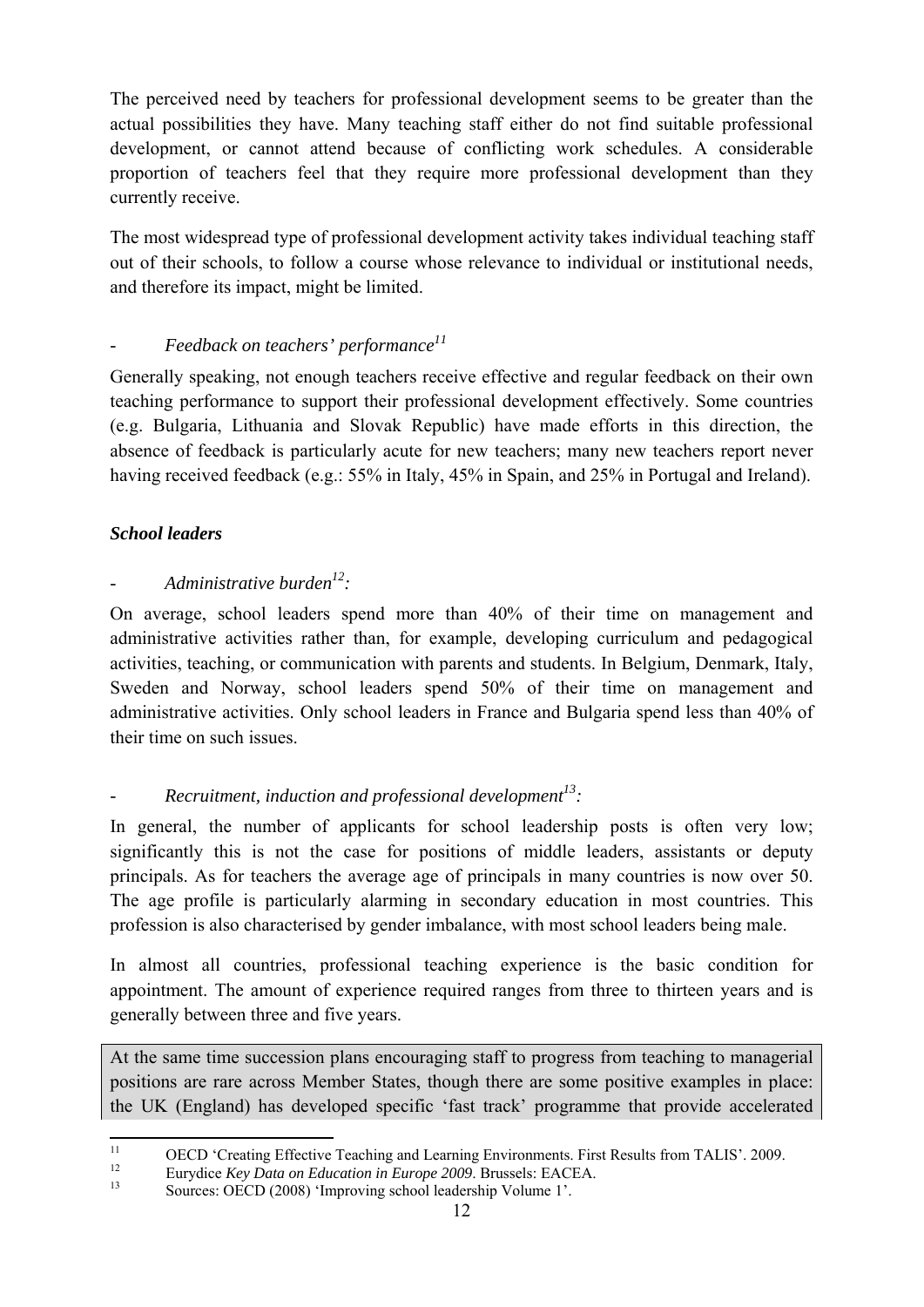The perceived need by teachers for professional development seems to be greater than the actual possibilities they have. Many teaching staff either do not find suitable professional development, or cannot attend because of conflicting work schedules. A considerable proportion of teachers feel that they require more professional development than they currently receive.

The most widespread type of professional development activity takes individual teaching staff out of their schools, to follow a course whose relevance to individual or institutional needs, and therefore its impact, might be limited.

- *Feedback on teachers' performance*[11]

Generally speaking, not enough teachers receive effective and regular feedback on their own teaching performance to support their professional development effectively. Some countries (e.g. Bulgaria, Lithuania and Slovak Republic) have made efforts in this direction, the absence of feedback is particularly acute for new teachers; many new teachers report never having received feedback (e.g.: 55% in Italy, 45% in Spain, and 25% in Portugal and Ireland).

***School leaders***

- *Administrative burden*[12]*:*

On average, school leaders spend more than 40% of their time on management and administrative activities rather than, for example, developing curriculum and pedagogical activities, teaching, or communication with parents and students. In Belgium, Denmark, Italy, Sweden and Norway, school leaders spend 50% of their time on management and administrative activities. Only school leaders in France and Bulgaria spend less than 40% of their time on such issues.

- *Recruitment, induction and professional development*[13]*:*

In general, the number of applicants for school leadership posts is often very low; significantly this is not the case for positions of middle leaders, assistants or deputy principals. As for teachers the average age of principals in many countries is now over 50. The age profile is particularly alarming in secondary education in most countries. This profession is also characterised by gender imbalance, with most school leaders being male.

In almost all countries, professional teaching experience is the basic condition for appointment. The amount of experience required ranges from three to thirteen years and is generally between three and five years.

At the same time succession plans encouraging staff to progress from teaching to managerial positions are rare across Member States, though there are some positive examples in place: the UK (England) has developed specific 'fast track' programme that provide accelerated

---

[11] OECD 'Creating Effective Teaching and Learning Environments. First Results from TALIS'. 2009.

[12] Eurydice *Key Data on Education in Europe 2009*. Brussels: EACEA.

[13] Sources: OECD (2008) 'Improving school leadership Volume 1'.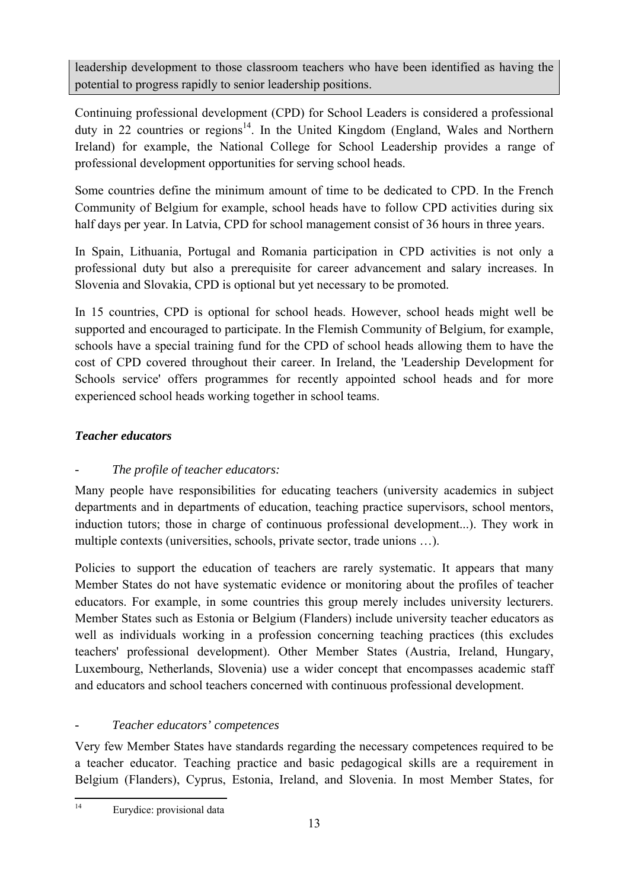leadership development to those classroom teachers who have been identified as having the potential to progress rapidly to senior leadership positions.

Continuing professional development (CPD) for School Leaders is considered a professional duty in 22 countries or regions[14]. In the United Kingdom (England, Wales and Northern Ireland) for example, the National College for School Leadership provides a range of professional development opportunities for serving school heads.

Some countries define the minimum amount of time to be dedicated to CPD. In the French Community of Belgium for example, school heads have to follow CPD activities during six half days per year. In Latvia, CPD for school management consist of 36 hours in three years.

In Spain, Lithuania, Portugal and Romania participation in CPD activities is not only a professional duty but also a prerequisite for career advancement and salary increases. In Slovenia and Slovakia, CPD is optional but yet necessary to be promoted.

In 15 countries, CPD is optional for school heads. However, school heads might well be supported and encouraged to participate. In the Flemish Community of Belgium, for example, schools have a special training fund for the CPD of school heads allowing them to have the cost of CPD covered throughout their career. In Ireland, the 'Leadership Development for Schools service' offers programmes for recently appointed school heads and for more experienced school heads working together in school teams.

### *Teacher educators*

- *The profile of teacher educators:*

Many people have responsibilities for educating teachers (university academics in subject departments and in departments of education, teaching practice supervisors, school mentors, induction tutors; those in charge of continuous professional development...). They work in multiple contexts (universities, schools, private sector, trade unions …).

Policies to support the education of teachers are rarely systematic. It appears that many Member States do not have systematic evidence or monitoring about the profiles of teacher educators. For example, in some countries this group merely includes university lecturers. Member States such as Estonia or Belgium (Flanders) include university teacher educators as well as individuals working in a profession concerning teaching practices (this excludes teachers' professional development). Other Member States (Austria, Ireland, Hungary, Luxembourg, Netherlands, Slovenia) use a wider concept that encompasses academic staff and educators and school teachers concerned with continuous professional development.

- *Teacher educators' competences*

Very few Member States have standards regarding the necessary competences required to be a teacher educator. Teaching practice and basic pedagogical skills are a requirement in Belgium (Flanders), Cyprus, Estonia, Ireland, and Slovenia. In most Member States, for

---

[14] Eurydice: provisional data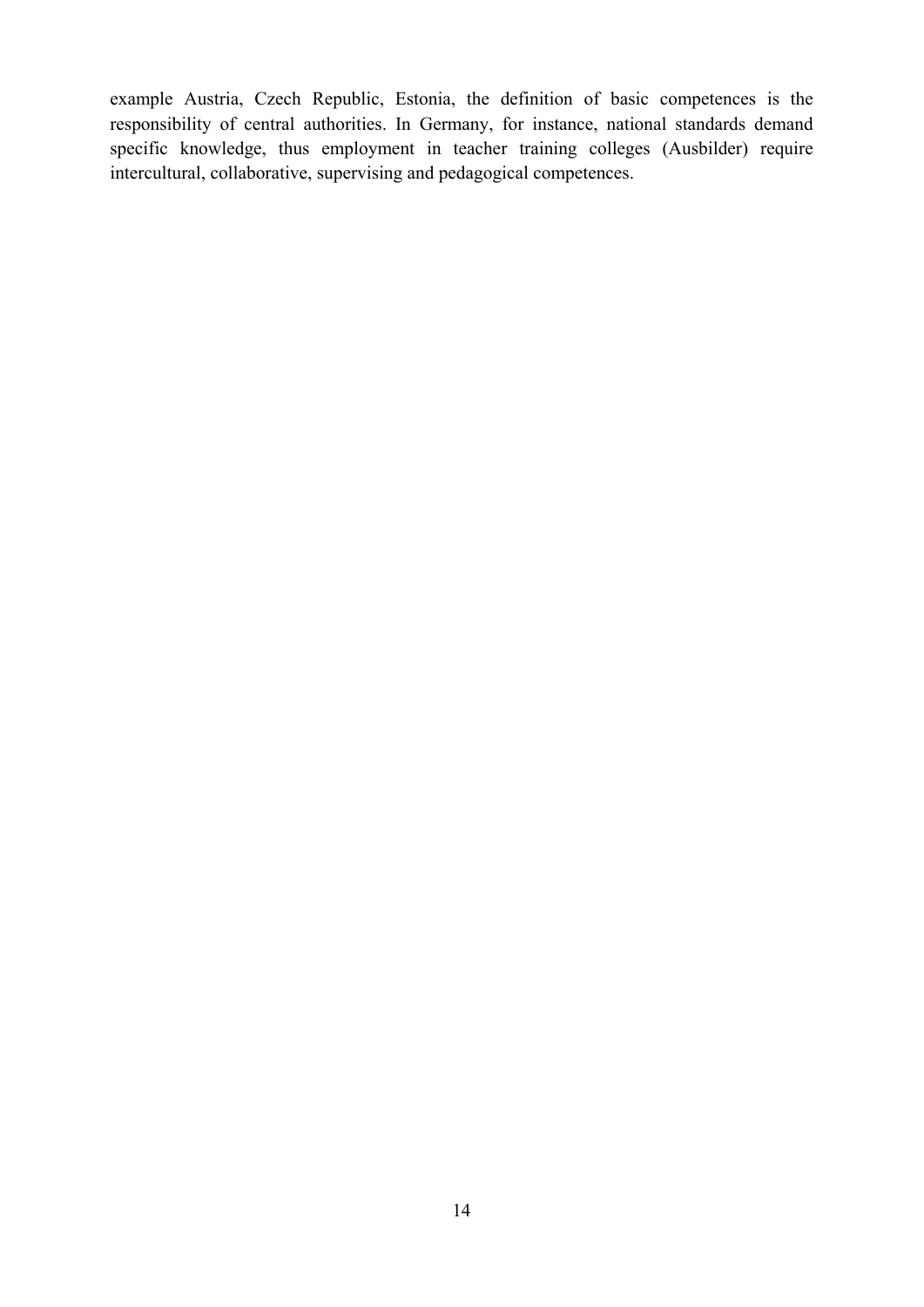example Austria, Czech Republic, Estonia, the definition of basic competences is the responsibility of central authorities. In Germany, for instance, national standards demand specific knowledge, thus employment in teacher training colleges (Ausbilder) require intercultural, collaborative, supervising and pedagogical competences.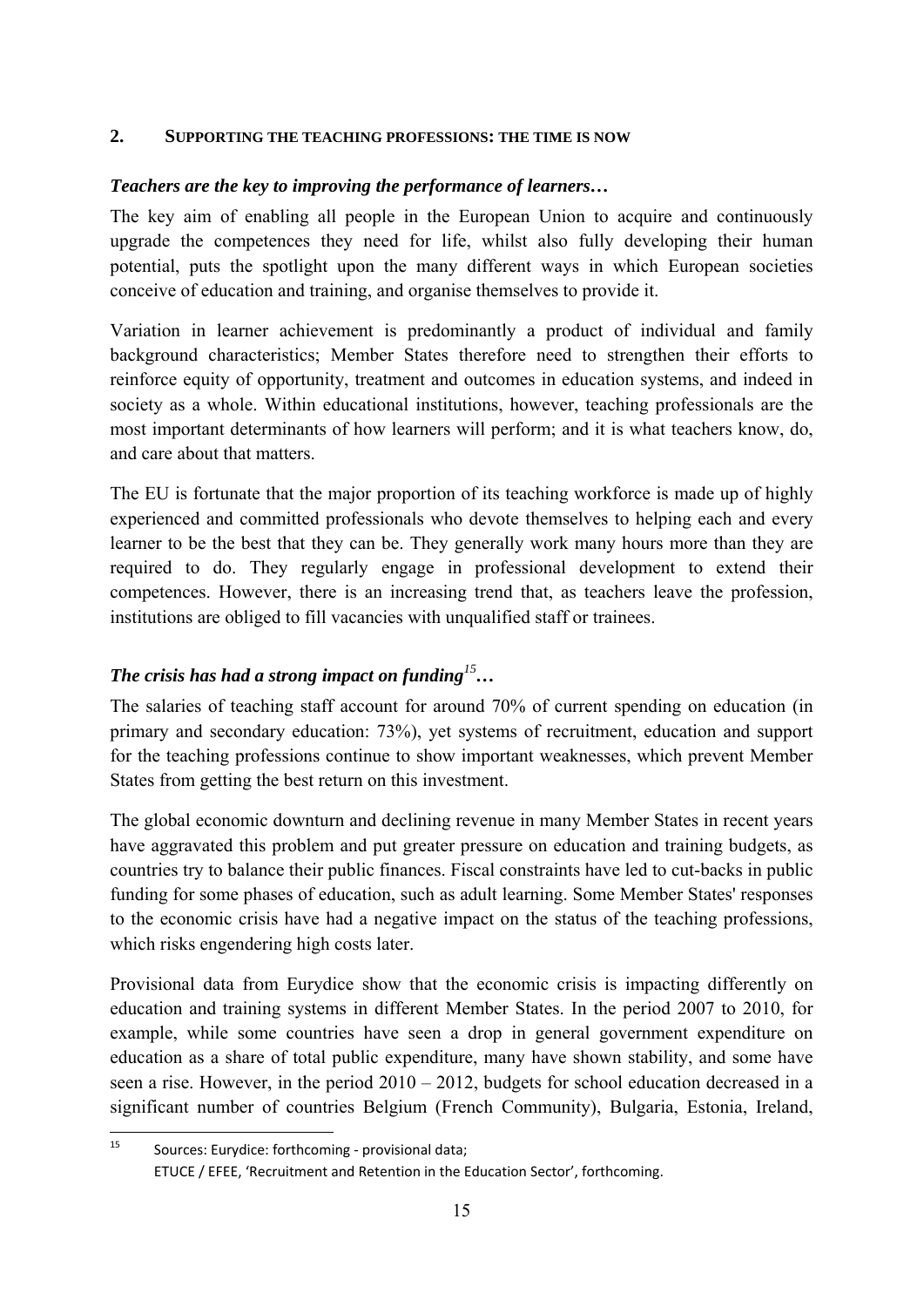## 2. SUPPORTING THE TEACHING PROFESSIONS: THE TIME IS NOW

***Teachers are the key to improving the performance of learners…***

The key aim of enabling all people in the European Union to acquire and continuously upgrade the competences they need for life, whilst also fully developing their human potential, puts the spotlight upon the many different ways in which European societies conceive of education and training, and organise themselves to provide it.

Variation in learner achievement is predominantly a product of individual and family background characteristics; Member States therefore need to strengthen their efforts to reinforce equity of opportunity, treatment and outcomes in education systems, and indeed in society as a whole. Within educational institutions, however, teaching professionals are the most important determinants of how learners will perform; and it is what teachers know, do, and care about that matters.

The EU is fortunate that the major proportion of its teaching workforce is made up of highly experienced and committed professionals who devote themselves to helping each and every learner to be the best that they can be. They generally work many hours more than they are required to do. They regularly engage in professional development to extend their competences. However, there is an increasing trend that, as teachers leave the profession, institutions are obliged to fill vacancies with unqualified staff or trainees.

***The crisis has had a strong impact on funding[15]…***

The salaries of teaching staff account for around 70% of current spending on education (in primary and secondary education: 73%), yet systems of recruitment, education and support for the teaching professions continue to show important weaknesses, which prevent Member States from getting the best return on this investment.

The global economic downturn and declining revenue in many Member States in recent years have aggravated this problem and put greater pressure on education and training budgets, as countries try to balance their public finances. Fiscal constraints have led to cut-backs in public funding for some phases of education, such as adult learning. Some Member States' responses to the economic crisis have had a negative impact on the status of the teaching professions, which risks engendering high costs later.

Provisional data from Eurydice show that the economic crisis is impacting differently on education and training systems in different Member States. In the period 2007 to 2010, for example, while some countries have seen a drop in general government expenditure on education as a share of total public expenditure, many have shown stability, and some have seen a rise. However, in the period 2010 – 2012, budgets for school education decreased in a significant number of countries Belgium (French Community), Bulgaria, Estonia, Ireland,

---

[15] Sources: Eurydice: forthcoming - provisional data;
ETUCE / EFEE, 'Recruitment and Retention in the Education Sector', forthcoming.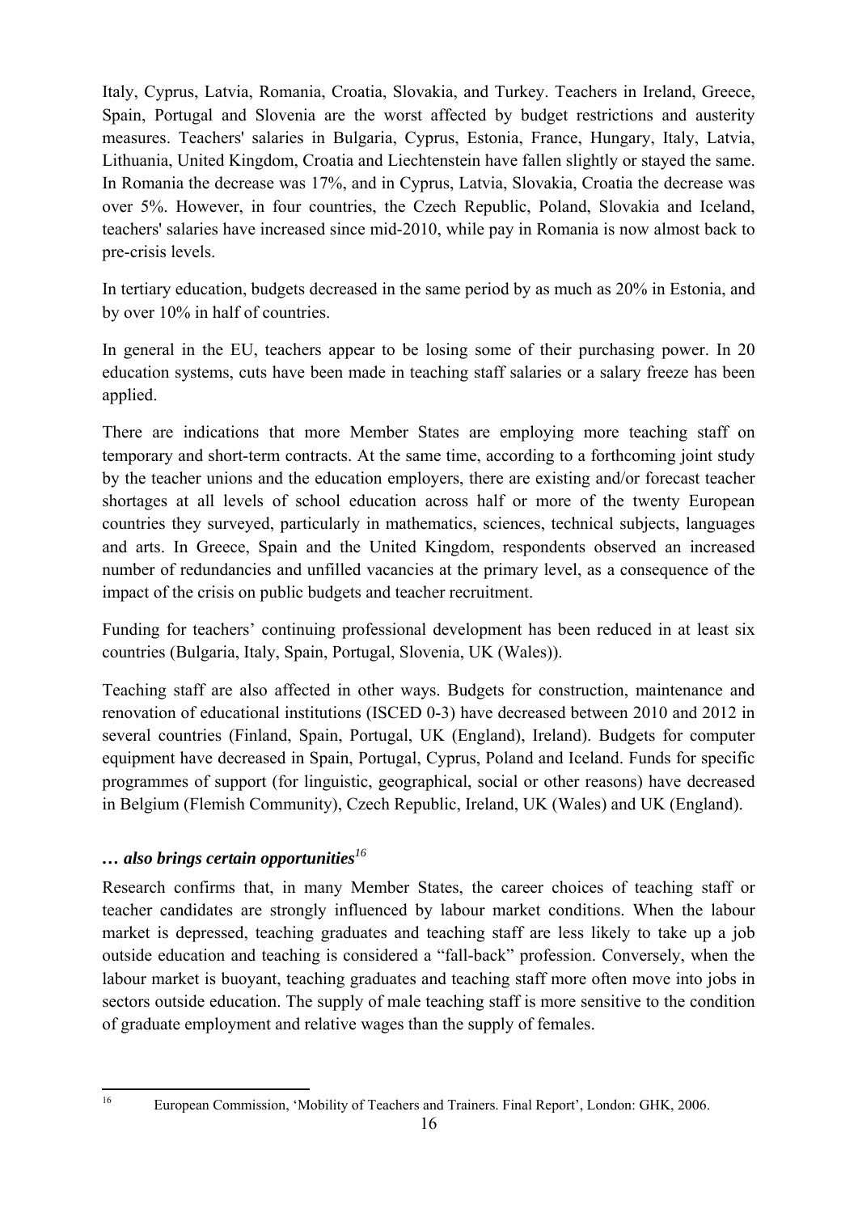Italy, Cyprus, Latvia, Romania, Croatia, Slovakia, and Turkey. Teachers in Ireland, Greece, Spain, Portugal and Slovenia are the worst affected by budget restrictions and austerity measures. Teachers' salaries in Bulgaria, Cyprus, Estonia, France, Hungary, Italy, Latvia, Lithuania, United Kingdom, Croatia and Liechtenstein have fallen slightly or stayed the same. In Romania the decrease was 17%, and in Cyprus, Latvia, Slovakia, Croatia the decrease was over 5%. However, in four countries, the Czech Republic, Poland, Slovakia and Iceland, teachers' salaries have increased since mid-2010, while pay in Romania is now almost back to pre-crisis levels.

In tertiary education, budgets decreased in the same period by as much as 20% in Estonia, and by over 10% in half of countries.

In general in the EU, teachers appear to be losing some of their purchasing power. In 20 education systems, cuts have been made in teaching staff salaries or a salary freeze has been applied.

There are indications that more Member States are employing more teaching staff on temporary and short-term contracts. At the same time, according to a forthcoming joint study by the teacher unions and the education employers, there are existing and/or forecast teacher shortages at all levels of school education across half or more of the twenty European countries they surveyed, particularly in mathematics, sciences, technical subjects, languages and arts. In Greece, Spain and the United Kingdom, respondents observed an increased number of redundancies and unfilled vacancies at the primary level, as a consequence of the impact of the crisis on public budgets and teacher recruitment.

Funding for teachers' continuing professional development has been reduced in at least six countries (Bulgaria, Italy, Spain, Portugal, Slovenia, UK (Wales)).

Teaching staff are also affected in other ways. Budgets for construction, maintenance and renovation of educational institutions (ISCED 0-3) have decreased between 2010 and 2012 in several countries (Finland, Spain, Portugal, UK (England), Ireland). Budgets for computer equipment have decreased in Spain, Portugal, Cyprus, Poland and Iceland. Funds for specific programmes of support (for linguistic, geographical, social or other reasons) have decreased in Belgium (Flemish Community), Czech Republic, Ireland, UK (Wales) and UK (England).

### *… also brings certain opportunities*[16]

Research confirms that, in many Member States, the career choices of teaching staff or teacher candidates are strongly influenced by labour market conditions. When the labour market is depressed, teaching graduates and teaching staff are less likely to take up a job outside education and teaching is considered a "fall-back" profession. Conversely, when the labour market is buoyant, teaching graduates and teaching staff more often move into jobs in sectors outside education. The supply of male teaching staff is more sensitive to the condition of graduate employment and relative wages than the supply of females.

---

[16] European Commission, 'Mobility of Teachers and Trainers. Final Report', London: GHK, 2006.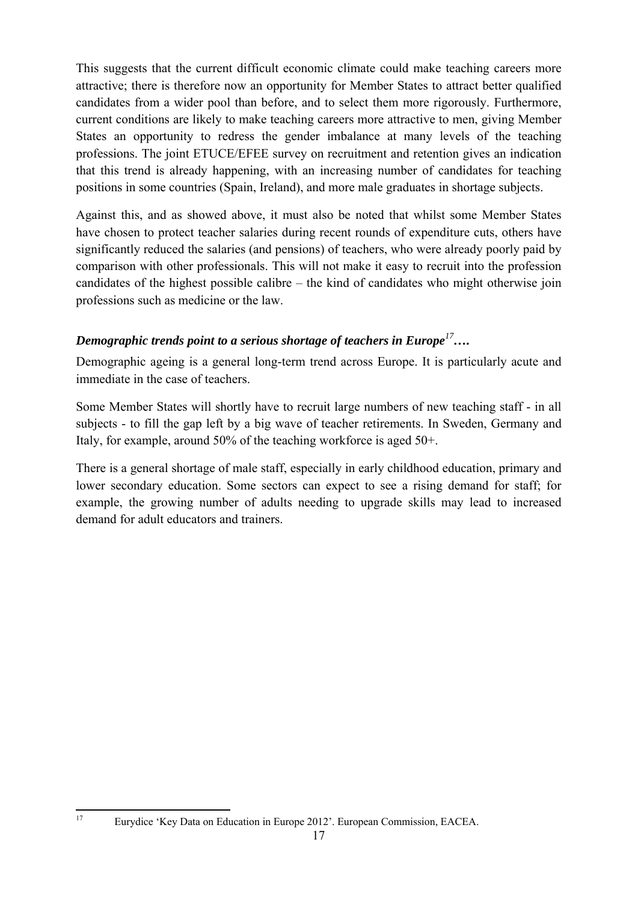This suggests that the current difficult economic climate could make teaching careers more attractive; there is therefore now an opportunity for Member States to attract better qualified candidates from a wider pool than before, and to select them more rigorously. Furthermore, current conditions are likely to make teaching careers more attractive to men, giving Member States an opportunity to redress the gender imbalance at many levels of the teaching professions. The joint ETUCE/EFEE survey on recruitment and retention gives an indication that this trend is already happening, with an increasing number of candidates for teaching positions in some countries (Spain, Ireland), and more male graduates in shortage subjects.

Against this, and as showed above, it must also be noted that whilst some Member States have chosen to protect teacher salaries during recent rounds of expenditure cuts, others have significantly reduced the salaries (and pensions) of teachers, who were already poorly paid by comparison with other professionals. This will not make it easy to recruit into the profession candidates of the highest possible calibre – the kind of candidates who might otherwise join professions such as medicine or the law.

### *Demographic trends point to a serious shortage of teachers in Europe[17]….*

Demographic ageing is a general long-term trend across Europe. It is particularly acute and immediate in the case of teachers.

Some Member States will shortly have to recruit large numbers of new teaching staff - in all subjects - to fill the gap left by a big wave of teacher retirements. In Sweden, Germany and Italy, for example, around 50% of the teaching workforce is aged 50+.

There is a general shortage of male staff, especially in early childhood education, primary and lower secondary education. Some sectors can expect to see a rising demand for staff; for example, the growing number of adults needing to upgrade skills may lead to increased demand for adult educators and trainers.

---

[17] Eurydice 'Key Data on Education in Europe 2012'. European Commission, EACEA.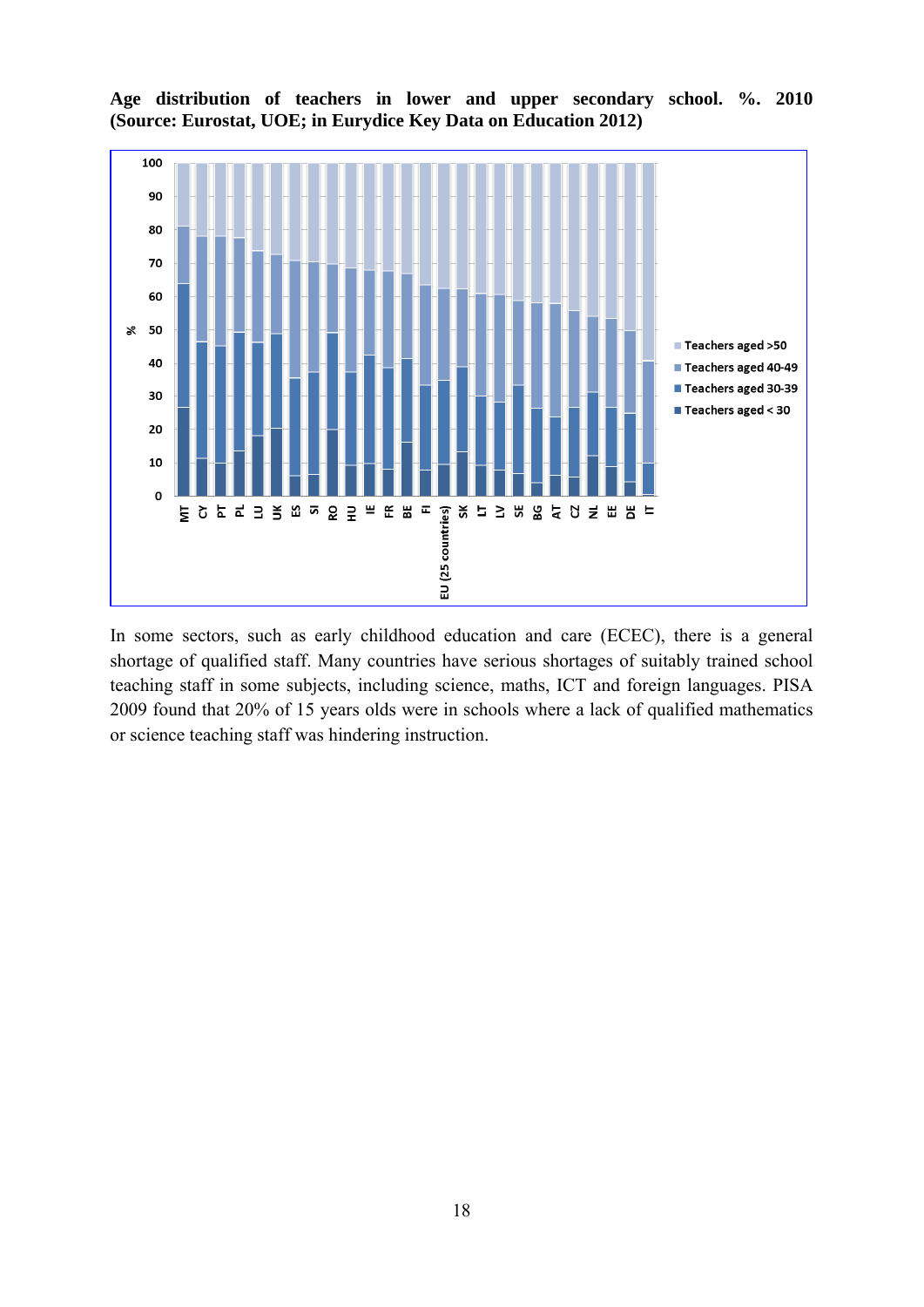**Age distribution of teachers in lower and upper secondary school. %. 2010 (Source: Eurostat, UOE; in Eurydice Key Data on Education 2012)**

In some sectors, such as early childhood education and care (ECEC), there is a general shortage of qualified staff. Many countries have serious shortages of suitably trained school teaching staff in some subjects, including science, maths, ICT and foreign languages. PISA 2009 found that 20% of 15 years olds were in schools where a lack of qualified mathematics or science teaching staff was hindering instruction.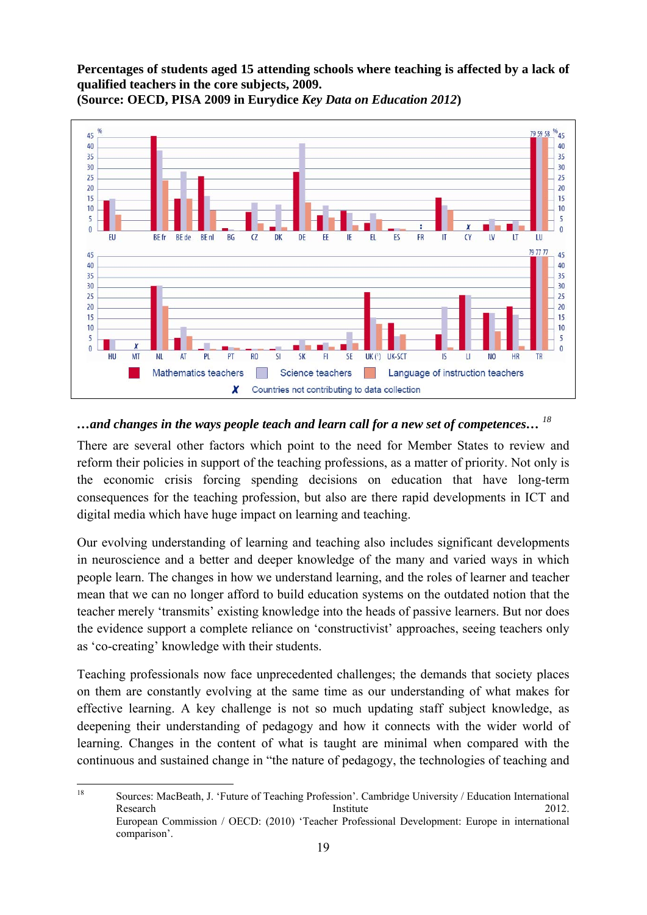**Percentages of students aged 15 attending schools where teaching is affected by a lack of qualified teachers in the core subjects, 2009.**
**(Source: OECD, PISA 2009 in Eurydice *Key Data on Education 2012*)**

***…and changes in the ways people teach and learn call for a new set of competences…*** [18]

There are several other factors which point to the need for Member States to review and reform their policies in support of the teaching professions, as a matter of priority. Not only is the economic crisis forcing spending decisions on education that have long-term consequences for the teaching profession, but also are there rapid developments in ICT and digital media which have huge impact on learning and teaching.

Our evolving understanding of learning and teaching also includes significant developments in neuroscience and a better and deeper knowledge of the many and varied ways in which people learn. The changes in how we understand learning, and the roles of learner and teacher mean that we can no longer afford to build education systems on the outdated notion that the teacher merely 'transmits' existing knowledge into the heads of passive learners. But nor does the evidence support a complete reliance on 'constructivist' approaches, seeing teachers only as 'co-creating' knowledge with their students.

Teaching professionals now face unprecedented challenges; the demands that society places on them are constantly evolving at the same time as our understanding of what makes for effective learning. A key challenge is not so much updating staff subject knowledge, as deepening their understanding of pedagogy and how it connects with the wider world of learning. Changes in the content of what is taught are minimal when compared with the continuous and sustained change in "the nature of pedagogy, the technologies of teaching and

---

[18] Sources: MacBeath, J. 'Future of Teaching Profession'. Cambridge University / Education International Research Institute 2012.
European Commission / OECD: (2010) 'Teacher Professional Development: Europe in international comparison'.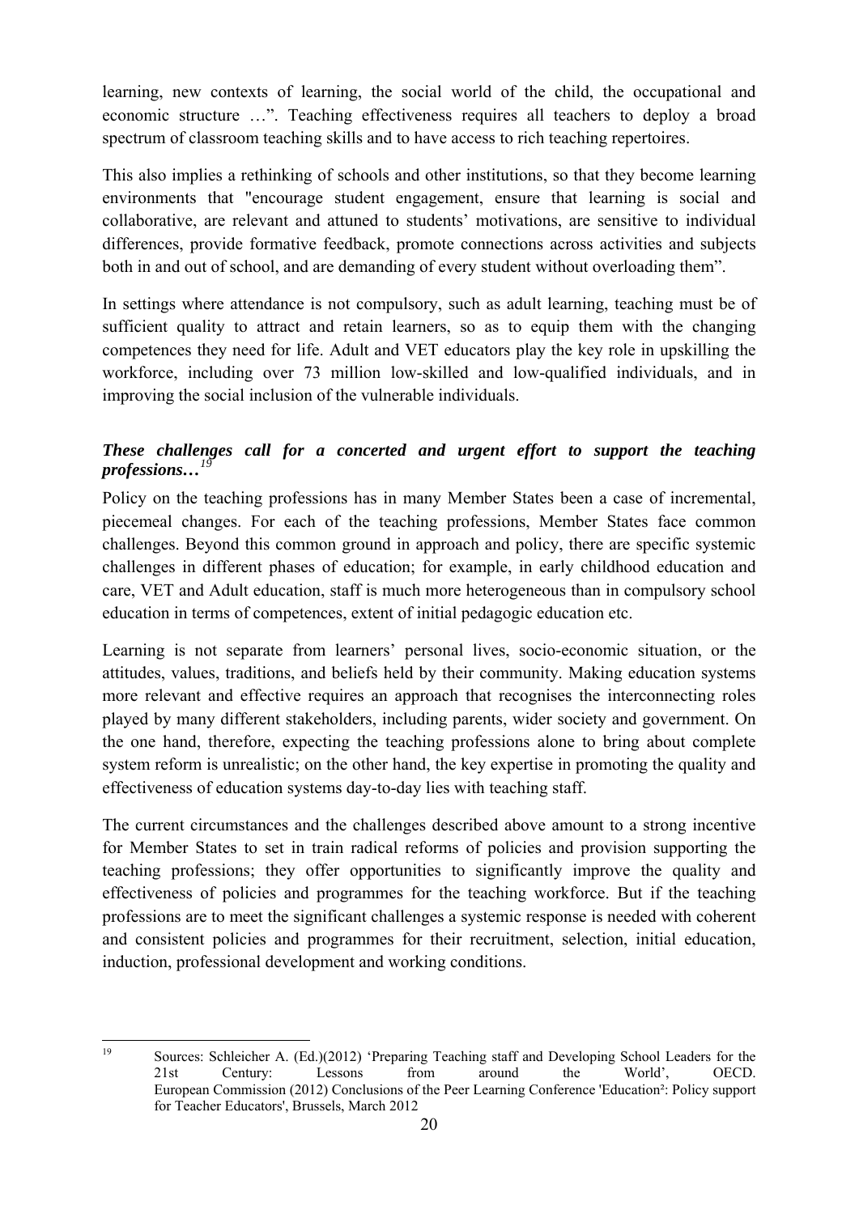learning, new contexts of learning, the social world of the child, the occupational and economic structure …". Teaching effectiveness requires all teachers to deploy a broad spectrum of classroom teaching skills and to have access to rich teaching repertoires.

This also implies a rethinking of schools and other institutions, so that they become learning environments that "encourage student engagement, ensure that learning is social and collaborative, are relevant and attuned to students' motivations, are sensitive to individual differences, provide formative feedback, promote connections across activities and subjects both in and out of school, and are demanding of every student without overloading them".

In settings where attendance is not compulsory, such as adult learning, teaching must be of sufficient quality to attract and retain learners, so as to equip them with the changing competences they need for life. Adult and VET educators play the key role in upskilling the workforce, including over 73 million low-skilled and low-qualified individuals, and in improving the social inclusion of the vulnerable individuals.

***These challenges call for a concerted and urgent effort to support the teaching professions…***[19]

Policy on the teaching professions has in many Member States been a case of incremental, piecemeal changes. For each of the teaching professions, Member States face common challenges. Beyond this common ground in approach and policy, there are specific systemic challenges in different phases of education; for example, in early childhood education and care, VET and Adult education, staff is much more heterogeneous than in compulsory school education in terms of competences, extent of initial pedagogic education etc.

Learning is not separate from learners' personal lives, socio-economic situation, or the attitudes, values, traditions, and beliefs held by their community. Making education systems more relevant and effective requires an approach that recognises the interconnecting roles played by many different stakeholders, including parents, wider society and government. On the one hand, therefore, expecting the teaching professions alone to bring about complete system reform is unrealistic; on the other hand, the key expertise in promoting the quality and effectiveness of education systems day-to-day lies with teaching staff.

The current circumstances and the challenges described above amount to a strong incentive for Member States to set in train radical reforms of policies and provision supporting the teaching professions; they offer opportunities to significantly improve the quality and effectiveness of policies and programmes for the teaching workforce. But if the teaching professions are to meet the significant challenges a systemic response is needed with coherent and consistent policies and programmes for their recruitment, selection, initial education, induction, professional development and working conditions.

---

[19] Sources: Schleicher A. (Ed.)(2012) 'Preparing Teaching staff and Developing School Leaders for the 21st Century: Lessons from around the World', OECD. European Commission (2012) Conclusions of the Peer Learning Conference 'Education²: Policy support for Teacher Educators', Brussels, March 2012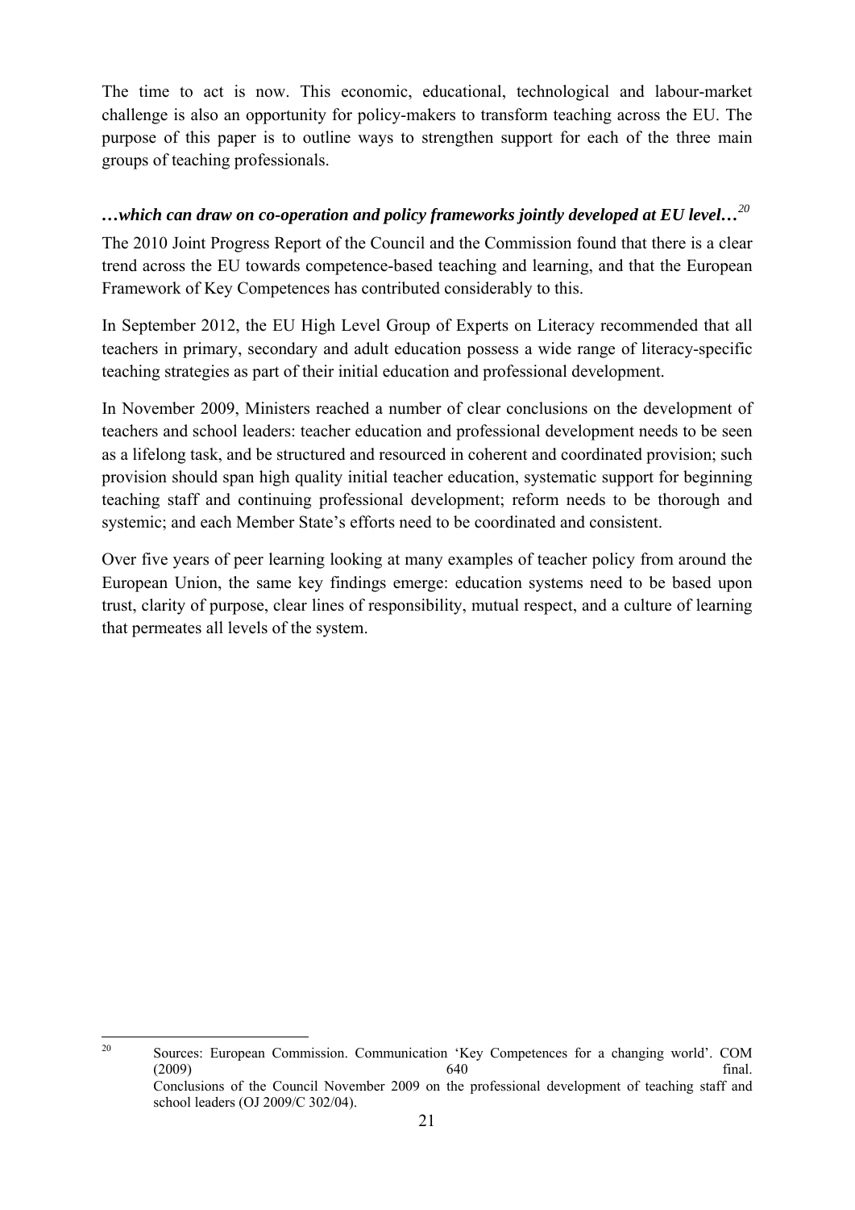The time to act is now. This economic, educational, technological and labour-market challenge is also an opportunity for policy-makers to transform teaching across the EU. The purpose of this paper is to outline ways to strengthen support for each of the three main groups of teaching professionals.

### ***…which can draw on co-operation and policy frameworks jointly developed at EU level…***[20]

The 2010 Joint Progress Report of the Council and the Commission found that there is a clear trend across the EU towards competence-based teaching and learning, and that the European Framework of Key Competences has contributed considerably to this.

In September 2012, the EU High Level Group of Experts on Literacy recommended that all teachers in primary, secondary and adult education possess a wide range of literacy-specific teaching strategies as part of their initial education and professional development.

In November 2009, Ministers reached a number of clear conclusions on the development of teachers and school leaders: teacher education and professional development needs to be seen as a lifelong task, and be structured and resourced in coherent and coordinated provision; such provision should span high quality initial teacher education, systematic support for beginning teaching staff and continuing professional development; reform needs to be thorough and systemic; and each Member State's efforts need to be coordinated and consistent.

Over five years of peer learning looking at many examples of teacher policy from around the European Union, the same key findings emerge: education systems need to be based upon trust, clarity of purpose, clear lines of responsibility, mutual respect, and a culture of learning that permeates all levels of the system.

---

[20] Sources: European Commission. Communication 'Key Competences for a changing world'. COM (2009) 640 final.
Conclusions of the Council November 2009 on the professional development of teaching staff and school leaders (OJ 2009/C 302/04).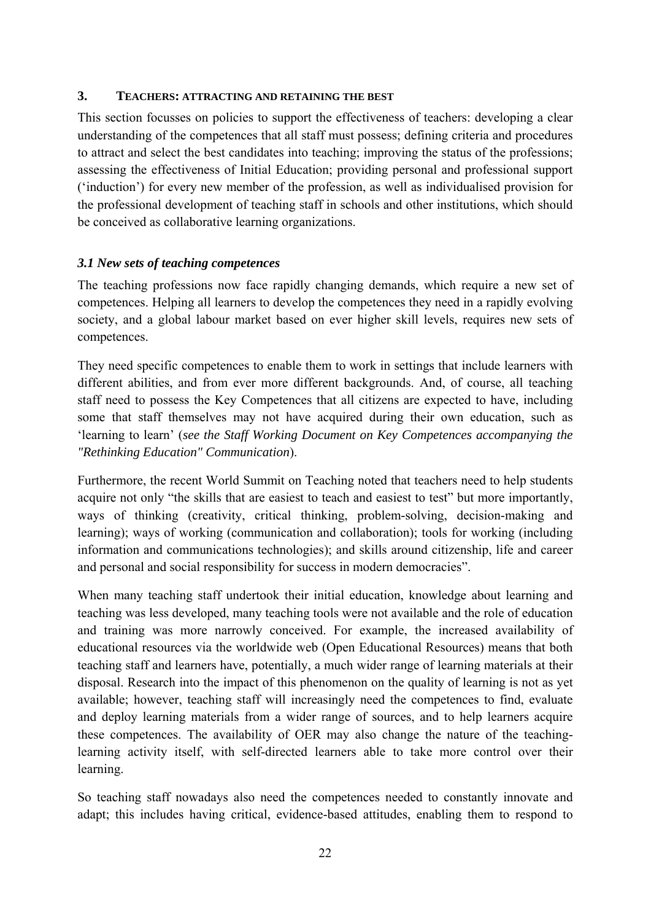## 3. TEACHERS: ATTRACTING AND RETAINING THE BEST

This section focusses on policies to support the effectiveness of teachers: developing a clear understanding of the competences that all staff must possess; defining criteria and procedures to attract and select the best candidates into teaching; improving the status of the professions; assessing the effectiveness of Initial Education; providing personal and professional support ('induction') for every new member of the profession, as well as individualised provision for the professional development of teaching staff in schools and other institutions, which should be conceived as collaborative learning organizations.

### *3.1 New sets of teaching competences*

The teaching professions now face rapidly changing demands, which require a new set of competences. Helping all learners to develop the competences they need in a rapidly evolving society, and a global labour market based on ever higher skill levels, requires new sets of competences.

They need specific competences to enable them to work in settings that include learners with different abilities, and from ever more different backgrounds. And, of course, all teaching staff need to possess the Key Competences that all citizens are expected to have, including some that staff themselves may not have acquired during their own education, such as 'learning to learn' (*see the Staff Working Document on Key Competences accompanying the "Rethinking Education" Communication*).

Furthermore, the recent World Summit on Teaching noted that teachers need to help students acquire not only "the skills that are easiest to teach and easiest to test" but more importantly, ways of thinking (creativity, critical thinking, problem-solving, decision-making and learning); ways of working (communication and collaboration); tools for working (including information and communications technologies); and skills around citizenship, life and career and personal and social responsibility for success in modern democracies".

When many teaching staff undertook their initial education, knowledge about learning and teaching was less developed, many teaching tools were not available and the role of education and training was more narrowly conceived. For example, the increased availability of educational resources via the worldwide web (Open Educational Resources) means that both teaching staff and learners have, potentially, a much wider range of learning materials at their disposal. Research into the impact of this phenomenon on the quality of learning is not as yet available; however, teaching staff will increasingly need the competences to find, evaluate and deploy learning materials from a wider range of sources, and to help learners acquire these competences. The availability of OER may also change the nature of the teaching-learning activity itself, with self-directed learners able to take more control over their learning.

So teaching staff nowadays also need the competences needed to constantly innovate and adapt; this includes having critical, evidence-based attitudes, enabling them to respond to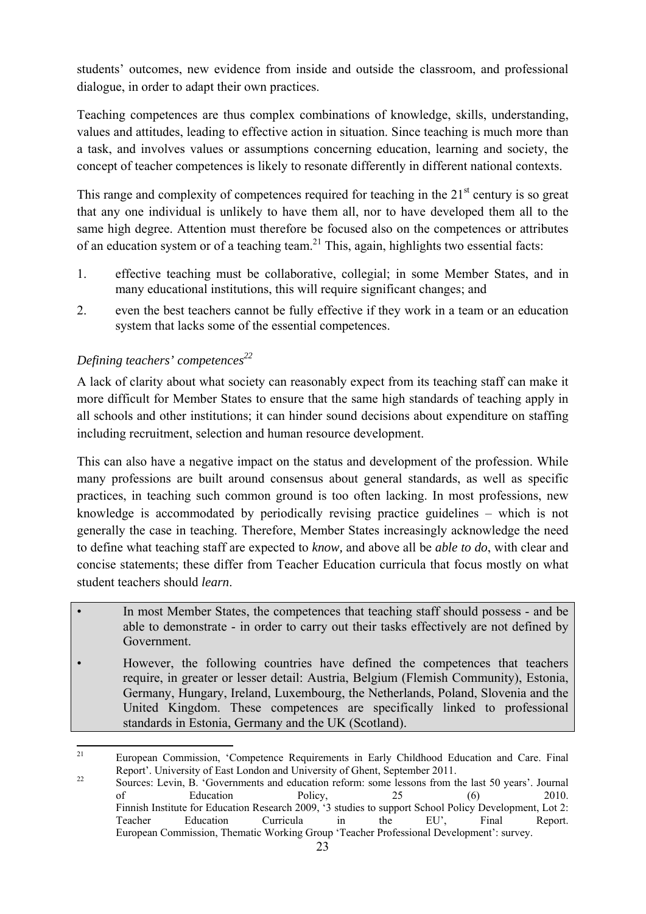students' outcomes, new evidence from inside and outside the classroom, and professional dialogue, in order to adapt their own practices.

Teaching competences are thus complex combinations of knowledge, skills, understanding, values and attitudes, leading to effective action in situation. Since teaching is much more than a task, and involves values or assumptions concerning education, learning and society, the concept of teacher competences is likely to resonate differently in different national contexts.

This range and complexity of competences required for teaching in the 21st century is so great that any one individual is unlikely to have them all, nor to have developed them all to the same high degree. Attention must therefore be focused also on the competences or attributes of an education system or of a teaching team.[21] This, again, highlights two essential facts:

1. effective teaching must be collaborative, collegial; in some Member States, and in many educational institutions, this will require significant changes; and
2. even the best teachers cannot be fully effective if they work in a team or an education system that lacks some of the essential competences.

*Defining teachers' competences*[22]

A lack of clarity about what society can reasonably expect from its teaching staff can make it more difficult for Member States to ensure that the same high standards of teaching apply in all schools and other institutions; it can hinder sound decisions about expenditure on staffing including recruitment, selection and human resource development.

This can also have a negative impact on the status and development of the profession. While many professions are built around consensus about general standards, as well as specific practices, in teaching such common ground is too often lacking. In most professions, new knowledge is accommodated by periodically revising practice guidelines – which is not generally the case in teaching. Therefore, Member States increasingly acknowledge the need to define what teaching staff are expected to *know,* and above all be *able to do*, with clear and concise statements; these differ from Teacher Education curricula that focus mostly on what student teachers should *learn*.

- In most Member States, the competences that teaching staff should possess - and be able to demonstrate - in order to carry out their tasks effectively are not defined by Government.
- However, the following countries have defined the competences that teachers require, in greater or lesser detail: Austria, Belgium (Flemish Community), Estonia, Germany, Hungary, Ireland, Luxembourg, the Netherlands, Poland, Slovenia and the United Kingdom. These competences are specifically linked to professional standards in Estonia, Germany and the UK (Scotland).

---

[21] European Commission, 'Competence Requirements in Early Childhood Education and Care. Final Report'. University of East London and University of Ghent, September 2011.

[22] Sources: Levin, B. 'Governments and education reform: some lessons from the last 50 years'. Journal of Education Policy, 25 (6) 2010. Finnish Institute for Education Research 2009, '3 studies to support School Policy Development, Lot 2: Teacher Education Curricula in the EU', Final Report. European Commission, Thematic Working Group 'Teacher Professional Development': survey.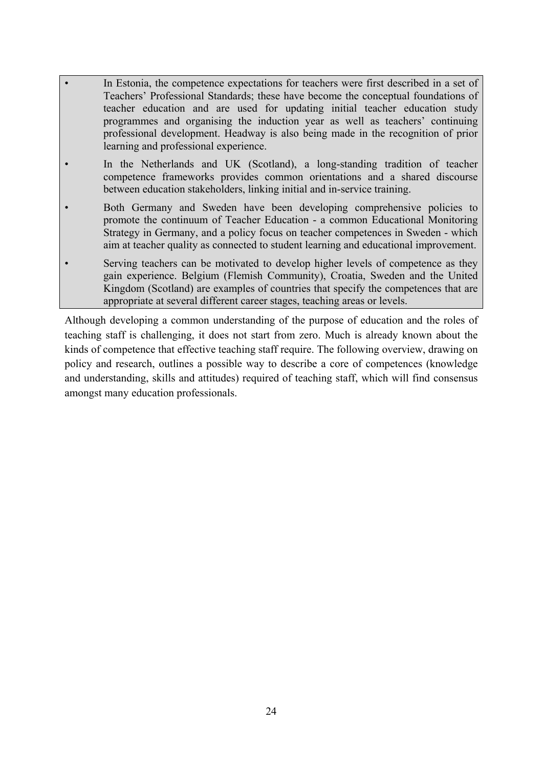- In Estonia, the competence expectations for teachers were first described in a set of Teachers' Professional Standards; these have become the conceptual foundations of teacher education and are used for updating initial teacher education study programmes and organising the induction year as well as teachers' continuing professional development. Headway is also being made in the recognition of prior learning and professional experience.
- In the Netherlands and UK (Scotland), a long-standing tradition of teacher competence frameworks provides common orientations and a shared discourse between education stakeholders, linking initial and in-service training.
- Both Germany and Sweden have been developing comprehensive policies to promote the continuum of Teacher Education - a common Educational Monitoring Strategy in Germany, and a policy focus on teacher competences in Sweden - which aim at teacher quality as connected to student learning and educational improvement.
- Serving teachers can be motivated to develop higher levels of competence as they gain experience. Belgium (Flemish Community), Croatia, Sweden and the United Kingdom (Scotland) are examples of countries that specify the competences that are appropriate at several different career stages, teaching areas or levels.

Although developing a common understanding of the purpose of education and the roles of teaching staff is challenging, it does not start from zero. Much is already known about the kinds of competence that effective teaching staff require. The following overview, drawing on policy and research, outlines a possible way to describe a core of competences (knowledge and understanding, skills and attitudes) required of teaching staff, which will find consensus amongst many education professionals.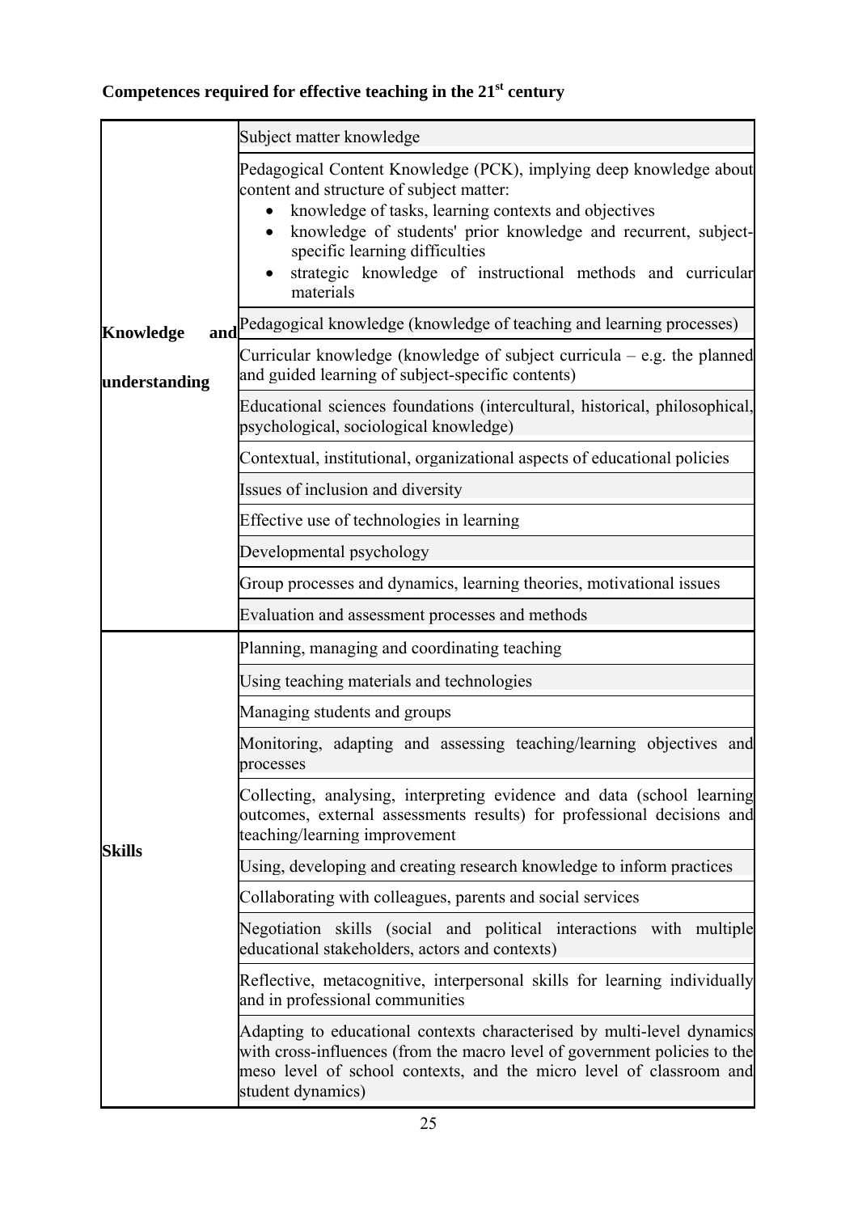**Competences required for effective teaching in the 21st century**

| | |
|---|---|
| **Knowledge and understanding** | Subject matter knowledge |
| | Pedagogical Content Knowledge (PCK), implying deep knowledge about content and structure of subject matter:<br>• knowledge of tasks, learning contexts and objectives<br>• knowledge of students' prior knowledge and recurrent, subject-specific learning difficulties<br>• strategic knowledge of instructional methods and curricular materials |
| | Pedagogical knowledge (knowledge of teaching and learning processes) |
| | Curricular knowledge (knowledge of subject curricula – e.g. the planned and guided learning of subject-specific contents) |
| | Educational sciences foundations (intercultural, historical, philosophical, psychological, sociological knowledge) |
| | Contextual, institutional, organizational aspects of educational policies |
| | Issues of inclusion and diversity |
| | Effective use of technologies in learning |
| | Developmental psychology |
| | Group processes and dynamics, learning theories, motivational issues |
| | Evaluation and assessment processes and methods |
| **Skills** | Planning, managing and coordinating teaching |
| | Using teaching materials and technologies |
| | Managing students and groups |
| | Monitoring, adapting and assessing teaching/learning objectives and processes |
| | Collecting, analysing, interpreting evidence and data (school learning outcomes, external assessments results) for professional decisions and teaching/learning improvement |
| | Using, developing and creating research knowledge to inform practices |
| | Collaborating with colleagues, parents and social services |
| | Negotiation skills (social and political interactions with multiple educational stakeholders, actors and contexts) |
| | Reflective, metacognitive, interpersonal skills for learning individually and in professional communities |
| | Adapting to educational contexts characterised by multi-level dynamics with cross-influences (from the macro level of government policies to the meso level of school contexts, and the micro level of classroom and student dynamics) |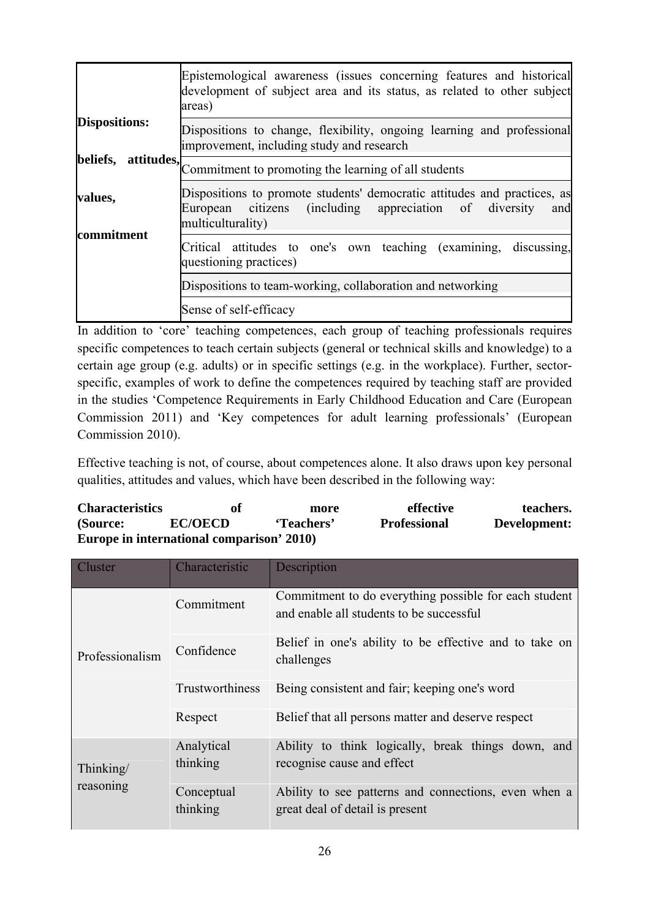| | |
|---|---|
| **Dispositions: beliefs, attitudes, values, commitment** | Epistemological awareness (issues concerning features and historical development of subject area and its status, as related to other subject areas) |
| | Dispositions to change, flexibility, ongoing learning and professional improvement, including study and research |
| | Commitment to promoting the learning of all students |
| | Dispositions to promote students' democratic attitudes and practices, as European citizens (including appreciation of diversity and multiculturality) |
| | Critical attitudes to one's own teaching (examining, discussing, questioning practices) |
| | Dispositions to team-working, collaboration and networking |
| | Sense of self-efficacy |

In addition to 'core' teaching competences, each group of teaching professionals requires specific competences to teach certain subjects (general or technical skills and knowledge) to a certain age group (e.g. adults) or in specific settings (e.g. in the workplace). Further, sector-specific, examples of work to define the competences required by teaching staff are provided in the studies 'Competence Requirements in Early Childhood Education and Care (European Commission 2011) and 'Key competences for adult learning professionals' (European Commission 2010).

Effective teaching is not, of course, about competences alone. It also draws upon key personal qualities, attitudes and values, which have been described in the following way:

**Characteristics of more effective teachers. (Source: EC/OECD 'Teachers' Professional Development: Europe in international comparison' 2010)**

| Cluster | Characteristic | Description |
|---|---|---|
| Professionalism | Commitment | Commitment to do everything possible for each student and enable all students to be successful |
| | Confidence | Belief in one's ability to be effective and to take on challenges |
| | Trustworthiness | Being consistent and fair; keeping one's word |
| | Respect | Belief that all persons matter and deserve respect |
| Thinking/ reasoning | Analytical thinking | Ability to think logically, break things down, and recognise cause and effect |
| | Conceptual thinking | Ability to see patterns and connections, even when a great deal of detail is present |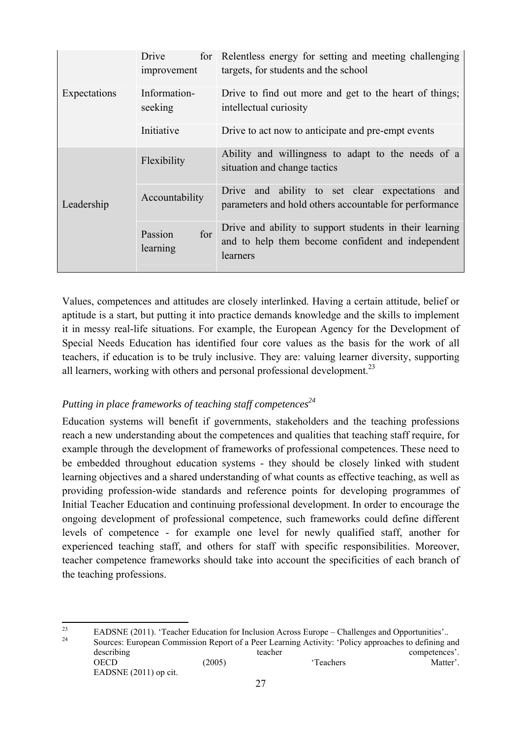| | | |
|---|---|---|
| Expectations | Drive for improvement | Relentless energy for setting and meeting challenging targets, for students and the school |
| | Information-seeking | Drive to find out more and get to the heart of things; intellectual curiosity |
| | Initiative | Drive to act now to anticipate and pre-empt events |
| Leadership | Flexibility | Ability and willingness to adapt to the needs of a situation and change tactics |
| | Accountability | Drive and ability to set clear expectations and parameters and hold others accountable for performance |
| | Passion for learning | Drive and ability to support students in their learning and to help them become confident and independent learners |

Values, competences and attitudes are closely interlinked. Having a certain attitude, belief or aptitude is a start, but putting it into practice demands knowledge and the skills to implement it in messy real-life situations. For example, the European Agency for the Development of Special Needs Education has identified four core values as the basis for the work of all teachers, if education is to be truly inclusive. They are: valuing learner diversity, supporting all learners, working with others and personal professional development.[23]

*Putting in place frameworks of teaching staff competences*[24]

Education systems will benefit if governments, stakeholders and the teaching professions reach a new understanding about the competences and qualities that teaching staff require, for example through the development of frameworks of professional competences. These need to be embedded throughout education systems - they should be closely linked with student learning objectives and a shared understanding of what counts as effective teaching, as well as providing profession-wide standards and reference points for developing programmes of Initial Teacher Education and continuing professional development. In order to encourage the ongoing development of professional competence, such frameworks could define different levels of competence - for example one level for newly qualified staff, another for experienced teaching staff, and others for staff with specific responsibilities. Moreover, teacher competence frameworks should take into account the specificities of each branch of the teaching professions.

---

[23] EADSNE (2011). 'Teacher Education for Inclusion Across Europe – Challenges and Opportunities'..

[24] Sources: European Commission Report of a Peer Learning Activity: 'Policy approaches to defining and describing teacher competences'. OECD (2005) 'Teachers Matter'. EADSNE (2011) op cit.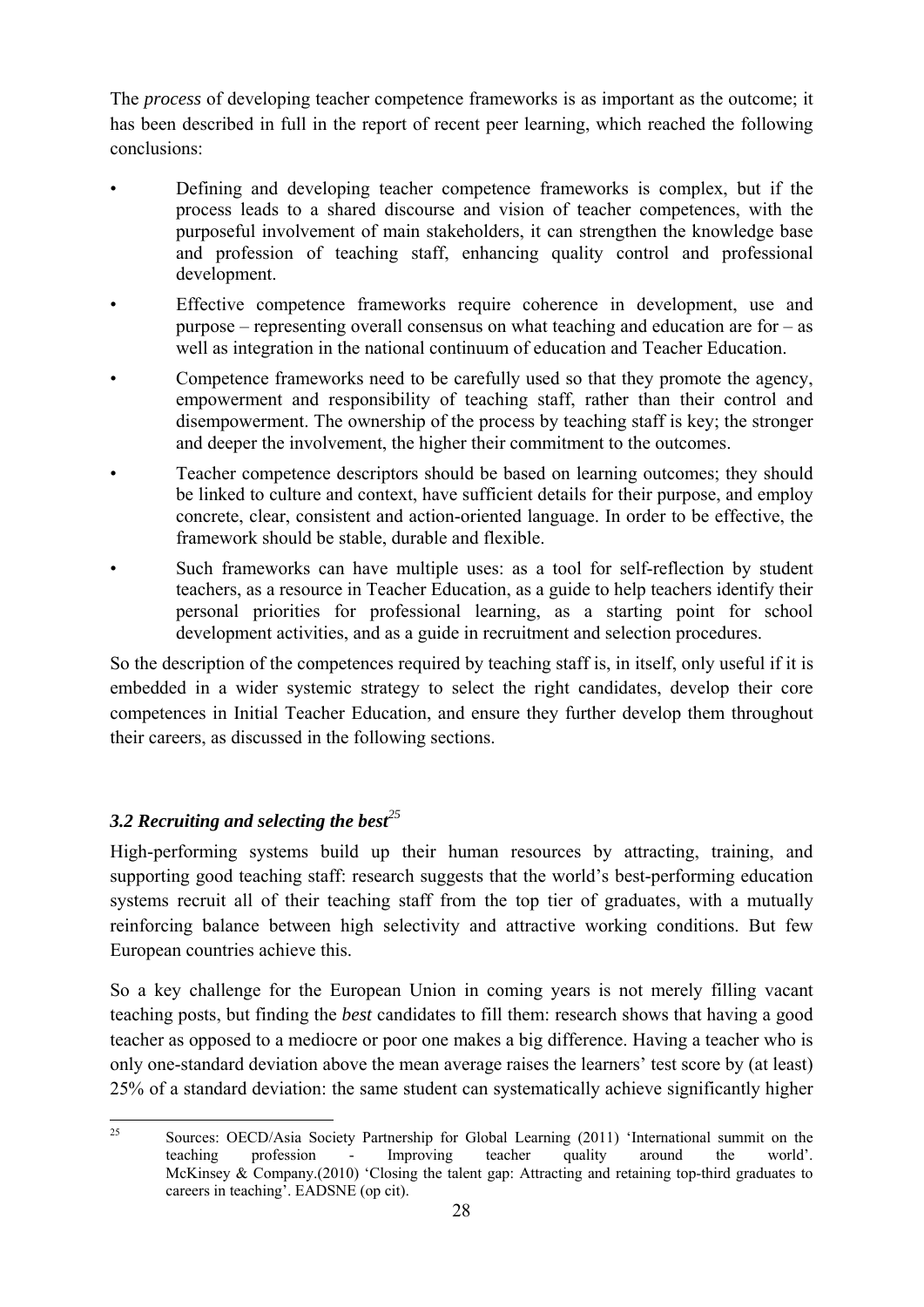The *process* of developing teacher competence frameworks is as important as the outcome; it has been described in full in the report of recent peer learning, which reached the following conclusions:

- Defining and developing teacher competence frameworks is complex, but if the process leads to a shared discourse and vision of teacher competences, with the purposeful involvement of main stakeholders, it can strengthen the knowledge base and profession of teaching staff, enhancing quality control and professional development.
- Effective competence frameworks require coherence in development, use and purpose – representing overall consensus on what teaching and education are for – as well as integration in the national continuum of education and Teacher Education.
- Competence frameworks need to be carefully used so that they promote the agency, empowerment and responsibility of teaching staff, rather than their control and disempowerment. The ownership of the process by teaching staff is key; the stronger and deeper the involvement, the higher their commitment to the outcomes.
- Teacher competence descriptors should be based on learning outcomes; they should be linked to culture and context, have sufficient details for their purpose, and employ concrete, clear, consistent and action-oriented language. In order to be effective, the framework should be stable, durable and flexible.
- Such frameworks can have multiple uses: as a tool for self-reflection by student teachers, as a resource in Teacher Education, as a guide to help teachers identify their personal priorities for professional learning, as a starting point for school development activities, and as a guide in recruitment and selection procedures.

So the description of the competences required by teaching staff is, in itself, only useful if it is embedded in a wider systemic strategy to select the right candidates, develop their core competences in Initial Teacher Education, and ensure they further develop them throughout their careers, as discussed in the following sections.

### *3.2 Recruiting and selecting the best*[25]

High-performing systems build up their human resources by attracting, training, and supporting good teaching staff: research suggests that the world's best-performing education systems recruit all of their teaching staff from the top tier of graduates, with a mutually reinforcing balance between high selectivity and attractive working conditions. But few European countries achieve this.

So a key challenge for the European Union in coming years is not merely filling vacant teaching posts, but finding the *best* candidates to fill them: research shows that having a good teacher as opposed to a mediocre or poor one makes a big difference. Having a teacher who is only one-standard deviation above the mean average raises the learners' test score by (at least) 25% of a standard deviation: the same student can systematically achieve significantly higher

---

[25] Sources: OECD/Asia Society Partnership for Global Learning (2011) 'International summit on the teaching profession - Improving teacher quality around the world'. McKinsey & Company.(2010) 'Closing the talent gap: Attracting and retaining top-third graduates to careers in teaching'. EADSNE (op cit).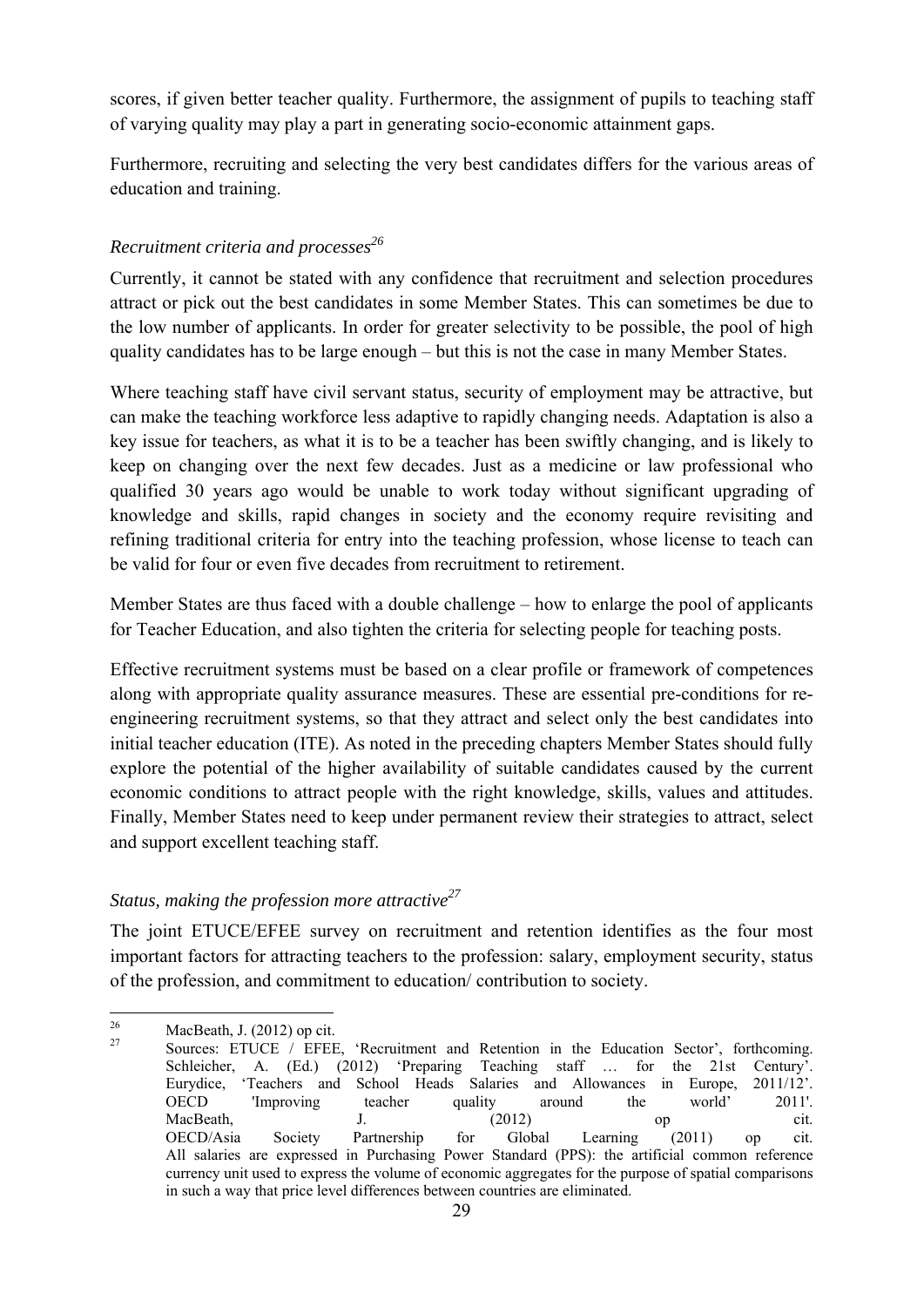scores, if given better teacher quality. Furthermore, the assignment of pupils to teaching staff of varying quality may play a part in generating socio-economic attainment gaps.

Furthermore, recruiting and selecting the very best candidates differs for the various areas of education and training.

*Recruitment criteria and processes*[26]

Currently, it cannot be stated with any confidence that recruitment and selection procedures attract or pick out the best candidates in some Member States. This can sometimes be due to the low number of applicants. In order for greater selectivity to be possible, the pool of high quality candidates has to be large enough – but this is not the case in many Member States.

Where teaching staff have civil servant status, security of employment may be attractive, but can make the teaching workforce less adaptive to rapidly changing needs. Adaptation is also a key issue for teachers, as what it is to be a teacher has been swiftly changing, and is likely to keep on changing over the next few decades. Just as a medicine or law professional who qualified 30 years ago would be unable to work today without significant upgrading of knowledge and skills, rapid changes in society and the economy require revisiting and refining traditional criteria for entry into the teaching profession, whose license to teach can be valid for four or even five decades from recruitment to retirement.

Member States are thus faced with a double challenge – how to enlarge the pool of applicants for Teacher Education, and also tighten the criteria for selecting people for teaching posts.

Effective recruitment systems must be based on a clear profile or framework of competences along with appropriate quality assurance measures. These are essential pre-conditions for re-engineering recruitment systems, so that they attract and select only the best candidates into initial teacher education (ITE). As noted in the preceding chapters Member States should fully explore the potential of the higher availability of suitable candidates caused by the current economic conditions to attract people with the right knowledge, skills, values and attitudes. Finally, Member States need to keep under permanent review their strategies to attract, select and support excellent teaching staff.

*Status, making the profession more attractive*[27]

The joint ETUCE/EFEE survey on recruitment and retention identifies as the four most important factors for attracting teachers to the profession: salary, employment security, status of the profession, and commitment to education/ contribution to society.

---

[26] MacBeath, J. (2012) op cit.

[27] Sources: ETUCE / EFEE, 'Recruitment and Retention in the Education Sector', forthcoming. Schleicher, A. (Ed.) (2012) 'Preparing Teaching staff … for the 21st Century'. Eurydice, 'Teachers and School Heads Salaries and Allowances in Europe, 2011/12'. OECD 'Improving teacher quality around the world' 2011'. MacBeath, J. (2012) op cit. OECD/Asia Society Partnership for Global Learning (2011) op cit. All salaries are expressed in Purchasing Power Standard (PPS): the artificial common reference currency unit used to express the volume of economic aggregates for the purpose of spatial comparisons in such a way that price level differences between countries are eliminated.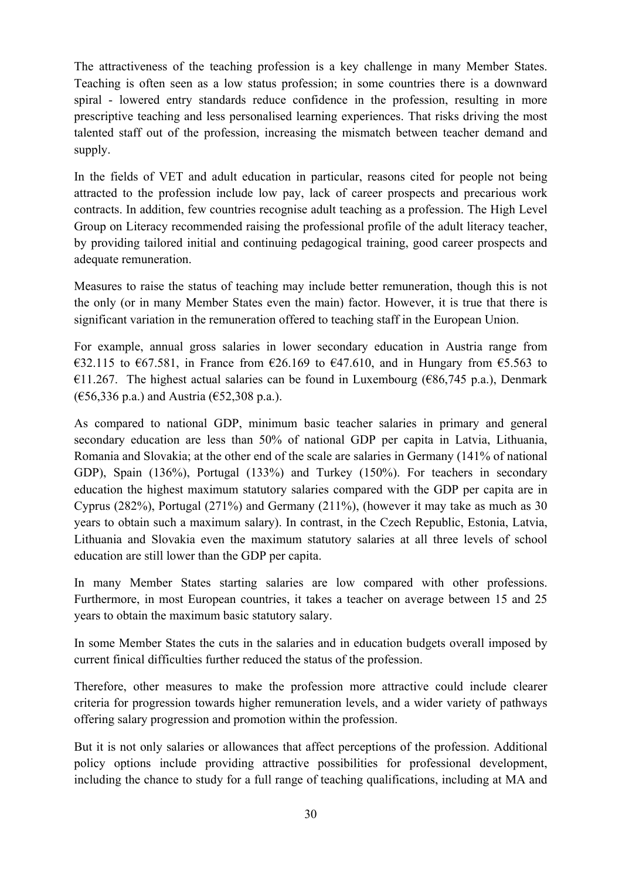The attractiveness of the teaching profession is a key challenge in many Member States. Teaching is often seen as a low status profession; in some countries there is a downward spiral - lowered entry standards reduce confidence in the profession, resulting in more prescriptive teaching and less personalised learning experiences. That risks driving the most talented staff out of the profession, increasing the mismatch between teacher demand and supply.

In the fields of VET and adult education in particular, reasons cited for people not being attracted to the profession include low pay, lack of career prospects and precarious work contracts. In addition, few countries recognise adult teaching as a profession. The High Level Group on Literacy recommended raising the professional profile of the adult literacy teacher, by providing tailored initial and continuing pedagogical training, good career prospects and adequate remuneration.

Measures to raise the status of teaching may include better remuneration, though this is not the only (or in many Member States even the main) factor. However, it is true that there is significant variation in the remuneration offered to teaching staff in the European Union.

For example, annual gross salaries in lower secondary education in Austria range from €32.115 to €67.581, in France from €26.169 to €47.610, and in Hungary from €5.563 to €11.267. The highest actual salaries can be found in Luxembourg (€86,745 p.a.), Denmark (€56,336 p.a.) and Austria (€52,308 p.a.).

As compared to national GDP, minimum basic teacher salaries in primary and general secondary education are less than 50% of national GDP per capita in Latvia, Lithuania, Romania and Slovakia; at the other end of the scale are salaries in Germany (141% of national GDP), Spain (136%), Portugal (133%) and Turkey (150%). For teachers in secondary education the highest maximum statutory salaries compared with the GDP per capita are in Cyprus (282%), Portugal (271%) and Germany (211%), (however it may take as much as 30 years to obtain such a maximum salary). In contrast, in the Czech Republic, Estonia, Latvia, Lithuania and Slovakia even the maximum statutory salaries at all three levels of school education are still lower than the GDP per capita.

In many Member States starting salaries are low compared with other professions. Furthermore, in most European countries, it takes a teacher on average between 15 and 25 years to obtain the maximum basic statutory salary.

In some Member States the cuts in the salaries and in education budgets overall imposed by current finical difficulties further reduced the status of the profession.

Therefore, other measures to make the profession more attractive could include clearer criteria for progression towards higher remuneration levels, and a wider variety of pathways offering salary progression and promotion within the profession.

But it is not only salaries or allowances that affect perceptions of the profession. Additional policy options include providing attractive possibilities for professional development, including the chance to study for a full range of teaching qualifications, including at MA and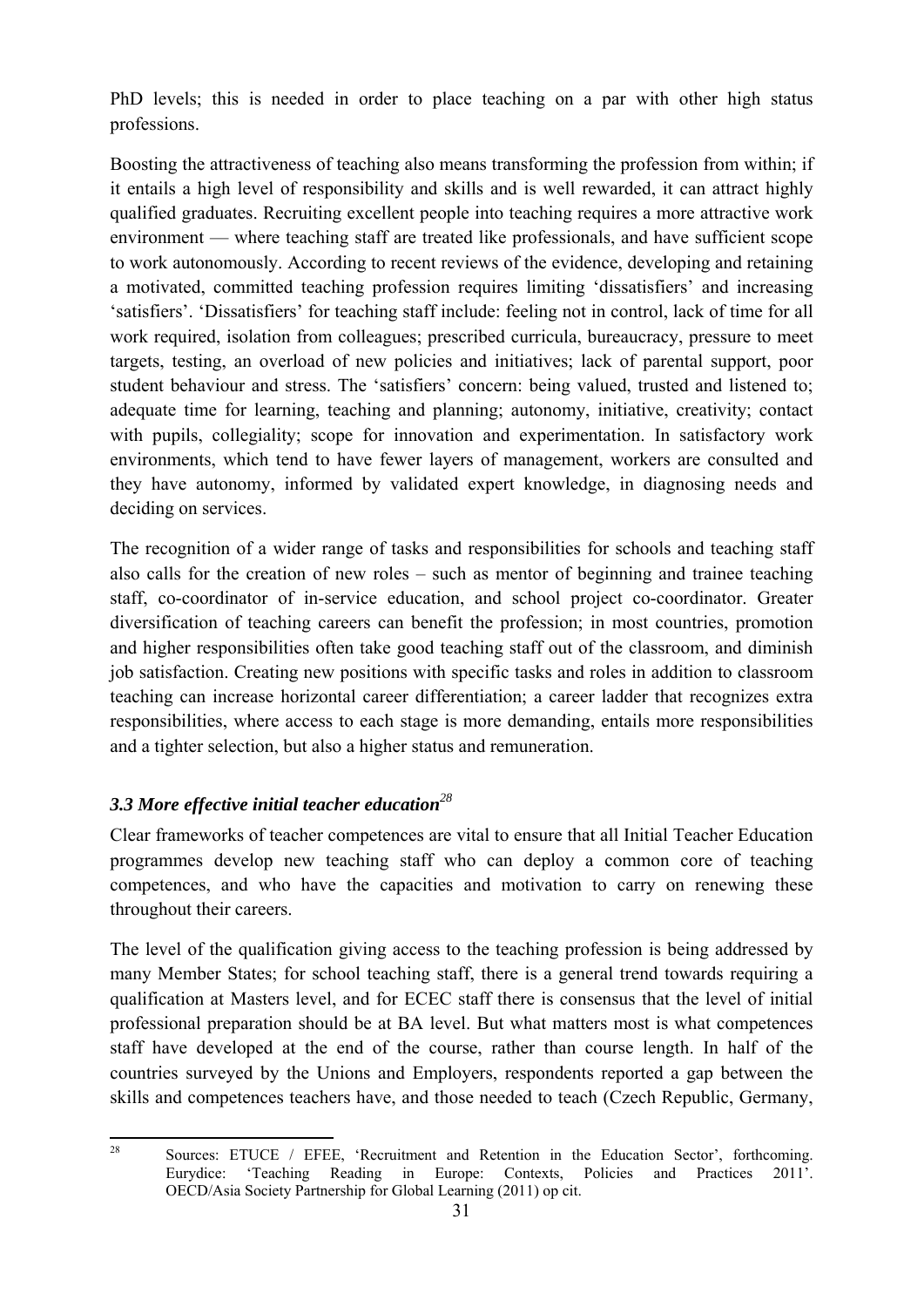PhD levels; this is needed in order to place teaching on a par with other high status professions.

Boosting the attractiveness of teaching also means transforming the profession from within; if it entails a high level of responsibility and skills and is well rewarded, it can attract highly qualified graduates. Recruiting excellent people into teaching requires a more attractive work environment — where teaching staff are treated like professionals, and have sufficient scope to work autonomously. According to recent reviews of the evidence, developing and retaining a motivated, committed teaching profession requires limiting 'dissatisfiers' and increasing 'satisfiers'. 'Dissatisfiers' for teaching staff include: feeling not in control, lack of time for all work required, isolation from colleagues; prescribed curricula, bureaucracy, pressure to meet targets, testing, an overload of new policies and initiatives; lack of parental support, poor student behaviour and stress. The 'satisfiers' concern: being valued, trusted and listened to; adequate time for learning, teaching and planning; autonomy, initiative, creativity; contact with pupils, collegiality; scope for innovation and experimentation. In satisfactory work environments, which tend to have fewer layers of management, workers are consulted and they have autonomy, informed by validated expert knowledge, in diagnosing needs and deciding on services.

The recognition of a wider range of tasks and responsibilities for schools and teaching staff also calls for the creation of new roles – such as mentor of beginning and trainee teaching staff, co-coordinator of in-service education, and school project co-coordinator. Greater diversification of teaching careers can benefit the profession; in most countries, promotion and higher responsibilities often take good teaching staff out of the classroom, and diminish job satisfaction. Creating new positions with specific tasks and roles in addition to classroom teaching can increase horizontal career differentiation; a career ladder that recognizes extra responsibilities, where access to each stage is more demanding, entails more responsibilities and a tighter selection, but also a higher status and remuneration.

### *3.3 More effective initial teacher education*[28]

Clear frameworks of teacher competences are vital to ensure that all Initial Teacher Education programmes develop new teaching staff who can deploy a common core of teaching competences, and who have the capacities and motivation to carry on renewing these throughout their careers.

The level of the qualification giving access to the teaching profession is being addressed by many Member States; for school teaching staff, there is a general trend towards requiring a qualification at Masters level, and for ECEC staff there is consensus that the level of initial professional preparation should be at BA level. But what matters most is what competences staff have developed at the end of the course, rather than course length. In half of the countries surveyed by the Unions and Employers, respondents reported a gap between the skills and competences teachers have, and those needed to teach (Czech Republic, Germany,

---

[28] Sources: ETUCE / EFEE, 'Recruitment and Retention in the Education Sector', forthcoming. Eurydice: 'Teaching Reading in Europe: Contexts, Policies and Practices 2011'. OECD/Asia Society Partnership for Global Learning (2011) op cit.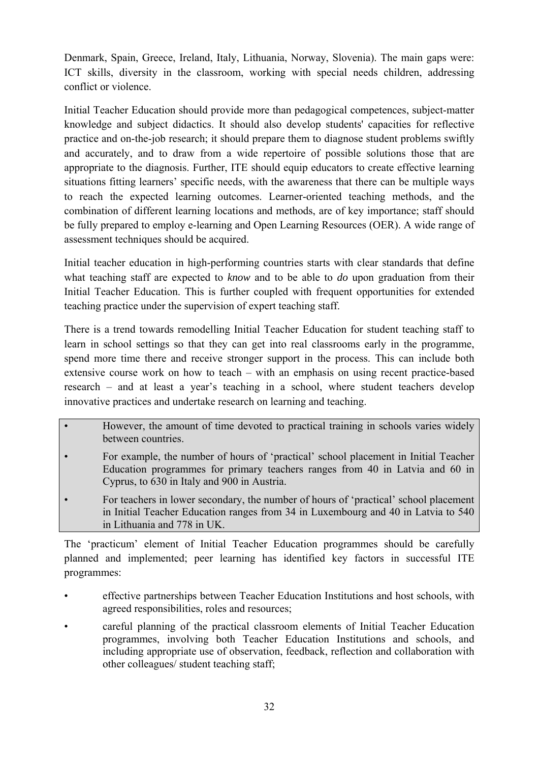Denmark, Spain, Greece, Ireland, Italy, Lithuania, Norway, Slovenia). The main gaps were: ICT skills, diversity in the classroom, working with special needs children, addressing conflict or violence.

Initial Teacher Education should provide more than pedagogical competences, subject-matter knowledge and subject didactics. It should also develop students' capacities for reflective practice and on-the-job research; it should prepare them to diagnose student problems swiftly and accurately, and to draw from a wide repertoire of possible solutions those that are appropriate to the diagnosis. Further, ITE should equip educators to create effective learning situations fitting learners' specific needs, with the awareness that there can be multiple ways to reach the expected learning outcomes. Learner-oriented teaching methods, and the combination of different learning locations and methods, are of key importance; staff should be fully prepared to employ e-learning and Open Learning Resources (OER). A wide range of assessment techniques should be acquired.

Initial teacher education in high-performing countries starts with clear standards that define what teaching staff are expected to *know* and to be able to *do* upon graduation from their Initial Teacher Education. This is further coupled with frequent opportunities for extended teaching practice under the supervision of expert teaching staff.

There is a trend towards remodelling Initial Teacher Education for student teaching staff to learn in school settings so that they can get into real classrooms early in the programme, spend more time there and receive stronger support in the process. This can include both extensive course work on how to teach – with an emphasis on using recent practice-based research – and at least a year's teaching in a school, where student teachers develop innovative practices and undertake research on learning and teaching.

- However, the amount of time devoted to practical training in schools varies widely between countries.
- For example, the number of hours of 'practical' school placement in Initial Teacher Education programmes for primary teachers ranges from 40 in Latvia and 60 in Cyprus, to 630 in Italy and 900 in Austria.
- For teachers in lower secondary, the number of hours of 'practical' school placement in Initial Teacher Education ranges from 34 in Luxembourg and 40 in Latvia to 540 in Lithuania and 778 in UK.

The 'practicum' element of Initial Teacher Education programmes should be carefully planned and implemented; peer learning has identified key factors in successful ITE programmes:

- effective partnerships between Teacher Education Institutions and host schools, with agreed responsibilities, roles and resources;
- careful planning of the practical classroom elements of Initial Teacher Education programmes, involving both Teacher Education Institutions and schools, and including appropriate use of observation, feedback, reflection and collaboration with other colleagues/ student teaching staff;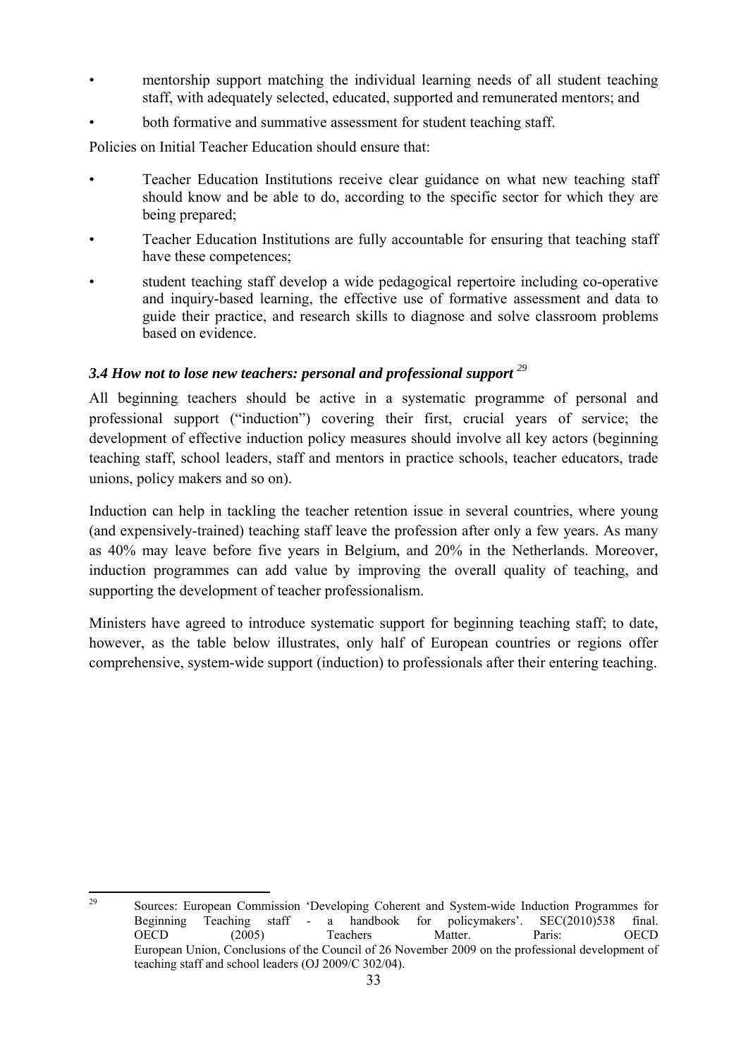- mentorship support matching the individual learning needs of all student teaching staff, with adequately selected, educated, supported and remunerated mentors; and
- both formative and summative assessment for student teaching staff.

Policies on Initial Teacher Education should ensure that:

- Teacher Education Institutions receive clear guidance on what new teaching staff should know and be able to do, according to the specific sector for which they are being prepared;
- Teacher Education Institutions are fully accountable for ensuring that teaching staff have these competences;
- student teaching staff develop a wide pedagogical repertoire including co-operative and inquiry-based learning, the effective use of formative assessment and data to guide their practice, and research skills to diagnose and solve classroom problems based on evidence.

### *3.4 How not to lose new teachers: personal and professional support* [29]

All beginning teachers should be active in a systematic programme of personal and professional support ("induction") covering their first, crucial years of service; the development of effective induction policy measures should involve all key actors (beginning teaching staff, school leaders, staff and mentors in practice schools, teacher educators, trade unions, policy makers and so on).

Induction can help in tackling the teacher retention issue in several countries, where young (and expensively-trained) teaching staff leave the profession after only a few years. As many as 40% may leave before five years in Belgium, and 20% in the Netherlands. Moreover, induction programmes can add value by improving the overall quality of teaching, and supporting the development of teacher professionalism.

Ministers have agreed to introduce systematic support for beginning teaching staff; to date, however, as the table below illustrates, only half of European countries or regions offer comprehensive, system-wide support (induction) to professionals after their entering teaching.

---

[29] Sources: European Commission 'Developing Coherent and System-wide Induction Programmes for Beginning Teaching staff - a handbook for policymakers'. SEC(2010)538 final. OECD (2005) Teachers Matter. Paris: OECD
European Union, Conclusions of the Council of 26 November 2009 on the professional development of teaching staff and school leaders (OJ 2009/C 302/04).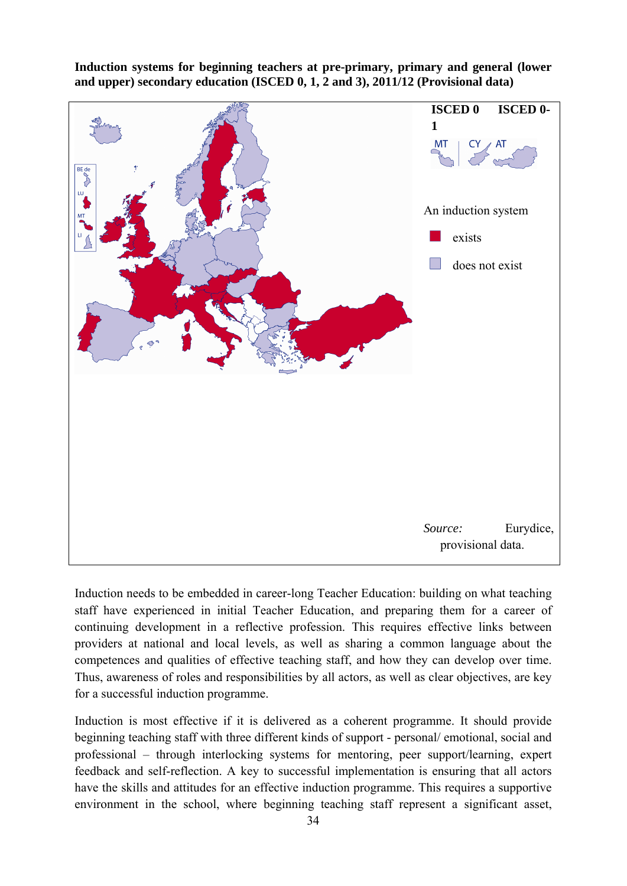**Induction systems for beginning teachers at pre-primary, primary and general (lower and upper) secondary education (ISCED 0, 1, 2 and 3), 2011/12 (Provisional data)**

ISCED 0 ISCED 0-1

An induction system

exists

does not exist

*Source:* Eurydice, provisional data.

Induction needs to be embedded in career-long Teacher Education: building on what teaching staff have experienced in initial Teacher Education, and preparing them for a career of continuing development in a reflective profession. This requires effective links between providers at national and local levels, as well as sharing a common language about the competences and qualities of effective teaching staff, and how they can develop over time. Thus, awareness of roles and responsibilities by all actors, as well as clear objectives, are key for a successful induction programme.

Induction is most effective if it is delivered as a coherent programme. It should provide beginning teaching staff with three different kinds of support - personal/ emotional, social and professional – through interlocking systems for mentoring, peer support/learning, expert feedback and self-reflection. A key to successful implementation is ensuring that all actors have the skills and attitudes for an effective induction programme. This requires a supportive environment in the school, where beginning teaching staff represent a significant asset,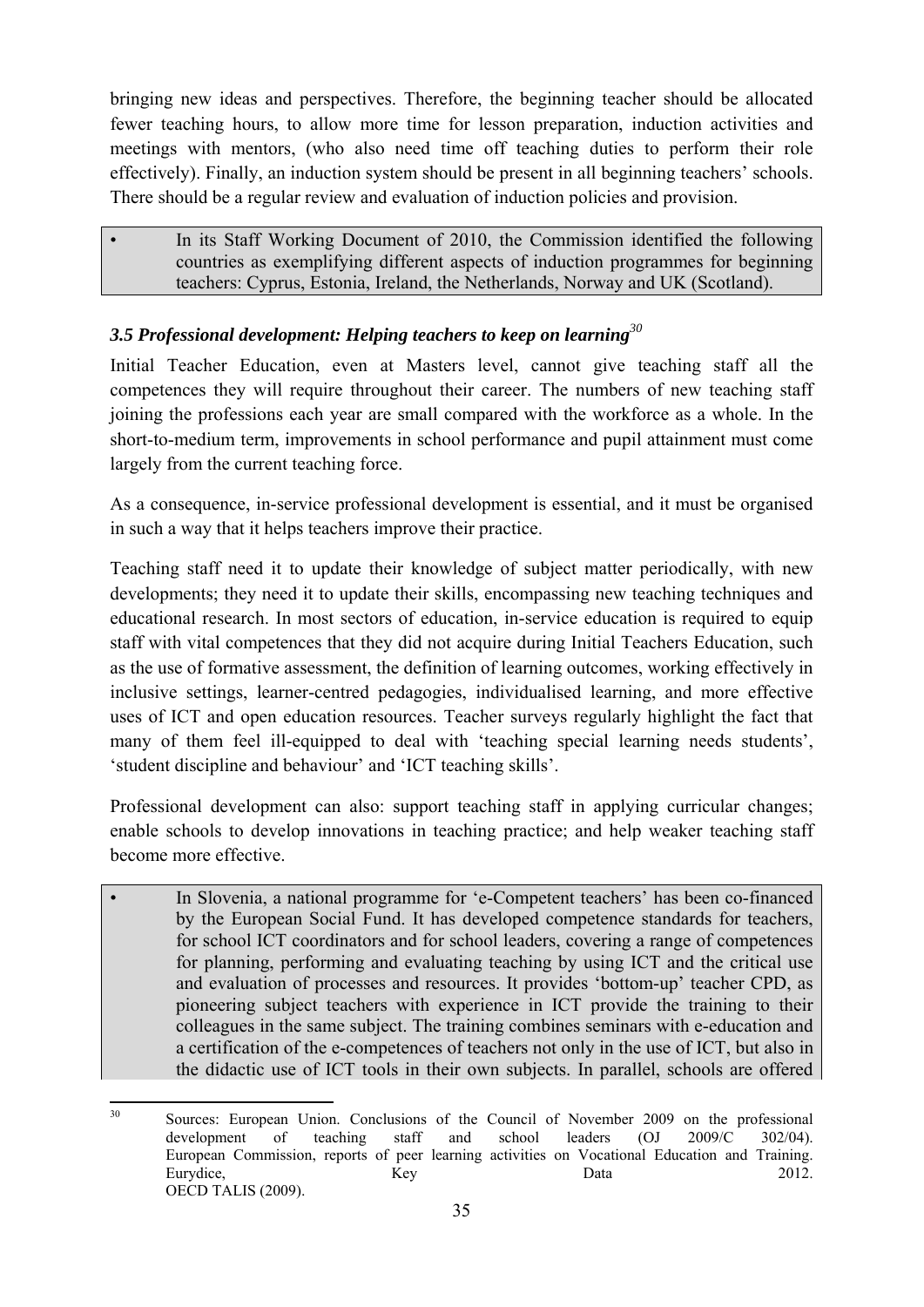bringing new ideas and perspectives. Therefore, the beginning teacher should be allocated fewer teaching hours, to allow more time for lesson preparation, induction activities and meetings with mentors, (who also need time off teaching duties to perform their role effectively). Finally, an induction system should be present in all beginning teachers' schools. There should be a regular review and evaluation of induction policies and provision.

- In its Staff Working Document of 2010, the Commission identified the following countries as exemplifying different aspects of induction programmes for beginning teachers: Cyprus, Estonia, Ireland, the Netherlands, Norway and UK (Scotland).

### *3.5 Professional development: Helping teachers to keep on learning*[30]

Initial Teacher Education, even at Masters level, cannot give teaching staff all the competences they will require throughout their career. The numbers of new teaching staff joining the professions each year are small compared with the workforce as a whole. In the short-to-medium term, improvements in school performance and pupil attainment must come largely from the current teaching force.

As a consequence, in-service professional development is essential, and it must be organised in such a way that it helps teachers improve their practice.

Teaching staff need it to update their knowledge of subject matter periodically, with new developments; they need it to update their skills, encompassing new teaching techniques and educational research. In most sectors of education, in-service education is required to equip staff with vital competences that they did not acquire during Initial Teachers Education, such as the use of formative assessment, the definition of learning outcomes, working effectively in inclusive settings, learner-centred pedagogies, individualised learning, and more effective uses of ICT and open education resources. Teacher surveys regularly highlight the fact that many of them feel ill-equipped to deal with 'teaching special learning needs students', 'student discipline and behaviour' and 'ICT teaching skills'.

Professional development can also: support teaching staff in applying curricular changes; enable schools to develop innovations in teaching practice; and help weaker teaching staff become more effective.

- In Slovenia, a national programme for 'e-Competent teachers' has been co-financed by the European Social Fund. It has developed competence standards for teachers, for school ICT coordinators and for school leaders, covering a range of competences for planning, performing and evaluating teaching by using ICT and the critical use and evaluation of processes and resources. It provides 'bottom-up' teacher CPD, as pioneering subject teachers with experience in ICT provide the training to their colleagues in the same subject. The training combines seminars with e-education and a certification of the e-competences of teachers not only in the use of ICT, but also in the didactic use of ICT tools in their own subjects. In parallel, schools are offered

---

[30] Sources: European Union. Conclusions of the Council of November 2009 on the professional development of teaching staff and school leaders (OJ 2009/C 302/04). European Commission, reports of peer learning activities on Vocational Education and Training. Eurydice, Key Data 2012. OECD TALIS (2009).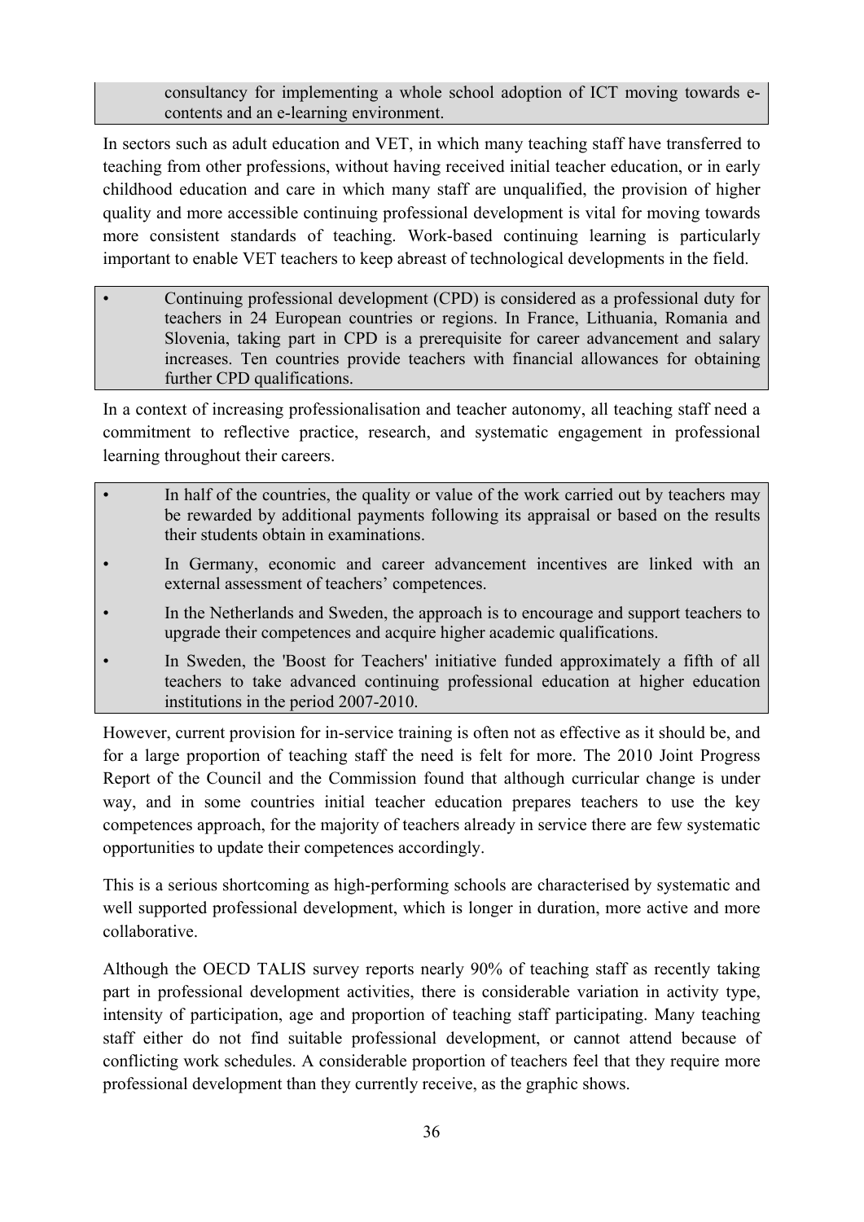consultancy for implementing a whole school adoption of ICT moving towards e-contents and an e-learning environment.

In sectors such as adult education and VET, in which many teaching staff have transferred to teaching from other professions, without having received initial teacher education, or in early childhood education and care in which many staff are unqualified, the provision of higher quality and more accessible continuing professional development is vital for moving towards more consistent standards of teaching. Work-based continuing learning is particularly important to enable VET teachers to keep abreast of technological developments in the field.

- Continuing professional development (CPD) is considered as a professional duty for teachers in 24 European countries or regions. In France, Lithuania, Romania and Slovenia, taking part in CPD is a prerequisite for career advancement and salary increases. Ten countries provide teachers with financial allowances for obtaining further CPD qualifications.

In a context of increasing professionalisation and teacher autonomy, all teaching staff need a commitment to reflective practice, research, and systematic engagement in professional learning throughout their careers.

- In half of the countries, the quality or value of the work carried out by teachers may be rewarded by additional payments following its appraisal or based on the results their students obtain in examinations.
- In Germany, economic and career advancement incentives are linked with an external assessment of teachers' competences.
- In the Netherlands and Sweden, the approach is to encourage and support teachers to upgrade their competences and acquire higher academic qualifications.
- In Sweden, the 'Boost for Teachers' initiative funded approximately a fifth of all teachers to take advanced continuing professional education at higher education institutions in the period 2007-2010.

However, current provision for in-service training is often not as effective as it should be, and for a large proportion of teaching staff the need is felt for more. The 2010 Joint Progress Report of the Council and the Commission found that although curricular change is under way, and in some countries initial teacher education prepares teachers to use the key competences approach, for the majority of teachers already in service there are few systematic opportunities to update their competences accordingly.

This is a serious shortcoming as high-performing schools are characterised by systematic and well supported professional development, which is longer in duration, more active and more collaborative.

Although the OECD TALIS survey reports nearly 90% of teaching staff as recently taking part in professional development activities, there is considerable variation in activity type, intensity of participation, age and proportion of teaching staff participating. Many teaching staff either do not find suitable professional development, or cannot attend because of conflicting work schedules. A considerable proportion of teachers feel that they require more professional development than they currently receive, as the graphic shows.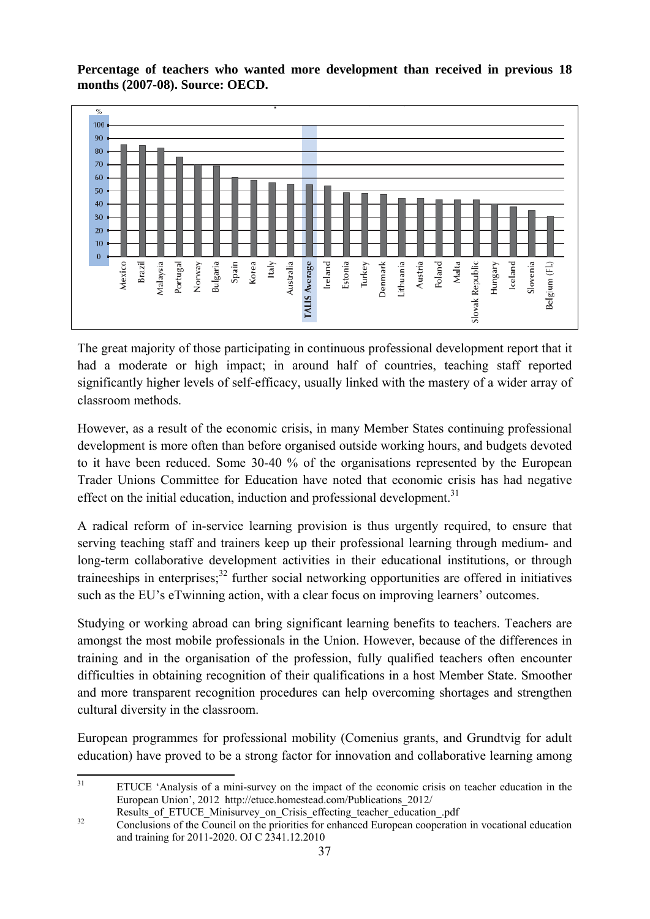**Percentage of teachers who wanted more development than received in previous 18 months (2007-08). Source: OECD.**

The great majority of those participating in continuous professional development report that it had a moderate or high impact; in around half of countries, teaching staff reported significantly higher levels of self-efficacy, usually linked with the mastery of a wider array of classroom methods.

However, as a result of the economic crisis, in many Member States continuing professional development is more often than before organised outside working hours, and budgets devoted to it have been reduced. Some 30-40 % of the organisations represented by the European Trader Unions Committee for Education have noted that economic crisis has had negative effect on the initial education, induction and professional development.[31]

A radical reform of in-service learning provision is thus urgently required, to ensure that serving teaching staff and trainers keep up their professional learning through medium- and long-term collaborative development activities in their educational institutions, or through traineeships in enterprises;[32] further social networking opportunities are offered in initiatives such as the EU's eTwinning action, with a clear focus on improving learners' outcomes.

Studying or working abroad can bring significant learning benefits to teachers. Teachers are amongst the most mobile professionals in the Union. However, because of the differences in training and in the organisation of the profession, fully qualified teachers often encounter difficulties in obtaining recognition of their qualifications in a host Member State. Smoother and more transparent recognition procedures can help overcoming shortages and strengthen cultural diversity in the classroom.

European programmes for professional mobility (Comenius grants, and Grundtvig for adult education) have proved to be a strong factor for innovation and collaborative learning among

---

[31] ETUCE 'Analysis of a mini-survey on the impact of the economic crisis on teacher education in the European Union', 2012 http://etuce.homestead.com/Publications_2012/Results_of_ETUCE_Minisurvey_on_Crisis_effecting_teacher_education_.pdf

[32] Conclusions of the Council on the priorities for enhanced European cooperation in vocational education and training for 2011-2020. OJ C 2341.12.2010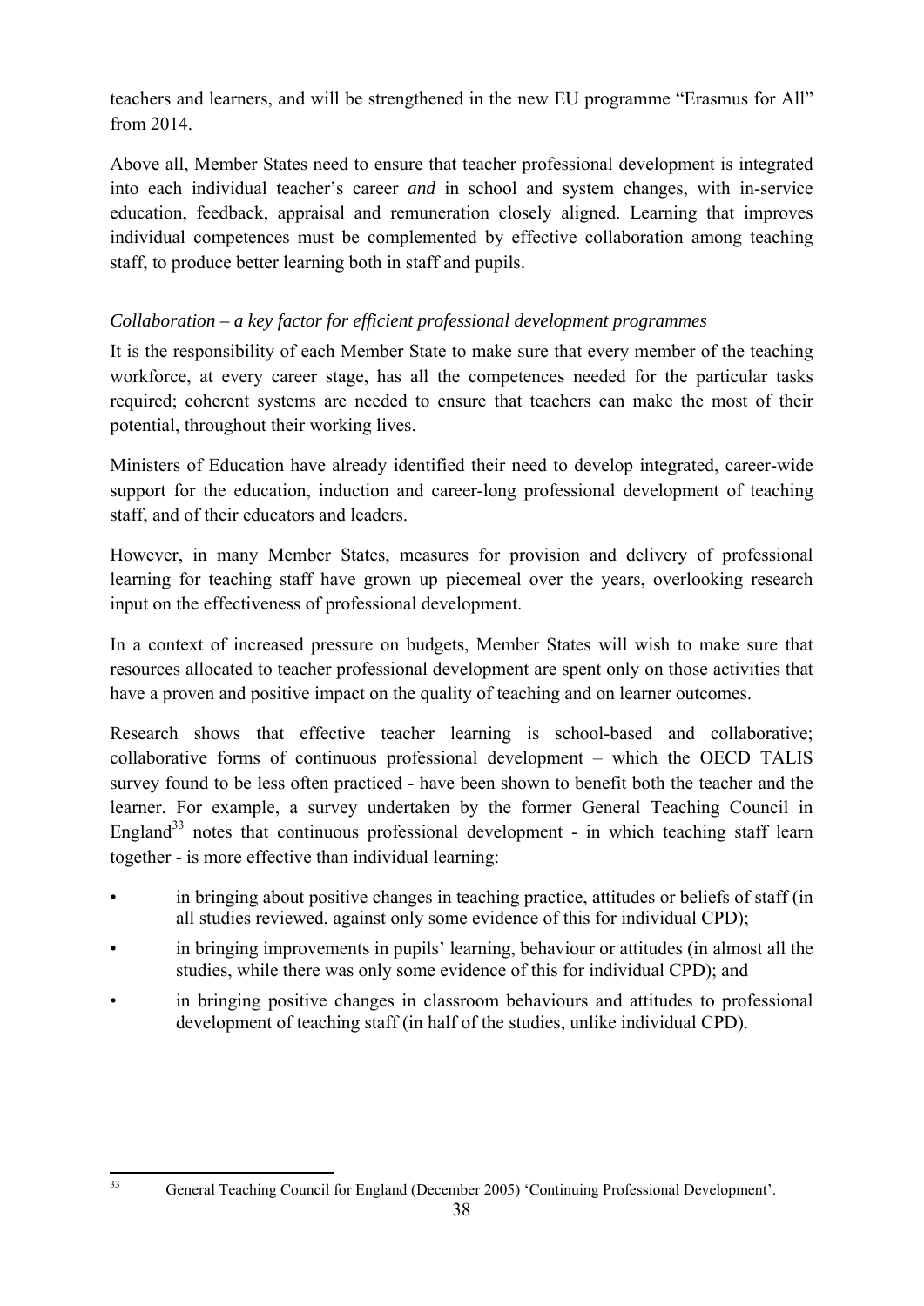teachers and learners, and will be strengthened in the new EU programme "Erasmus for All" from 2014.

Above all, Member States need to ensure that teacher professional development is integrated into each individual teacher's career *and* in school and system changes, with in-service education, feedback, appraisal and remuneration closely aligned. Learning that improves individual competences must be complemented by effective collaboration among teaching staff, to produce better learning both in staff and pupils.

*Collaboration – a key factor for efficient professional development programmes*

It is the responsibility of each Member State to make sure that every member of the teaching workforce, at every career stage, has all the competences needed for the particular tasks required; coherent systems are needed to ensure that teachers can make the most of their potential, throughout their working lives.

Ministers of Education have already identified their need to develop integrated, career-wide support for the education, induction and career-long professional development of teaching staff, and of their educators and leaders.

However, in many Member States, measures for provision and delivery of professional learning for teaching staff have grown up piecemeal over the years, overlooking research input on the effectiveness of professional development.

In a context of increased pressure on budgets, Member States will wish to make sure that resources allocated to teacher professional development are spent only on those activities that have a proven and positive impact on the quality of teaching and on learner outcomes.

Research shows that effective teacher learning is school-based and collaborative; collaborative forms of continuous professional development – which the OECD TALIS survey found to be less often practiced - have been shown to benefit both the teacher and the learner. For example, a survey undertaken by the former General Teaching Council in England[33] notes that continuous professional development - in which teaching staff learn together - is more effective than individual learning:

- in bringing about positive changes in teaching practice, attitudes or beliefs of staff (in all studies reviewed, against only some evidence of this for individual CPD);
- in bringing improvements in pupils' learning, behaviour or attitudes (in almost all the studies, while there was only some evidence of this for individual CPD); and
- in bringing positive changes in classroom behaviours and attitudes to professional development of teaching staff (in half of the studies, unlike individual CPD).

[33] General Teaching Council for England (December 2005) 'Continuing Professional Development'.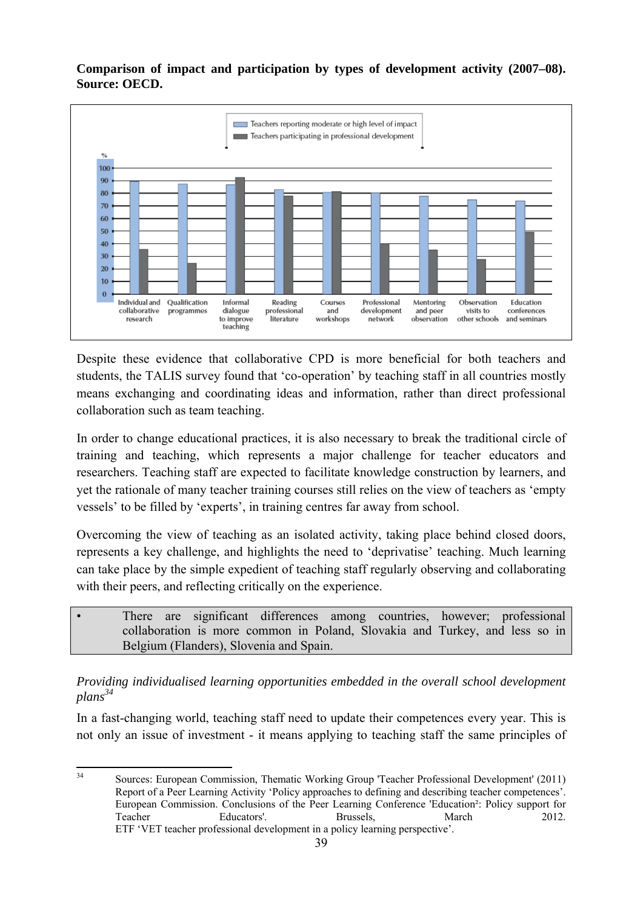**Comparison of impact and participation by types of development activity (2007–08). Source: OECD.**

Despite these evidence that collaborative CPD is more beneficial for both teachers and students, the TALIS survey found that 'co-operation' by teaching staff in all countries mostly means exchanging and coordinating ideas and information, rather than direct professional collaboration such as team teaching.

In order to change educational practices, it is also necessary to break the traditional circle of training and teaching, which represents a major challenge for teacher educators and researchers. Teaching staff are expected to facilitate knowledge construction by learners, and yet the rationale of many teacher training courses still relies on the view of teachers as 'empty vessels' to be filled by 'experts', in training centres far away from school.

Overcoming the view of teaching as an isolated activity, taking place behind closed doors, represents a key challenge, and highlights the need to 'deprivatise' teaching. Much learning can take place by the simple expedient of teaching staff regularly observing and collaborating with their peers, and reflecting critically on the experience.

- There are significant differences among countries, however; professional collaboration is more common in Poland, Slovakia and Turkey, and less so in Belgium (Flanders), Slovenia and Spain.

*Providing individualised learning opportunities embedded in the overall school development plans*[34]

In a fast-changing world, teaching staff need to update their competences every year. This is not only an issue of investment - it means applying to teaching staff the same principles of

---

[34] Sources: European Commission, Thematic Working Group 'Teacher Professional Development' (2011) Report of a Peer Learning Activity 'Policy approaches to defining and describing teacher competences'. European Commission. Conclusions of the Peer Learning Conference 'Education²: Policy support for Teacher Educators'. Brussels, March 2012. ETF 'VET teacher professional development in a policy learning perspective'.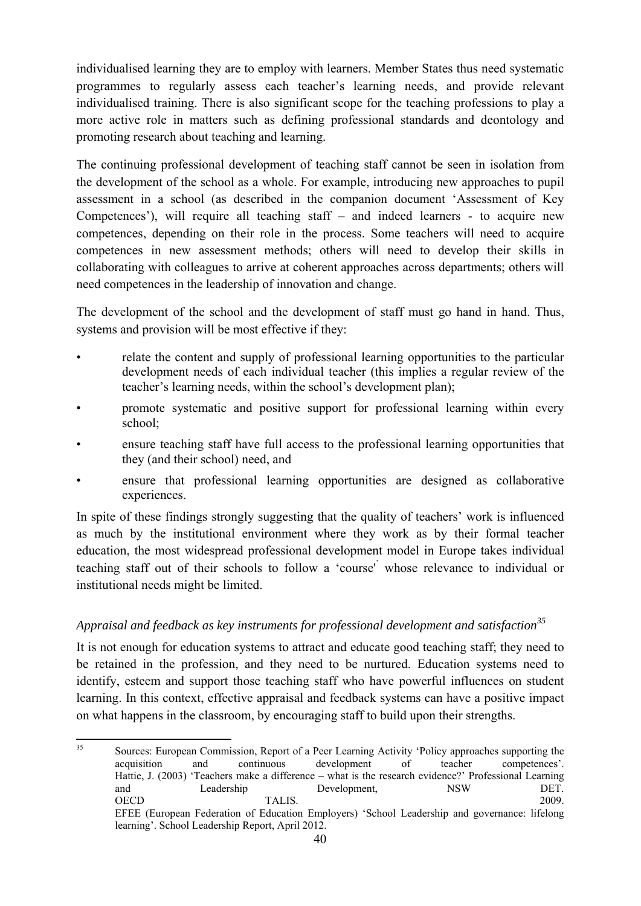individualised learning they are to employ with learners. Member States thus need systematic programmes to regularly assess each teacher's learning needs, and provide relevant individualised training. There is also significant scope for the teaching professions to play a more active role in matters such as defining professional standards and deontology and promoting research about teaching and learning.

The continuing professional development of teaching staff cannot be seen in isolation from the development of the school as a whole. For example, introducing new approaches to pupil assessment in a school (as described in the companion document 'Assessment of Key Competences'), will require all teaching staff – and indeed learners - to acquire new competences, depending on their role in the process. Some teachers will need to acquire competences in new assessment methods; others will need to develop their skills in collaborating with colleagues to arrive at coherent approaches across departments; others will need competences in the leadership of innovation and change.

The development of the school and the development of staff must go hand in hand. Thus, systems and provision will be most effective if they:

- relate the content and supply of professional learning opportunities to the particular development needs of each individual teacher (this implies a regular review of the teacher's learning needs, within the school's development plan);
- promote systematic and positive support for professional learning within every school;
- ensure teaching staff have full access to the professional learning opportunities that they (and their school) need, and
- ensure that professional learning opportunities are designed as collaborative experiences.

In spite of these findings strongly suggesting that the quality of teachers' work is influenced as much by the institutional environment where they work as by their formal teacher education, the most widespread professional development model in Europe takes individual teaching staff out of their schools to follow a 'course' whose relevance to individual or institutional needs might be limited.

### *Appraisal and feedback as key instruments for professional development and satisfaction*[35]

It is not enough for education systems to attract and educate good teaching staff; they need to be retained in the profession, and they need to be nurtured. Education systems need to identify, esteem and support those teaching staff who have powerful influences on student learning. In this context, effective appraisal and feedback systems can have a positive impact on what happens in the classroom, by encouraging staff to build upon their strengths.

---

[35] Sources: European Commission, Report of a Peer Learning Activity 'Policy approaches supporting the acquisition and continuous development of teacher competences'. Hattie, J. (2003) 'Teachers make a difference – what is the research evidence?' Professional Learning and Leadership Development, NSW DET. OECD TALIS. 2009. EFEE (European Federation of Education Employers) 'School Leadership and governance: lifelong learning'. School Leadership Report, April 2012.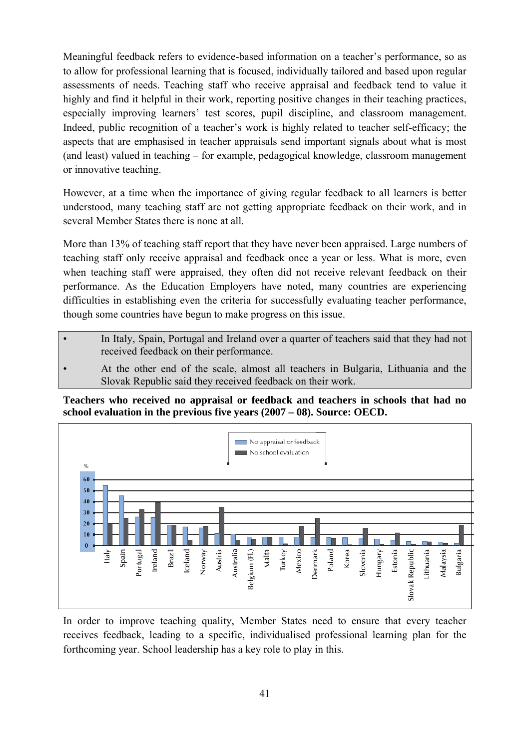Meaningful feedback refers to evidence-based information on a teacher's performance, so as to allow for professional learning that is focused, individually tailored and based upon regular assessments of needs. Teaching staff who receive appraisal and feedback tend to value it highly and find it helpful in their work, reporting positive changes in their teaching practices, especially improving learners' test scores, pupil discipline, and classroom management. Indeed, public recognition of a teacher's work is highly related to teacher self-efficacy; the aspects that are emphasised in teacher appraisals send important signals about what is most (and least) valued in teaching – for example, pedagogical knowledge, classroom management or innovative teaching.

However, at a time when the importance of giving regular feedback to all learners is better understood, many teaching staff are not getting appropriate feedback on their work, and in several Member States there is none at all.

More than 13% of teaching staff report that they have never been appraised. Large numbers of teaching staff only receive appraisal and feedback once a year or less. What is more, even when teaching staff were appraised, they often did not receive relevant feedback on their performance. As the Education Employers have noted, many countries are experiencing difficulties in establishing even the criteria for successfully evaluating teacher performance, though some countries have begun to make progress on this issue.

- In Italy, Spain, Portugal and Ireland over a quarter of teachers said that they had not received feedback on their performance.
- At the other end of the scale, almost all teachers in Bulgaria, Lithuania and the Slovak Republic said they received feedback on their work.

**Teachers who received no appraisal or feedback and teachers in schools that had no school evaluation in the previous five years (2007 – 08). Source: OECD.**

In order to improve teaching quality, Member States need to ensure that every teacher receives feedback, leading to a specific, individualised professional learning plan for the forthcoming year. School leadership has a key role to play in this.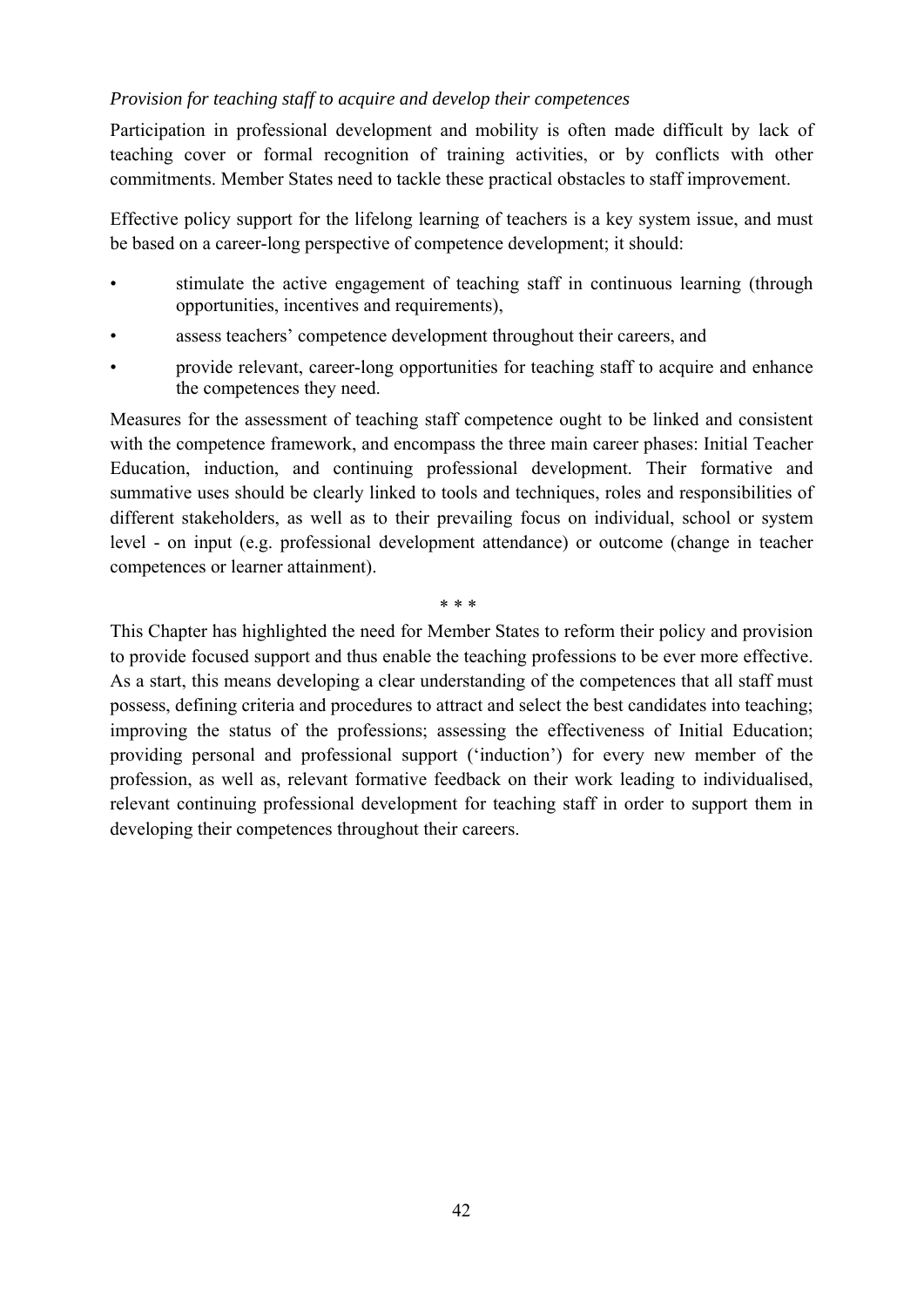*Provision for teaching staff to acquire and develop their competences*

Participation in professional development and mobility is often made difficult by lack of teaching cover or formal recognition of training activities, or by conflicts with other commitments. Member States need to tackle these practical obstacles to staff improvement.

Effective policy support for the lifelong learning of teachers is a key system issue, and must be based on a career-long perspective of competence development; it should:

- stimulate the active engagement of teaching staff in continuous learning (through opportunities, incentives and requirements),
- assess teachers' competence development throughout their careers, and
- provide relevant, career-long opportunities for teaching staff to acquire and enhance the competences they need.

Measures for the assessment of teaching staff competence ought to be linked and consistent with the competence framework, and encompass the three main career phases: Initial Teacher Education, induction, and continuing professional development. Their formative and summative uses should be clearly linked to tools and techniques, roles and responsibilities of different stakeholders, as well as to their prevailing focus on individual, school or system level - on input (e.g. professional development attendance) or outcome (change in teacher competences or learner attainment).

\* \* \*

This Chapter has highlighted the need for Member States to reform their policy and provision to provide focused support and thus enable the teaching professions to be ever more effective. As a start, this means developing a clear understanding of the competences that all staff must possess, defining criteria and procedures to attract and select the best candidates into teaching; improving the status of the professions; assessing the effectiveness of Initial Education; providing personal and professional support ('induction') for every new member of the profession, as well as, relevant formative feedback on their work leading to individualised, relevant continuing professional development for teaching staff in order to support them in developing their competences throughout their careers.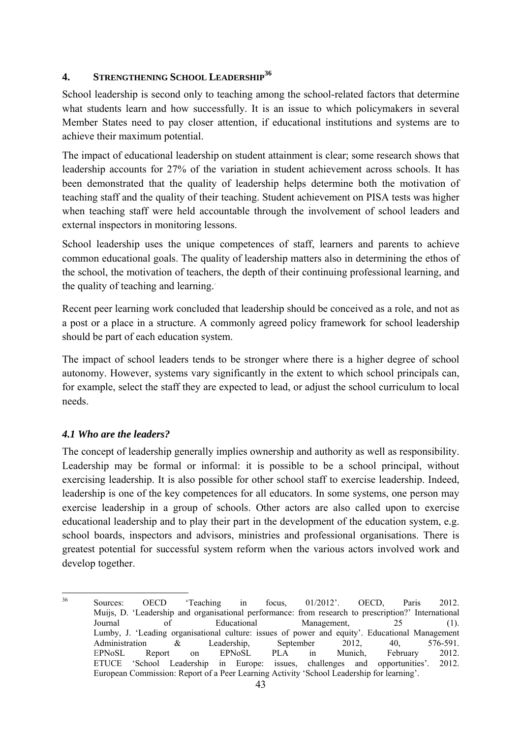## 4. STRENGTHENING SCHOOL LEADERSHIP[36]

School leadership is second only to teaching among the school-related factors that determine what students learn and how successfully. It is an issue to which policymakers in several Member States need to pay closer attention, if educational institutions and systems are to achieve their maximum potential.

The impact of educational leadership on student attainment is clear; some research shows that leadership accounts for 27% of the variation in student achievement across schools. It has been demonstrated that the quality of leadership helps determine both the motivation of teaching staff and the quality of their teaching. Student achievement on PISA tests was higher when teaching staff were held accountable through the involvement of school leaders and external inspectors in monitoring lessons.

School leadership uses the unique competences of staff, learners and parents to achieve common educational goals. The quality of leadership matters also in determining the ethos of the school, the motivation of teachers, the depth of their continuing professional learning, and the quality of teaching and learning.

Recent peer learning work concluded that leadership should be conceived as a role, and not as a post or a place in a structure. A commonly agreed policy framework for school leadership should be part of each education system.

The impact of school leaders tends to be stronger where there is a higher degree of school autonomy. However, systems vary significantly in the extent to which school principals can, for example, select the staff they are expected to lead, or adjust the school curriculum to local needs.

### *4.1 Who are the leaders?*

The concept of leadership generally implies ownership and authority as well as responsibility. Leadership may be formal or informal: it is possible to be a school principal, without exercising leadership. It is also possible for other school staff to exercise leadership. Indeed, leadership is one of the key competences for all educators. In some systems, one person may exercise leadership in a group of schools. Other actors are also called upon to exercise educational leadership and to play their part in the development of the education system, e.g. school boards, inspectors and advisors, ministries and professional organisations. There is greatest potential for successful system reform when the various actors involved work and develop together.

---

[36] Sources: OECD 'Teaching in focus, 01/2012'. OECD, Paris 2012.
Muijs, D. 'Leadership and organisational performance: from research to prescription?' International Journal of Educational Management, 25 (1).
Lumby, J. 'Leading organisational culture: issues of power and equity'. Educational Management Administration & Leadership, September 2012, 40, 576-591.
EPNoSL Report on EPNoSL PLA in Munich, February 2012.
ETUCE 'School Leadership in Europe: issues, challenges and opportunities'. 2012.
European Commission: Report of a Peer Learning Activity 'School Leadership for learning'.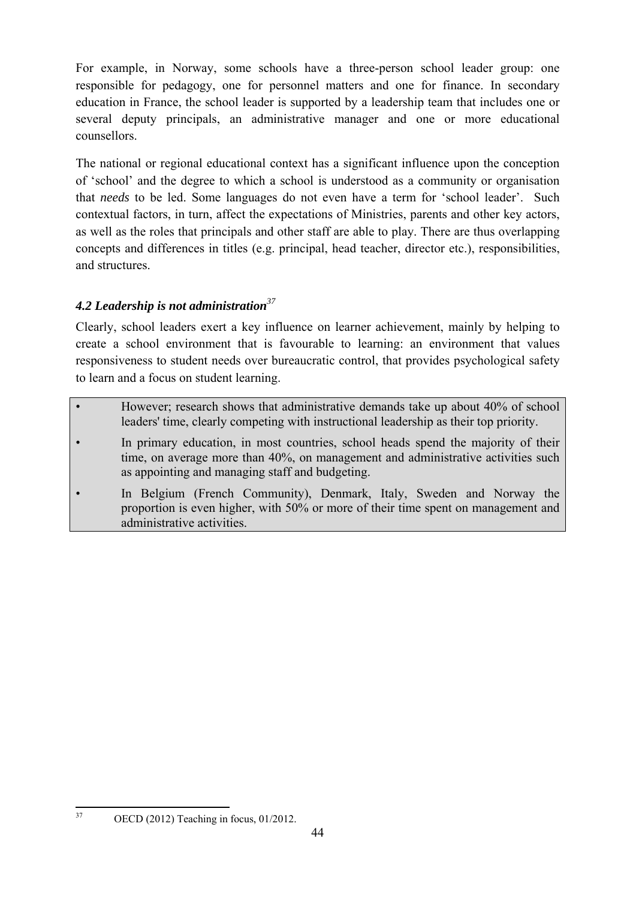For example, in Norway, some schools have a three-person school leader group: one responsible for pedagogy, one for personnel matters and one for finance. In secondary education in France, the school leader is supported by a leadership team that includes one or several deputy principals, an administrative manager and one or more educational counsellors.

The national or regional educational context has a significant influence upon the conception of 'school' and the degree to which a school is understood as a community or organisation that *needs* to be led. Some languages do not even have a term for 'school leader'. Such contextual factors, in turn, affect the expectations of Ministries, parents and other key actors, as well as the roles that principals and other staff are able to play. There are thus overlapping concepts and differences in titles (e.g. principal, head teacher, director etc.), responsibilities, and structures.

### *4.2 Leadership is not administration*[37]

Clearly, school leaders exert a key influence on learner achievement, mainly by helping to create a school environment that is favourable to learning: an environment that values responsiveness to student needs over bureaucratic control, that provides psychological safety to learn and a focus on student learning.

- However; research shows that administrative demands take up about 40% of school leaders' time, clearly competing with instructional leadership as their top priority.
- In primary education, in most countries, school heads spend the majority of their time, on average more than 40%, on management and administrative activities such as appointing and managing staff and budgeting.
- In Belgium (French Community), Denmark, Italy, Sweden and Norway the proportion is even higher, with 50% or more of their time spent on management and administrative activities.

[37] OECD (2012) Teaching in focus, 01/2012.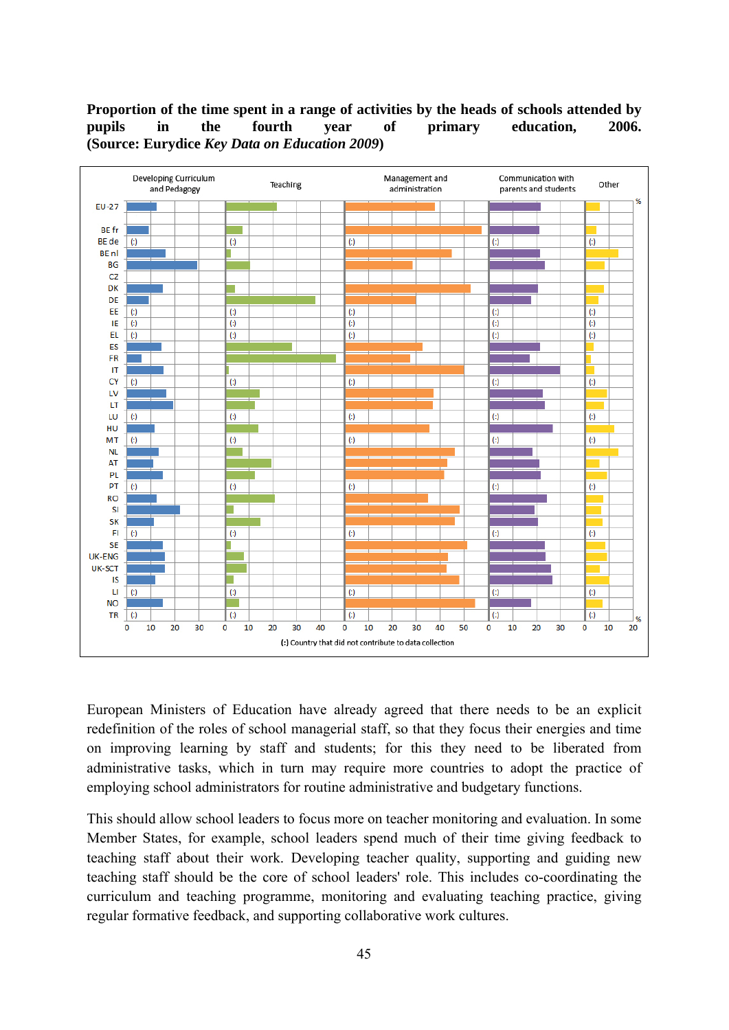**Proportion of the time spent in a range of activities by the heads of schools attended by pupils in the fourth year of primary education, 2006. (Source: Eurydice *Key Data on Education 2009*)**

European Ministers of Education have already agreed that there needs to be an explicit redefinition of the roles of school managerial staff, so that they focus their energies and time on improving learning by staff and students; for this they need to be liberated from administrative tasks, which in turn may require more countries to adopt the practice of employing school administrators for routine administrative and budgetary functions.

This should allow school leaders to focus more on teacher monitoring and evaluation. In some Member States, for example, school leaders spend much of their time giving feedback to teaching staff about their work. Developing teacher quality, supporting and guiding new teaching staff should be the core of school leaders' role. This includes co-coordinating the curriculum and teaching programme, monitoring and evaluating teaching practice, giving regular formative feedback, and supporting collaborative work cultures.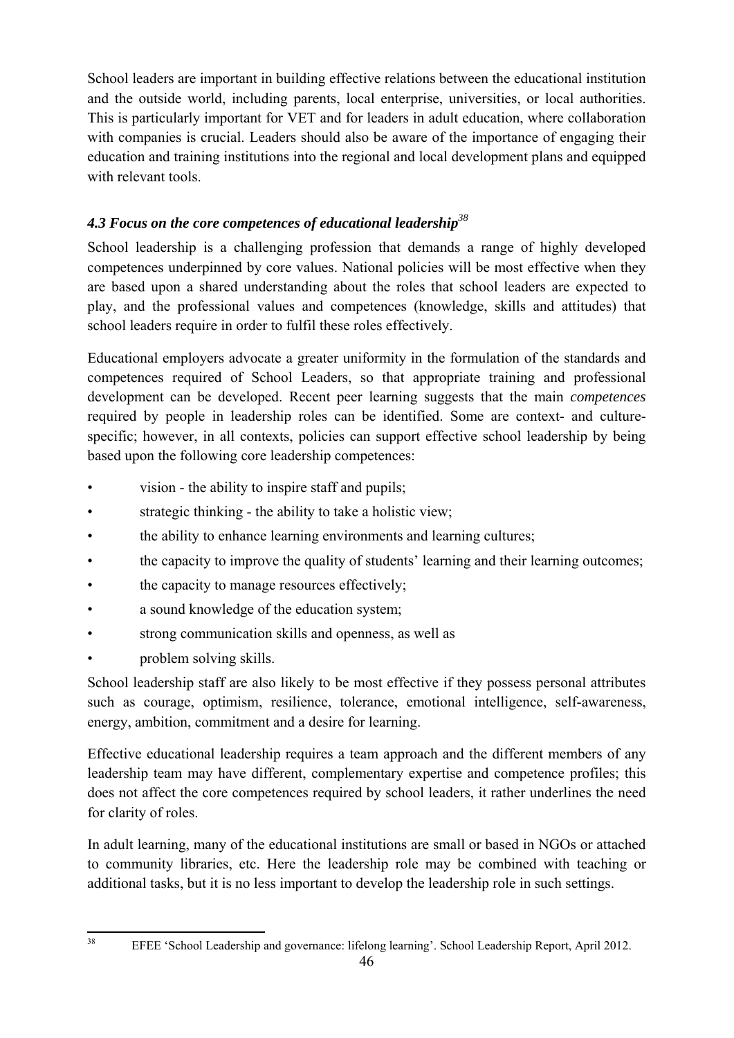School leaders are important in building effective relations between the educational institution and the outside world, including parents, local enterprise, universities, or local authorities. This is particularly important for VET and for leaders in adult education, where collaboration with companies is crucial. Leaders should also be aware of the importance of engaging their education and training institutions into the regional and local development plans and equipped with relevant tools.

### *4.3 Focus on the core competences of educational leadership*[38]

School leadership is a challenging profession that demands a range of highly developed competences underpinned by core values. National policies will be most effective when they are based upon a shared understanding about the roles that school leaders are expected to play, and the professional values and competences (knowledge, skills and attitudes) that school leaders require in order to fulfil these roles effectively.

Educational employers advocate a greater uniformity in the formulation of the standards and competences required of School Leaders, so that appropriate training and professional development can be developed. Recent peer learning suggests that the main *competences* required by people in leadership roles can be identified. Some are context- and culture-specific; however, in all contexts, policies can support effective school leadership by being based upon the following core leadership competences:

- vision - the ability to inspire staff and pupils;
- strategic thinking - the ability to take a holistic view;
- the ability to enhance learning environments and learning cultures;
- the capacity to improve the quality of students' learning and their learning outcomes;
- the capacity to manage resources effectively;
- a sound knowledge of the education system;
- strong communication skills and openness, as well as
- problem solving skills.

School leadership staff are also likely to be most effective if they possess personal attributes such as courage, optimism, resilience, tolerance, emotional intelligence, self-awareness, energy, ambition, commitment and a desire for learning.

Effective educational leadership requires a team approach and the different members of any leadership team may have different, complementary expertise and competence profiles; this does not affect the core competences required by school leaders, it rather underlines the need for clarity of roles.

In adult learning, many of the educational institutions are small or based in NGOs or attached to community libraries, etc. Here the leadership role may be combined with teaching or additional tasks, but it is no less important to develop the leadership role in such settings.

[38] EFEE 'School Leadership and governance: lifelong learning'. School Leadership Report, April 2012.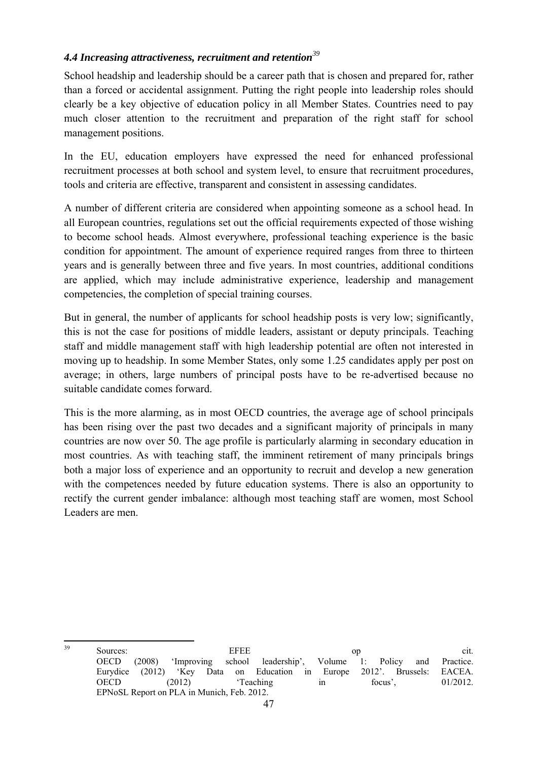### *4.4 Increasing attractiveness, recruitment and retention*[39]

School headship and leadership should be a career path that is chosen and prepared for, rather than a forced or accidental assignment. Putting the right people into leadership roles should clearly be a key objective of education policy in all Member States. Countries need to pay much closer attention to the recruitment and preparation of the right staff for school management positions.

In the EU, education employers have expressed the need for enhanced professional recruitment processes at both school and system level, to ensure that recruitment procedures, tools and criteria are effective, transparent and consistent in assessing candidates.

A number of different criteria are considered when appointing someone as a school head. In all European countries, regulations set out the official requirements expected of those wishing to become school heads. Almost everywhere, professional teaching experience is the basic condition for appointment. The amount of experience required ranges from three to thirteen years and is generally between three and five years. In most countries, additional conditions are applied, which may include administrative experience, leadership and management competencies, the completion of special training courses.

But in general, the number of applicants for school headship posts is very low; significantly, this is not the case for positions of middle leaders, assistant or deputy principals. Teaching staff and middle management staff with high leadership potential are often not interested in moving up to headship. In some Member States, only some 1.25 candidates apply per post on average; in others, large numbers of principal posts have to be re-advertised because no suitable candidate comes forward.

This is the more alarming, as in most OECD countries, the average age of school principals has been rising over the past two decades and a significant majority of principals in many countries are now over 50. The age profile is particularly alarming in secondary education in most countries. As with teaching staff, the imminent retirement of many principals brings both a major loss of experience and an opportunity to recruit and develop a new generation with the competences needed by future education systems. There is also an opportunity to rectify the current gender imbalance: although most teaching staff are women, most School Leaders are men.

---

[39] Sources: EFEE op cit.
OECD (2008) 'Improving school leadership', Volume 1: Policy and Practice.
Eurydice (2012) 'Key Data on Education in Europe 2012'. Brussels: EACEA.
OECD (2012) 'Teaching in focus', 01/2012.
EPNoSL Report on PLA in Munich, Feb. 2012.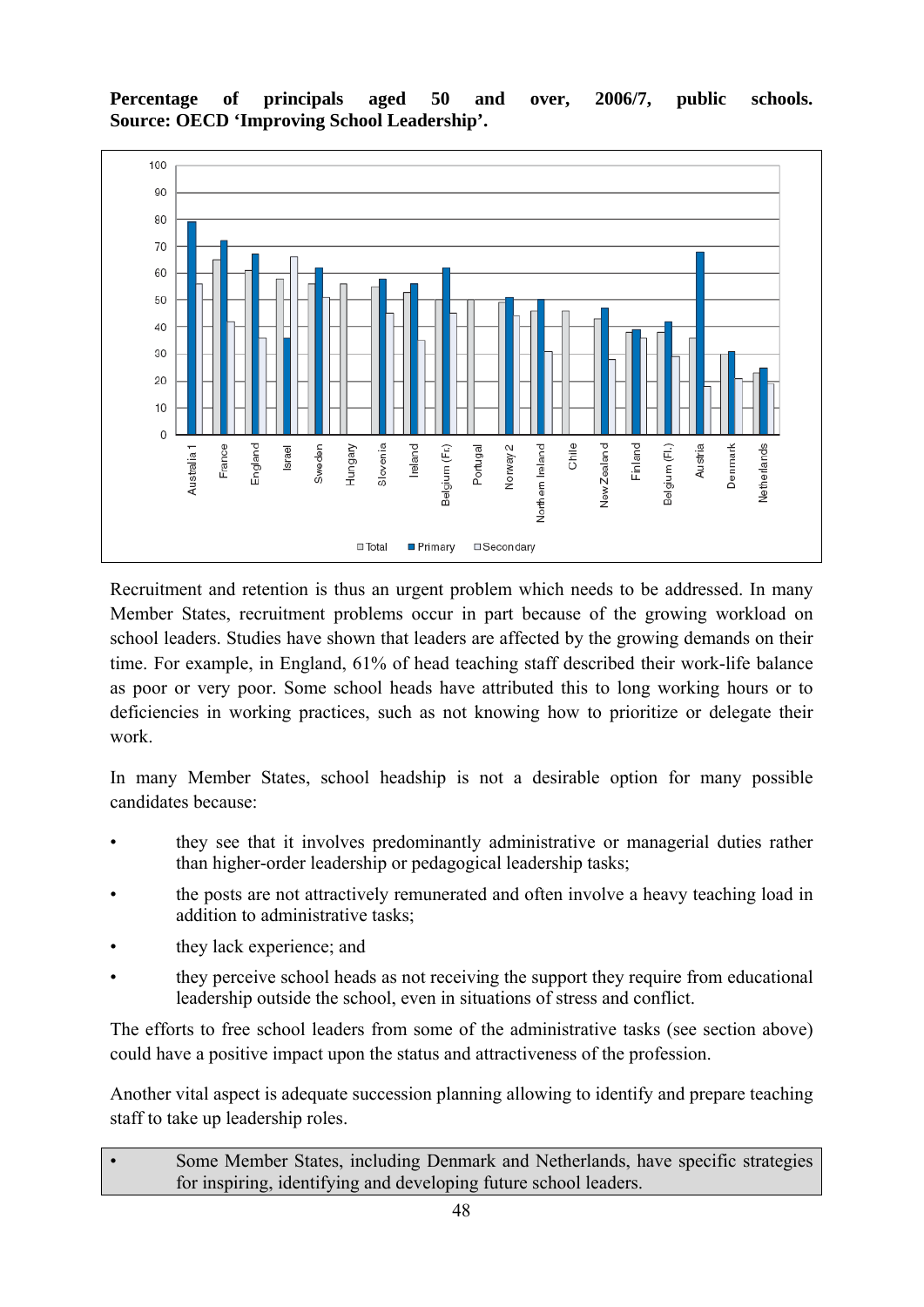**Percentage of principals aged 50 and over, 2006/7, public schools. Source: OECD 'Improving School Leadership'.**

Recruitment and retention is thus an urgent problem which needs to be addressed. In many Member States, recruitment problems occur in part because of the growing workload on school leaders. Studies have shown that leaders are affected by the growing demands on their time. For example, in England, 61% of head teaching staff described their work-life balance as poor or very poor. Some school heads have attributed this to long working hours or to deficiencies in working practices, such as not knowing how to prioritize or delegate their work.

In many Member States, school headship is not a desirable option for many possible candidates because:

- they see that it involves predominantly administrative or managerial duties rather than higher-order leadership or pedagogical leadership tasks;
- the posts are not attractively remunerated and often involve a heavy teaching load in addition to administrative tasks;
- they lack experience; and
- they perceive school heads as not receiving the support they require from educational leadership outside the school, even in situations of stress and conflict.

The efforts to free school leaders from some of the administrative tasks (see section above) could have a positive impact upon the status and attractiveness of the profession.

Another vital aspect is adequate succession planning allowing to identify and prepare teaching staff to take up leadership roles.

- Some Member States, including Denmark and Netherlands, have specific strategies for inspiring, identifying and developing future school leaders.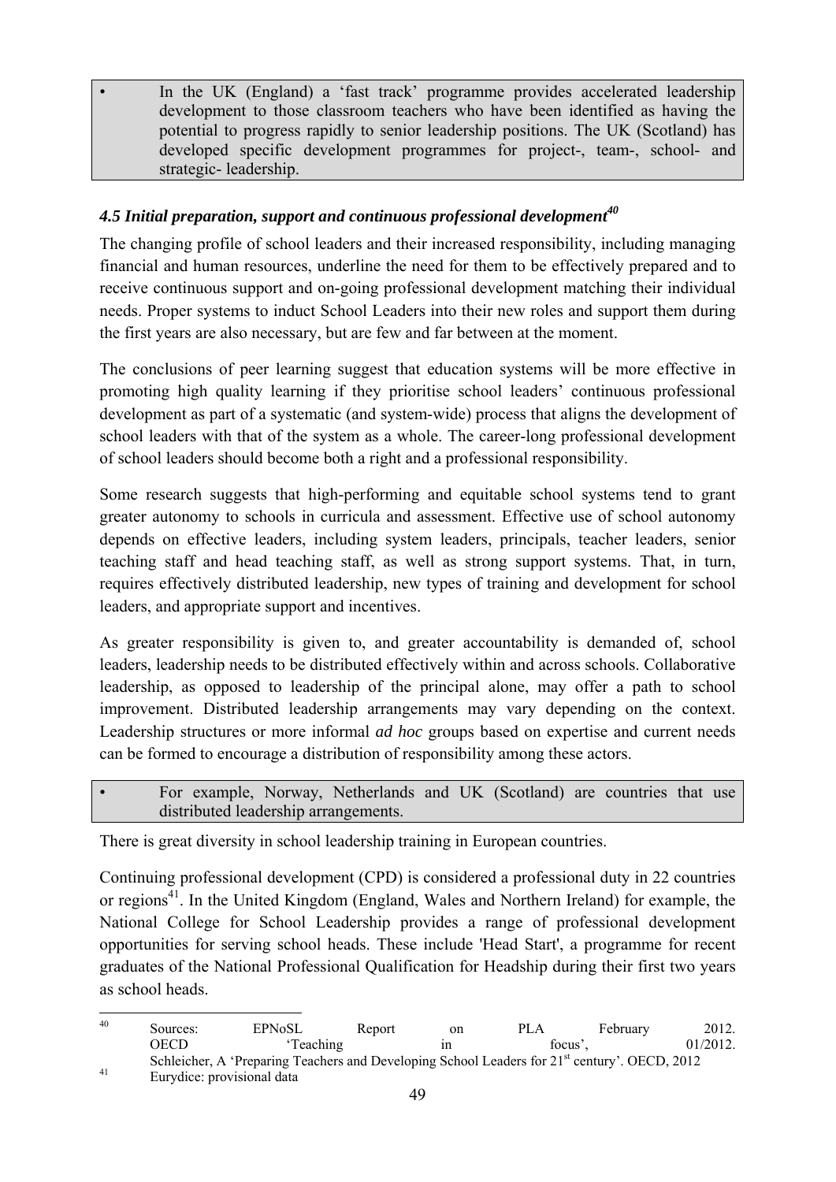- In the UK (England) a 'fast track' programme provides accelerated leadership development to those classroom teachers who have been identified as having the potential to progress rapidly to senior leadership positions. The UK (Scotland) has developed specific development programmes for project-, team-, school- and strategic- leadership.

### *4.5 Initial preparation, support and continuous professional development*[40]

The changing profile of school leaders and their increased responsibility, including managing financial and human resources, underline the need for them to be effectively prepared and to receive continuous support and on-going professional development matching their individual needs. Proper systems to induct School Leaders into their new roles and support them during the first years are also necessary, but are few and far between at the moment.

The conclusions of peer learning suggest that education systems will be more effective in promoting high quality learning if they prioritise school leaders' continuous professional development as part of a systematic (and system-wide) process that aligns the development of school leaders with that of the system as a whole. The career-long professional development of school leaders should become both a right and a professional responsibility.

Some research suggests that high-performing and equitable school systems tend to grant greater autonomy to schools in curricula and assessment. Effective use of school autonomy depends on effective leaders, including system leaders, principals, teacher leaders, senior teaching staff and head teaching staff, as well as strong support systems. That, in turn, requires effectively distributed leadership, new types of training and development for school leaders, and appropriate support and incentives.

As greater responsibility is given to, and greater accountability is demanded of, school leaders, leadership needs to be distributed effectively within and across schools. Collaborative leadership, as opposed to leadership of the principal alone, may offer a path to school improvement. Distributed leadership arrangements may vary depending on the context. Leadership structures or more informal *ad hoc* groups based on expertise and current needs can be formed to encourage a distribution of responsibility among these actors.

- For example, Norway, Netherlands and UK (Scotland) are countries that use distributed leadership arrangements.

There is great diversity in school leadership training in European countries.

Continuing professional development (CPD) is considered a professional duty in 22 countries or regions[41]. In the United Kingdom (England, Wales and Northern Ireland) for example, the National College for School Leadership provides a range of professional development opportunities for serving school heads. These include 'Head Start', a programme for recent graduates of the National Professional Qualification for Headship during their first two years as school heads.

---

[40] Sources: EPNoSL Report on PLA February 2012. OECD 'Teaching in focus', 01/2012. Schleicher, A 'Preparing Teachers and Developing School Leaders for 21st century'. OECD, 2012

[41] Eurydice: provisional data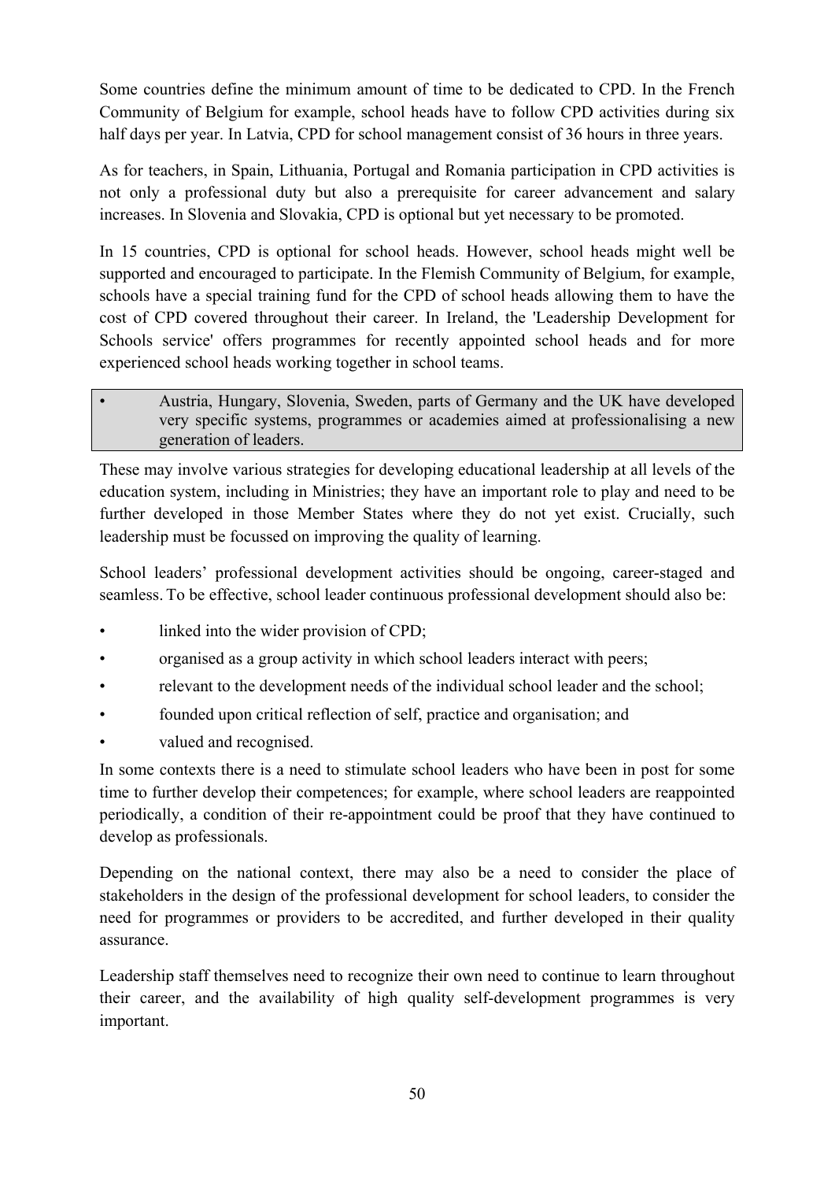Some countries define the minimum amount of time to be dedicated to CPD. In the French Community of Belgium for example, school heads have to follow CPD activities during six half days per year. In Latvia, CPD for school management consist of 36 hours in three years.

As for teachers, in Spain, Lithuania, Portugal and Romania participation in CPD activities is not only a professional duty but also a prerequisite for career advancement and salary increases. In Slovenia and Slovakia, CPD is optional but yet necessary to be promoted.

In 15 countries, CPD is optional for school heads. However, school heads might well be supported and encouraged to participate. In the Flemish Community of Belgium, for example, schools have a special training fund for the CPD of school heads allowing them to have the cost of CPD covered throughout their career. In Ireland, the 'Leadership Development for Schools service' offers programmes for recently appointed school heads and for more experienced school heads working together in school teams.

- Austria, Hungary, Slovenia, Sweden, parts of Germany and the UK have developed very specific systems, programmes or academies aimed at professionalising a new generation of leaders.

These may involve various strategies for developing educational leadership at all levels of the education system, including in Ministries; they have an important role to play and need to be further developed in those Member States where they do not yet exist. Crucially, such leadership must be focussed on improving the quality of learning.

School leaders' professional development activities should be ongoing, career-staged and seamless. To be effective, school leader continuous professional development should also be:

- linked into the wider provision of CPD;
- organised as a group activity in which school leaders interact with peers;
- relevant to the development needs of the individual school leader and the school;
- founded upon critical reflection of self, practice and organisation; and
- valued and recognised.

In some contexts there is a need to stimulate school leaders who have been in post for some time to further develop their competences; for example, where school leaders are reappointed periodically, a condition of their re-appointment could be proof that they have continued to develop as professionals.

Depending on the national context, there may also be a need to consider the place of stakeholders in the design of the professional development for school leaders, to consider the need for programmes or providers to be accredited, and further developed in their quality assurance.

Leadership staff themselves need to recognize their own need to continue to learn throughout their career, and the availability of high quality self-development programmes is very important.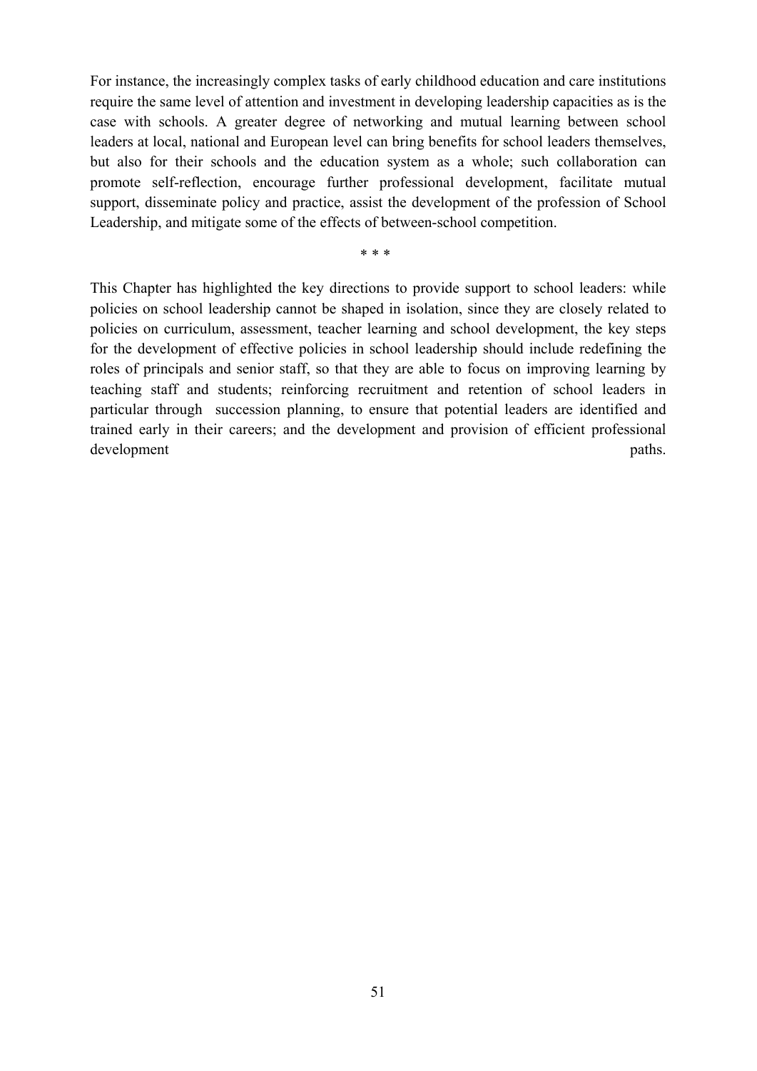For instance, the increasingly complex tasks of early childhood education and care institutions require the same level of attention and investment in developing leadership capacities as is the case with schools. A greater degree of networking and mutual learning between school leaders at local, national and European level can bring benefits for school leaders themselves, but also for their schools and the education system as a whole; such collaboration can promote self-reflection, encourage further professional development, facilitate mutual support, disseminate policy and practice, assist the development of the profession of School Leadership, and mitigate some of the effects of between-school competition.

\* \* \*

This Chapter has highlighted the key directions to provide support to school leaders: while policies on school leadership cannot be shaped in isolation, since they are closely related to policies on curriculum, assessment, teacher learning and school development, the key steps for the development of effective policies in school leadership should include redefining the roles of principals and senior staff, so that they are able to focus on improving learning by teaching staff and students; reinforcing recruitment and retention of school leaders in particular through succession planning, to ensure that potential leaders are identified and trained early in their careers; and the development and provision of efficient professional development paths.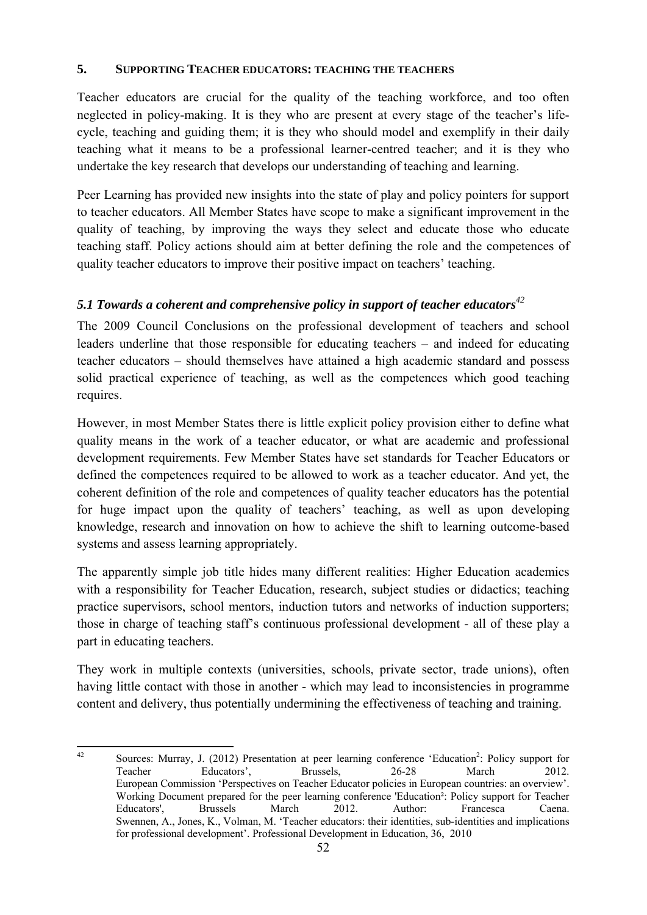## 5. Supporting Teacher educators: teaching the teachers

Teacher educators are crucial for the quality of the teaching workforce, and too often neglected in policy-making. It is they who are present at every stage of the teacher's life-cycle, teaching and guiding them; it is they who should model and exemplify in their daily teaching what it means to be a professional learner-centred teacher; and it is they who undertake the key research that develops our understanding of teaching and learning.

Peer Learning has provided new insights into the state of play and policy pointers for support to teacher educators. All Member States have scope to make a significant improvement in the quality of teaching, by improving the ways they select and educate those who educate teaching staff. Policy actions should aim at better defining the role and the competences of quality teacher educators to improve their positive impact on teachers' teaching.

### *5.1 Towards a coherent and comprehensive policy in support of teacher educators*[42]

The 2009 Council Conclusions on the professional development of teachers and school leaders underline that those responsible for educating teachers – and indeed for educating teacher educators – should themselves have attained a high academic standard and possess solid practical experience of teaching, as well as the competences which good teaching requires.

However, in most Member States there is little explicit policy provision either to define what quality means in the work of a teacher educator, or what are academic and professional development requirements. Few Member States have set standards for Teacher Educators or defined the competences required to be allowed to work as a teacher educator. And yet, the coherent definition of the role and competences of quality teacher educators has the potential for huge impact upon the quality of teachers' teaching, as well as upon developing knowledge, research and innovation on how to achieve the shift to learning outcome-based systems and assess learning appropriately.

The apparently simple job title hides many different realities: Higher Education academics with a responsibility for Teacher Education, research, subject studies or didactics; teaching practice supervisors, school mentors, induction tutors and networks of induction supporters; those in charge of teaching staff's continuous professional development - all of these play a part in educating teachers.

They work in multiple contexts (universities, schools, private sector, trade unions), often having little contact with those in another - which may lead to inconsistencies in programme content and delivery, thus potentially undermining the effectiveness of teaching and training.

---

[42] Sources: Murray, J. (2012) Presentation at peer learning conference 'Education²: Policy support for Teacher Educators', Brussels, 26-28 March 2012. European Commission 'Perspectives on Teacher Educator policies in European countries: an overview'. Working Document prepared for the peer learning conference 'Education²: Policy support for Teacher Educators', Brussels March 2012. Author: Francesca Caena. Swennen, A., Jones, K., Volman, M. 'Teacher educators: their identities, sub-identities and implications for professional development'. Professional Development in Education, 36, 2010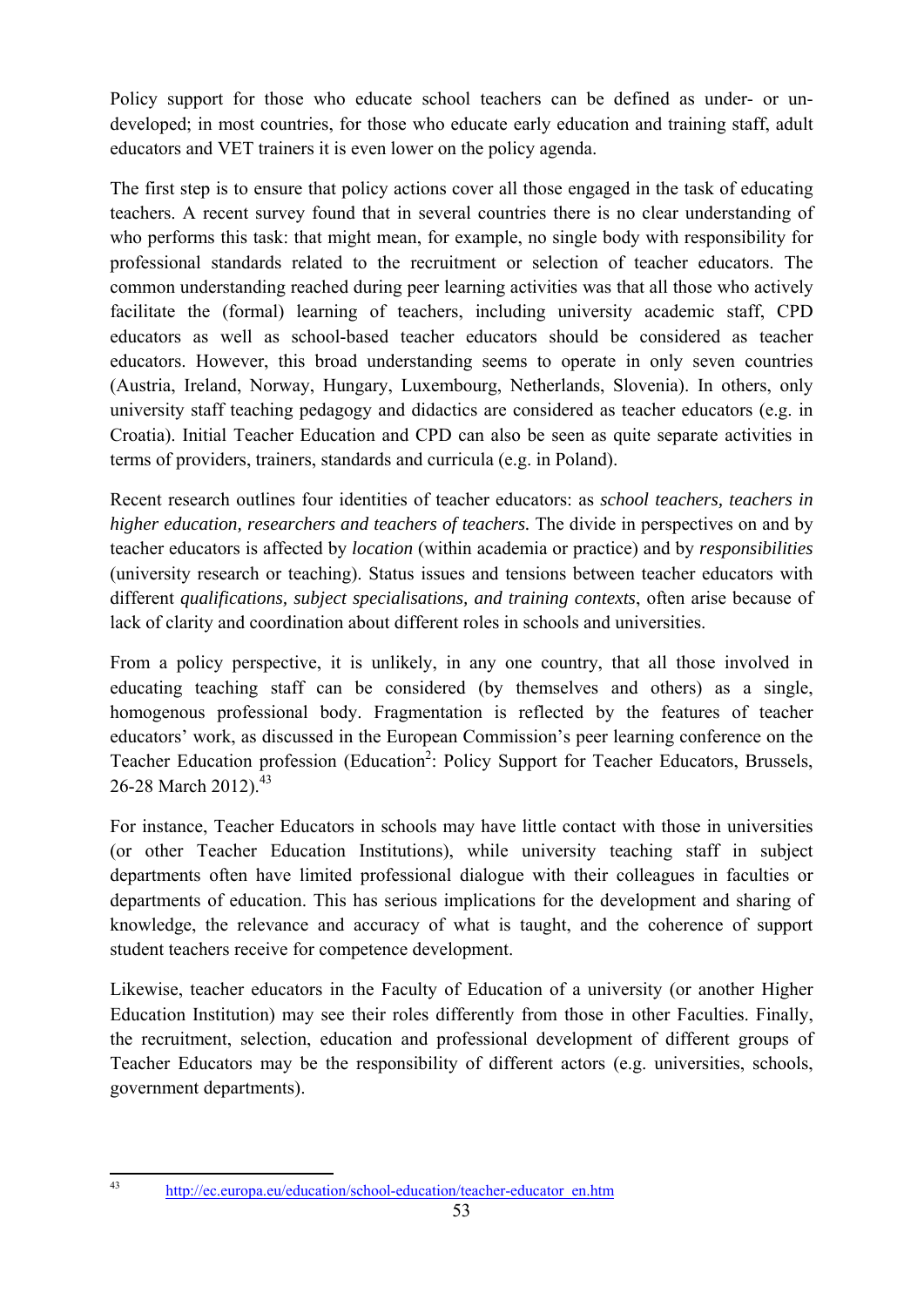Policy support for those who educate school teachers can be defined as under- or un-developed; in most countries, for those who educate early education and training staff, adult educators and VET trainers it is even lower on the policy agenda.

The first step is to ensure that policy actions cover all those engaged in the task of educating teachers. A recent survey found that in several countries there is no clear understanding of who performs this task: that might mean, for example, no single body with responsibility for professional standards related to the recruitment or selection of teacher educators. The common understanding reached during peer learning activities was that all those who actively facilitate the (formal) learning of teachers, including university academic staff, CPD educators as well as school-based teacher educators should be considered as teacher educators. However, this broad understanding seems to operate in only seven countries (Austria, Ireland, Norway, Hungary, Luxembourg, Netherlands, Slovenia). In others, only university staff teaching pedagogy and didactics are considered as teacher educators (e.g. in Croatia). Initial Teacher Education and CPD can also be seen as quite separate activities in terms of providers, trainers, standards and curricula (e.g. in Poland).

Recent research outlines four identities of teacher educators: as *school teachers, teachers in higher education, researchers and teachers of teachers.* The divide in perspectives on and by teacher educators is affected by *location* (within academia or practice) and by *responsibilities* (university research or teaching). Status issues and tensions between teacher educators with different *qualifications, subject specialisations, and training contexts*, often arise because of lack of clarity and coordination about different roles in schools and universities.

From a policy perspective, it is unlikely, in any one country, that all those involved in educating teaching staff can be considered (by themselves and others) as a single, homogenous professional body. Fragmentation is reflected by the features of teacher educators' work, as discussed in the European Commission's peer learning conference on the Teacher Education profession (Education$^2$: Policy Support for Teacher Educators, Brussels, 26-28 March 2012).[43]

For instance, Teacher Educators in schools may have little contact with those in universities (or other Teacher Education Institutions), while university teaching staff in subject departments often have limited professional dialogue with their colleagues in faculties or departments of education. This has serious implications for the development and sharing of knowledge, the relevance and accuracy of what is taught, and the coherence of support student teachers receive for competence development.

Likewise, teacher educators in the Faculty of Education of a university (or another Higher Education Institution) may see their roles differently from those in other Faculties. Finally, the recruitment, selection, education and professional development of different groups of Teacher Educators may be the responsibility of different actors (e.g. universities, schools, government departments).

---

[43] http://ec.europa.eu/education/school-education/teacher-educator_en.htm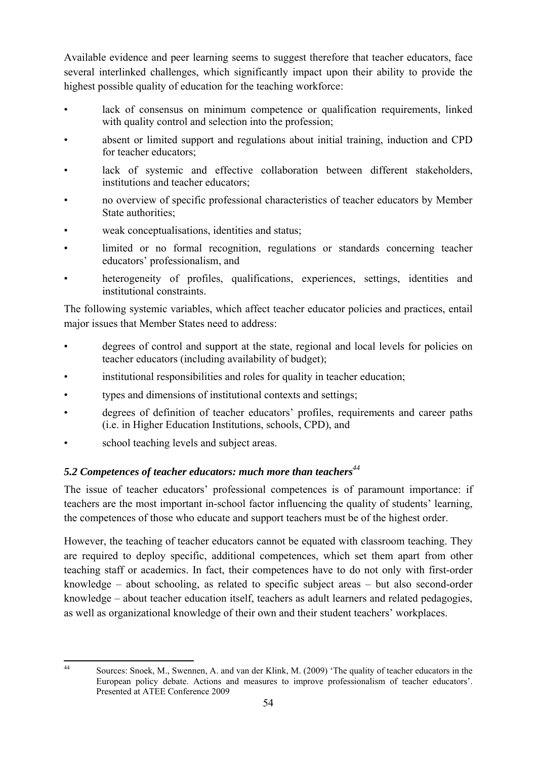Available evidence and peer learning seems to suggest therefore that teacher educators, face several interlinked challenges, which significantly impact upon their ability to provide the highest possible quality of education for the teaching workforce:

- lack of consensus on minimum competence or qualification requirements, linked with quality control and selection into the profession;
- absent or limited support and regulations about initial training, induction and CPD for teacher educators;
- lack of systemic and effective collaboration between different stakeholders, institutions and teacher educators;
- no overview of specific professional characteristics of teacher educators by Member State authorities;
- weak conceptualisations, identities and status;
- limited or no formal recognition, regulations or standards concerning teacher educators' professionalism, and
- heterogeneity of profiles, qualifications, experiences, settings, identities and institutional constraints.

The following systemic variables, which affect teacher educator policies and practices, entail major issues that Member States need to address:

- degrees of control and support at the state, regional and local levels for policies on teacher educators (including availability of budget);
- institutional responsibilities and roles for quality in teacher education;
- types and dimensions of institutional contexts and settings;
- degrees of definition of teacher educators' profiles, requirements and career paths (i.e. in Higher Education Institutions, schools, CPD), and
- school teaching levels and subject areas.

### *5.2 Competences of teacher educators: much more than teachers*[44]

The issue of teacher educators' professional competences is of paramount importance: if teachers are the most important in-school factor influencing the quality of students' learning, the competences of those who educate and support teachers must be of the highest order.

However, the teaching of teacher educators cannot be equated with classroom teaching. They are required to deploy specific, additional competences, which set them apart from other teaching staff or academics. In fact, their competences have to do not only with first-order knowledge – about schooling, as related to specific subject areas – but also second-order knowledge – about teacher education itself, teachers as adult learners and related pedagogies, as well as organizational knowledge of their own and their student teachers' workplaces.

---

[44] Sources: Snoek, M., Swennen, A. and van der Klink, M. (2009) 'The quality of teacher educators in the European policy debate. Actions and measures to improve professionalism of teacher educators'. Presented at ATEE Conference 2009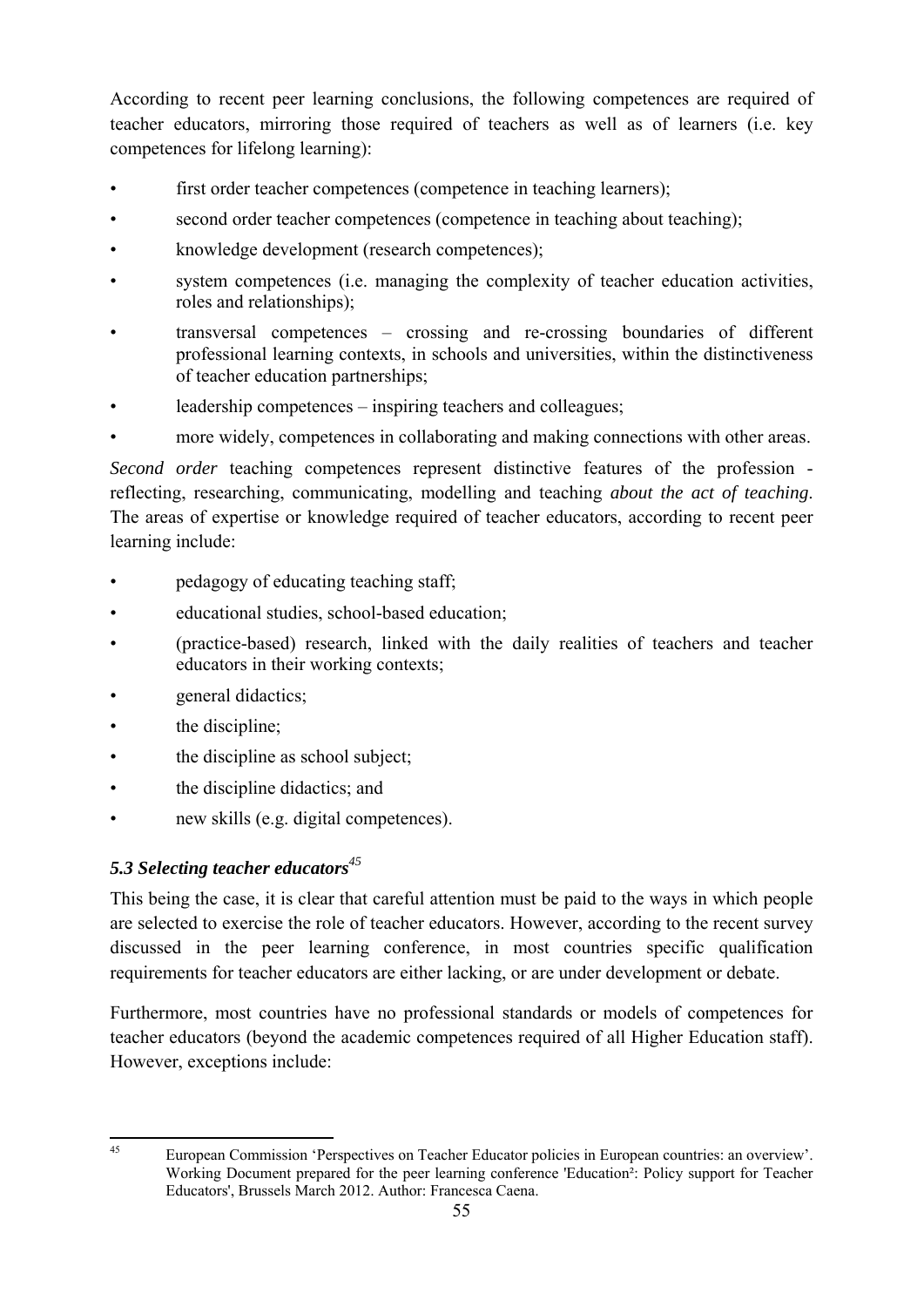According to recent peer learning conclusions, the following competences are required of teacher educators, mirroring those required of teachers as well as of learners (i.e. key competences for lifelong learning):

- first order teacher competences (competence in teaching learners);
- second order teacher competences (competence in teaching about teaching);
- knowledge development (research competences);
- system competences (i.e. managing the complexity of teacher education activities, roles and relationships);
- transversal competences – crossing and re-crossing boundaries of different professional learning contexts, in schools and universities, within the distinctiveness of teacher education partnerships;
- leadership competences – inspiring teachers and colleagues;
- more widely, competences in collaborating and making connections with other areas.

*Second order* teaching competences represent distinctive features of the profession - reflecting, researching, communicating, modelling and teaching *about the act of teaching*. The areas of expertise or knowledge required of teacher educators, according to recent peer learning include:

- pedagogy of educating teaching staff;
- educational studies, school-based education;
- (practice-based) research, linked with the daily realities of teachers and teacher educators in their working contexts;
- general didactics;
- the discipline;
- the discipline as school subject;
- the discipline didactics; and
- new skills (e.g. digital competences).

### *5.3 Selecting teacher educators*[45]

This being the case, it is clear that careful attention must be paid to the ways in which people are selected to exercise the role of teacher educators. However, according to the recent survey discussed in the peer learning conference, in most countries specific qualification requirements for teacher educators are either lacking, or are under development or debate.

Furthermore, most countries have no professional standards or models of competences for teacher educators (beyond the academic competences required of all Higher Education staff). However, exceptions include:

---

[45] European Commission 'Perspectives on Teacher Educator policies in European countries: an overview'. Working Document prepared for the peer learning conference 'Education²: Policy support for Teacher Educators', Brussels March 2012. Author: Francesca Caena.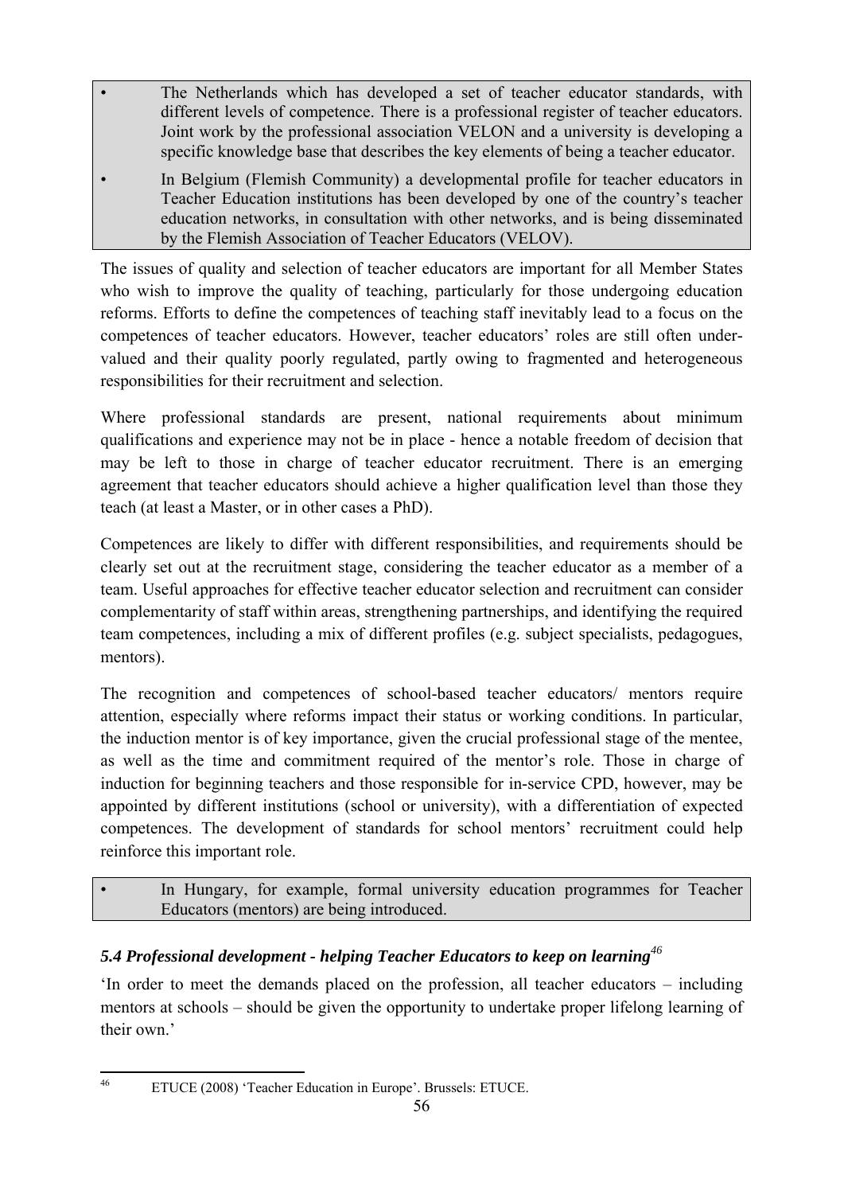- The Netherlands which has developed a set of teacher educator standards, with different levels of competence. There is a professional register of teacher educators. Joint work by the professional association VELON and a university is developing a specific knowledge base that describes the key elements of being a teacher educator.
- In Belgium (Flemish Community) a developmental profile for teacher educators in Teacher Education institutions has been developed by one of the country's teacher education networks, in consultation with other networks, and is being disseminated by the Flemish Association of Teacher Educators (VELOV).

The issues of quality and selection of teacher educators are important for all Member States who wish to improve the quality of teaching, particularly for those undergoing education reforms. Efforts to define the competences of teaching staff inevitably lead to a focus on the competences of teacher educators. However, teacher educators' roles are still often under-valued and their quality poorly regulated, partly owing to fragmented and heterogeneous responsibilities for their recruitment and selection.

Where professional standards are present, national requirements about minimum qualifications and experience may not be in place - hence a notable freedom of decision that may be left to those in charge of teacher educator recruitment. There is an emerging agreement that teacher educators should achieve a higher qualification level than those they teach (at least a Master, or in other cases a PhD).

Competences are likely to differ with different responsibilities, and requirements should be clearly set out at the recruitment stage, considering the teacher educator as a member of a team. Useful approaches for effective teacher educator selection and recruitment can consider complementarity of staff within areas, strengthening partnerships, and identifying the required team competences, including a mix of different profiles (e.g. subject specialists, pedagogues, mentors).

The recognition and competences of school-based teacher educators/ mentors require attention, especially where reforms impact their status or working conditions. In particular, the induction mentor is of key importance, given the crucial professional stage of the mentee, as well as the time and commitment required of the mentor's role. Those in charge of induction for beginning teachers and those responsible for in-service CPD, however, may be appointed by different institutions (school or university), with a differentiation of expected competences. The development of standards for school mentors' recruitment could help reinforce this important role.

- In Hungary, for example, formal university education programmes for Teacher Educators (mentors) are being introduced.

### *5.4 Professional development - helping Teacher Educators to keep on learning*[46]

'In order to meet the demands placed on the profession, all teacher educators – including mentors at schools – should be given the opportunity to undertake proper lifelong learning of their own.'

[46] ETUCE (2008) 'Teacher Education in Europe'. Brussels: ETUCE.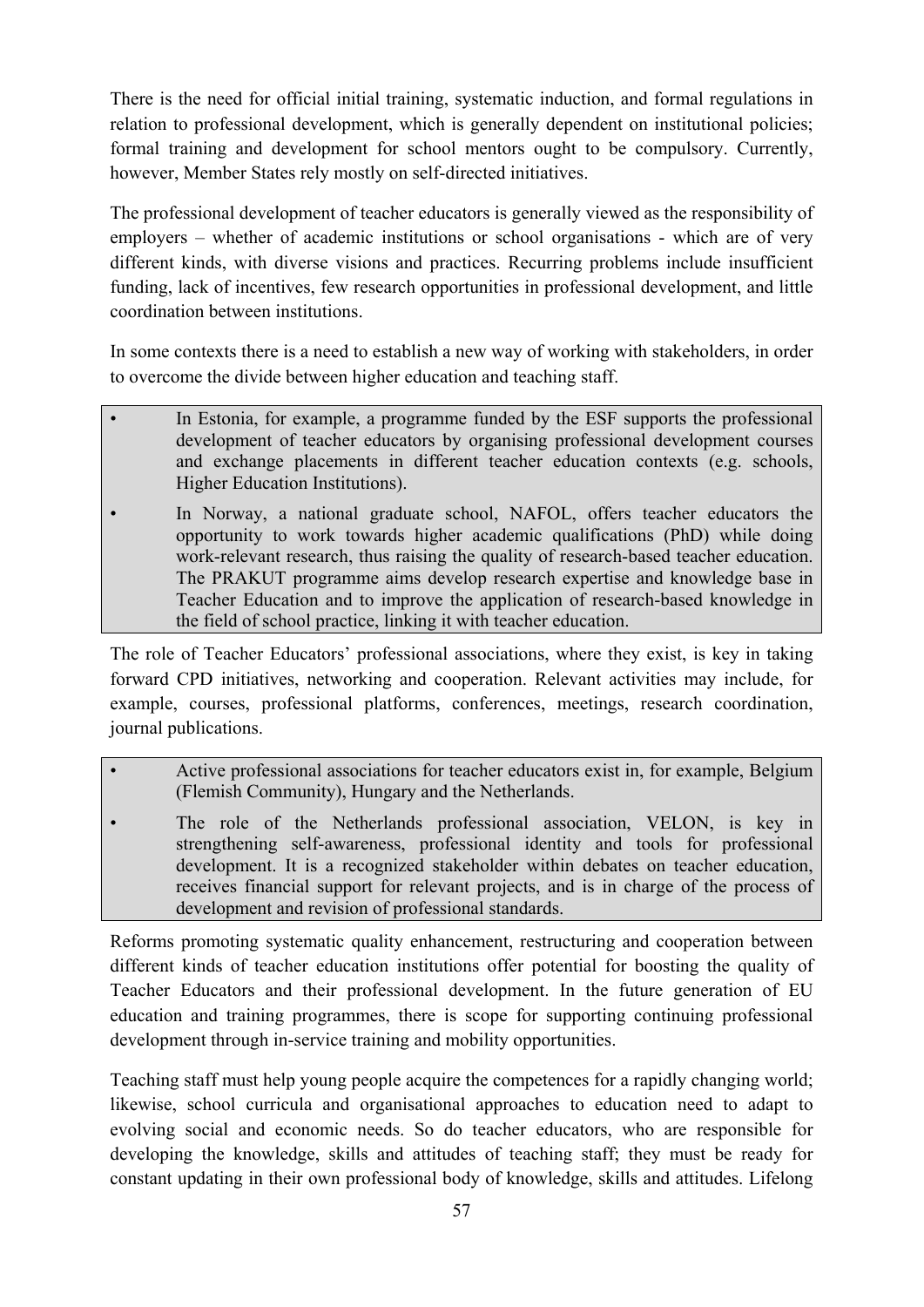There is the need for official initial training, systematic induction, and formal regulations in relation to professional development, which is generally dependent on institutional policies; formal training and development for school mentors ought to be compulsory. Currently, however, Member States rely mostly on self-directed initiatives.

The professional development of teacher educators is generally viewed as the responsibility of employers – whether of academic institutions or school organisations - which are of very different kinds, with diverse visions and practices. Recurring problems include insufficient funding, lack of incentives, few research opportunities in professional development, and little coordination between institutions.

In some contexts there is a need to establish a new way of working with stakeholders, in order to overcome the divide between higher education and teaching staff.

- In Estonia, for example, a programme funded by the ESF supports the professional development of teacher educators by organising professional development courses and exchange placements in different teacher education contexts (e.g. schools, Higher Education Institutions).
- In Norway, a national graduate school, NAFOL, offers teacher educators the opportunity to work towards higher academic qualifications (PhD) while doing work-relevant research, thus raising the quality of research-based teacher education. The PRAKUT programme aims develop research expertise and knowledge base in Teacher Education and to improve the application of research-based knowledge in the field of school practice, linking it with teacher education.

The role of Teacher Educators' professional associations, where they exist, is key in taking forward CPD initiatives, networking and cooperation. Relevant activities may include, for example, courses, professional platforms, conferences, meetings, research coordination, journal publications.

- Active professional associations for teacher educators exist in, for example, Belgium (Flemish Community), Hungary and the Netherlands.
- The role of the Netherlands professional association, VELON, is key in strengthening self-awareness, professional identity and tools for professional development. It is a recognized stakeholder within debates on teacher education, receives financial support for relevant projects, and is in charge of the process of development and revision of professional standards.

Reforms promoting systematic quality enhancement, restructuring and cooperation between different kinds of teacher education institutions offer potential for boosting the quality of Teacher Educators and their professional development. In the future generation of EU education and training programmes, there is scope for supporting continuing professional development through in-service training and mobility opportunities.

Teaching staff must help young people acquire the competences for a rapidly changing world; likewise, school curricula and organisational approaches to education need to adapt to evolving social and economic needs. So do teacher educators, who are responsible for developing the knowledge, skills and attitudes of teaching staff; they must be ready for constant updating in their own professional body of knowledge, skills and attitudes. Lifelong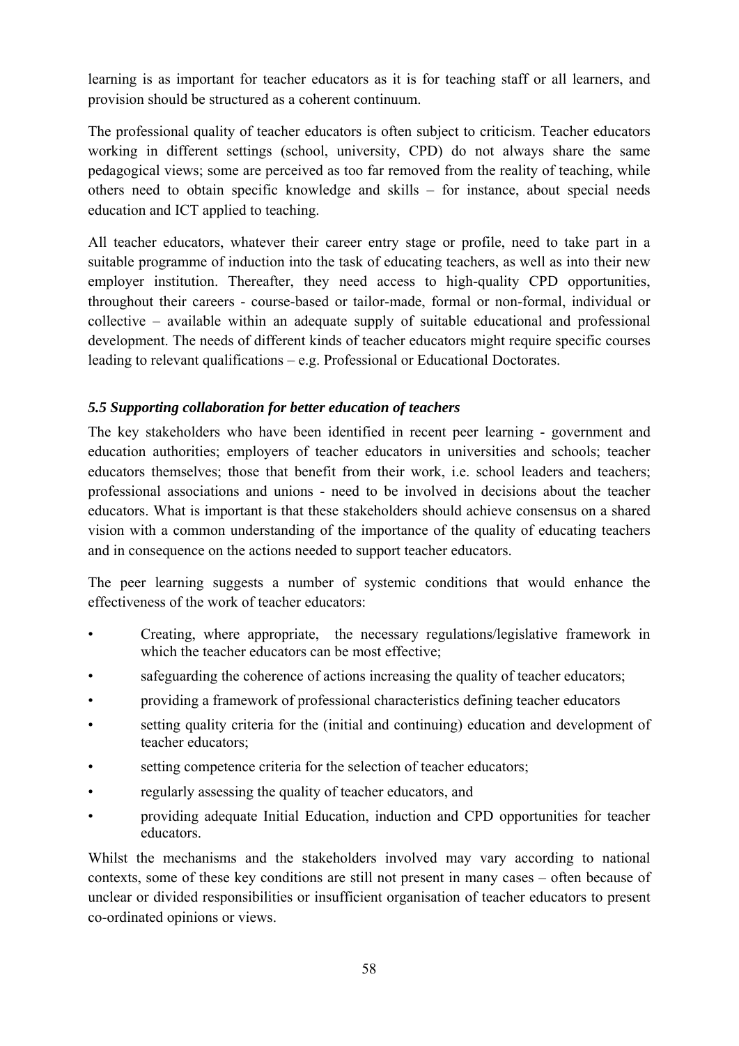learning is as important for teacher educators as it is for teaching staff or all learners, and provision should be structured as a coherent continuum.

The professional quality of teacher educators is often subject to criticism. Teacher educators working in different settings (school, university, CPD) do not always share the same pedagogical views; some are perceived as too far removed from the reality of teaching, while others need to obtain specific knowledge and skills – for instance, about special needs education and ICT applied to teaching.

All teacher educators, whatever their career entry stage or profile, need to take part in a suitable programme of induction into the task of educating teachers, as well as into their new employer institution. Thereafter, they need access to high-quality CPD opportunities, throughout their careers - course-based or tailor-made, formal or non-formal, individual or collective – available within an adequate supply of suitable educational and professional development. The needs of different kinds of teacher educators might require specific courses leading to relevant qualifications – e.g. Professional or Educational Doctorates.

### *5.5 Supporting collaboration for better education of teachers*

The key stakeholders who have been identified in recent peer learning - government and education authorities; employers of teacher educators in universities and schools; teacher educators themselves; those that benefit from their work, i.e. school leaders and teachers; professional associations and unions - need to be involved in decisions about the teacher educators. What is important is that these stakeholders should achieve consensus on a shared vision with a common understanding of the importance of the quality of educating teachers and in consequence on the actions needed to support teacher educators.

The peer learning suggests a number of systemic conditions that would enhance the effectiveness of the work of teacher educators:

- Creating, where appropriate, the necessary regulations/legislative framework in which the teacher educators can be most effective;
- safeguarding the coherence of actions increasing the quality of teacher educators;
- providing a framework of professional characteristics defining teacher educators
- setting quality criteria for the (initial and continuing) education and development of teacher educators;
- setting competence criteria for the selection of teacher educators;
- regularly assessing the quality of teacher educators, and
- providing adequate Initial Education, induction and CPD opportunities for teacher educators.

Whilst the mechanisms and the stakeholders involved may vary according to national contexts, some of these key conditions are still not present in many cases – often because of unclear or divided responsibilities or insufficient organisation of teacher educators to present co-ordinated opinions or views.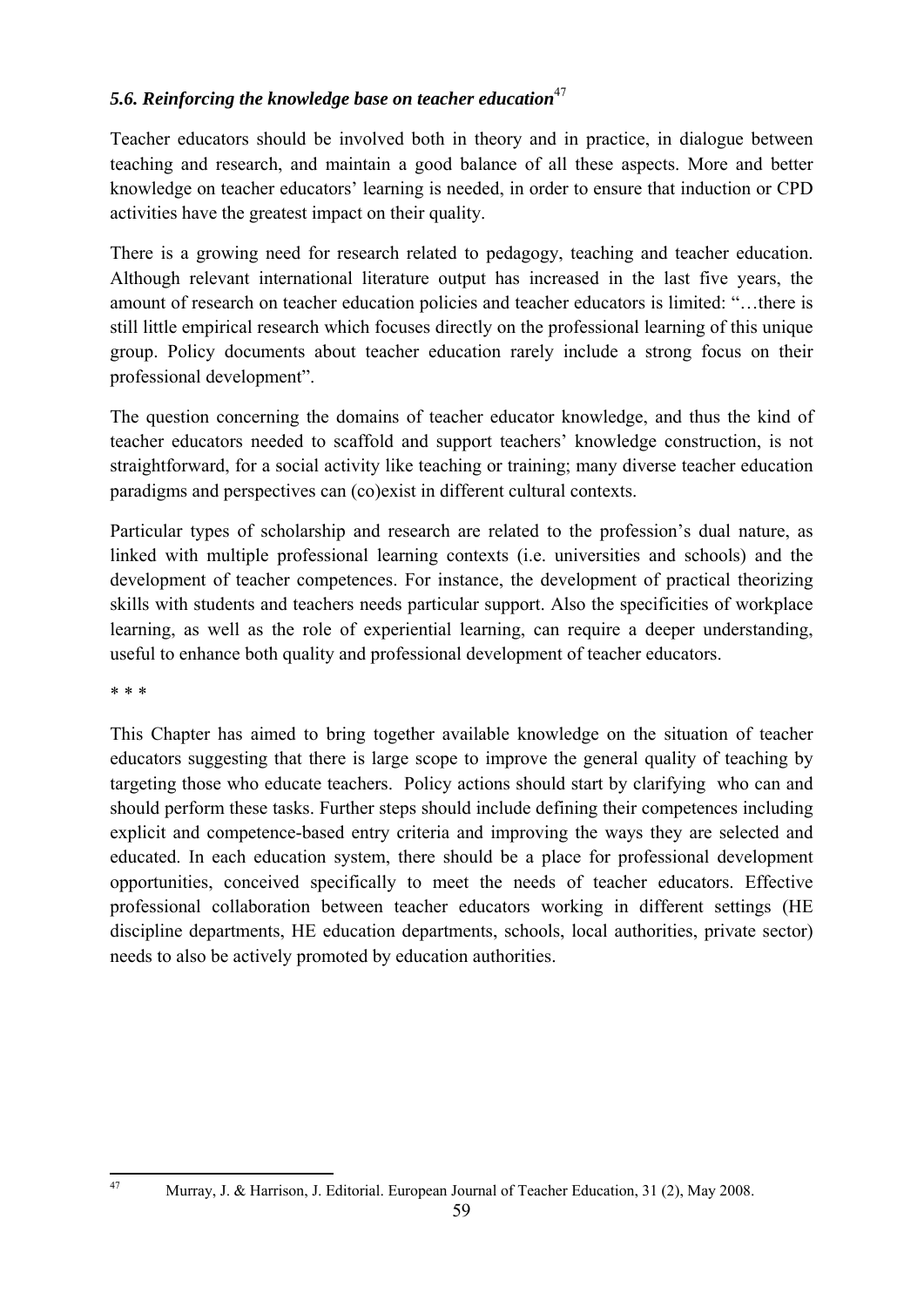### *5.6. Reinforcing the knowledge base on teacher education*[47]

Teacher educators should be involved both in theory and in practice, in dialogue between teaching and research, and maintain a good balance of all these aspects. More and better knowledge on teacher educators' learning is needed, in order to ensure that induction or CPD activities have the greatest impact on their quality.

There is a growing need for research related to pedagogy, teaching and teacher education. Although relevant international literature output has increased in the last five years, the amount of research on teacher education policies and teacher educators is limited: "…there is still little empirical research which focuses directly on the professional learning of this unique group. Policy documents about teacher education rarely include a strong focus on their professional development".

The question concerning the domains of teacher educator knowledge, and thus the kind of teacher educators needed to scaffold and support teachers' knowledge construction, is not straightforward, for a social activity like teaching or training; many diverse teacher education paradigms and perspectives can (co)exist in different cultural contexts.

Particular types of scholarship and research are related to the profession's dual nature, as linked with multiple professional learning contexts (i.e. universities and schools) and the development of teacher competences. For instance, the development of practical theorizing skills with students and teachers needs particular support. Also the specificities of workplace learning, as well as the role of experiential learning, can require a deeper understanding, useful to enhance both quality and professional development of teacher educators.

\* \* \*

This Chapter has aimed to bring together available knowledge on the situation of teacher educators suggesting that there is large scope to improve the general quality of teaching by targeting those who educate teachers. Policy actions should start by clarifying who can and should perform these tasks. Further steps should include defining their competences including explicit and competence-based entry criteria and improving the ways they are selected and educated. In each education system, there should be a place for professional development opportunities, conceived specifically to meet the needs of teacher educators. Effective professional collaboration between teacher educators working in different settings (HE discipline departments, HE education departments, schools, local authorities, private sector) needs to also be actively promoted by education authorities.

---

[47] Murray, J. & Harrison, J. Editorial. European Journal of Teacher Education, 31 (2), May 2008.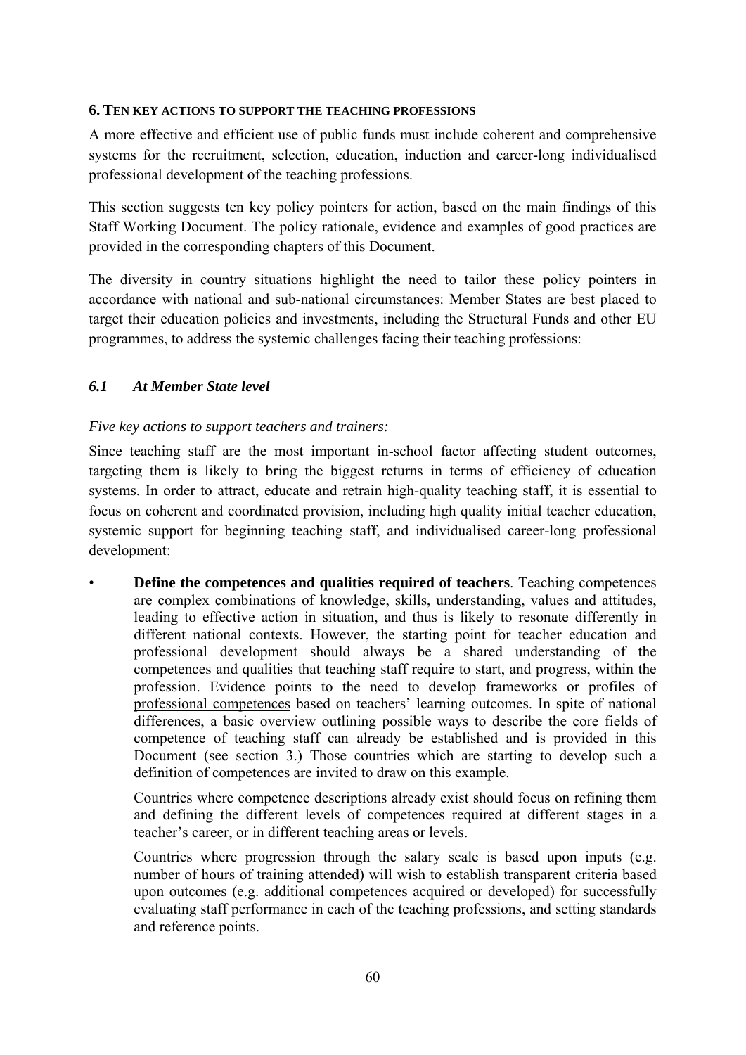## 6. TEN KEY ACTIONS TO SUPPORT THE TEACHING PROFESSIONS

A more effective and efficient use of public funds must include coherent and comprehensive systems for the recruitment, selection, education, induction and career-long individualised professional development of the teaching professions.

This section suggests ten key policy pointers for action, based on the main findings of this Staff Working Document. The policy rationale, evidence and examples of good practices are provided in the corresponding chapters of this Document.

The diversity in country situations highlight the need to tailor these policy pointers in accordance with national and sub-national circumstances: Member States are best placed to target their education policies and investments, including the Structural Funds and other EU programmes, to address the systemic challenges facing their teaching professions:

### *6.1 At Member State level*

*Five key actions to support teachers and trainers:*

Since teaching staff are the most important in-school factor affecting student outcomes, targeting them is likely to bring the biggest returns in terms of efficiency of education systems. In order to attract, educate and retrain high-quality teaching staff, it is essential to focus on coherent and coordinated provision, including high quality initial teacher education, systemic support for beginning teaching staff, and individualised career-long professional development:

- **Define the competences and qualities required of teachers**. Teaching competences are complex combinations of knowledge, skills, understanding, values and attitudes, leading to effective action in situation, and thus is likely to resonate differently in different national contexts. However, the starting point for teacher education and professional development should always be a shared understanding of the competences and qualities that teaching staff require to start, and progress, within the profession. Evidence points to the need to develop frameworks or profiles of professional competences based on teachers' learning outcomes. In spite of national differences, a basic overview outlining possible ways to describe the core fields of competence of teaching staff can already be established and is provided in this Document (see section 3.) Those countries which are starting to develop such a definition of competences are invited to draw on this example.

  Countries where competence descriptions already exist should focus on refining them and defining the different levels of competences required at different stages in a teacher's career, or in different teaching areas or levels.

  Countries where progression through the salary scale is based upon inputs (e.g. number of hours of training attended) will wish to establish transparent criteria based upon outcomes (e.g. additional competences acquired or developed) for successfully evaluating staff performance in each of the teaching professions, and setting standards and reference points.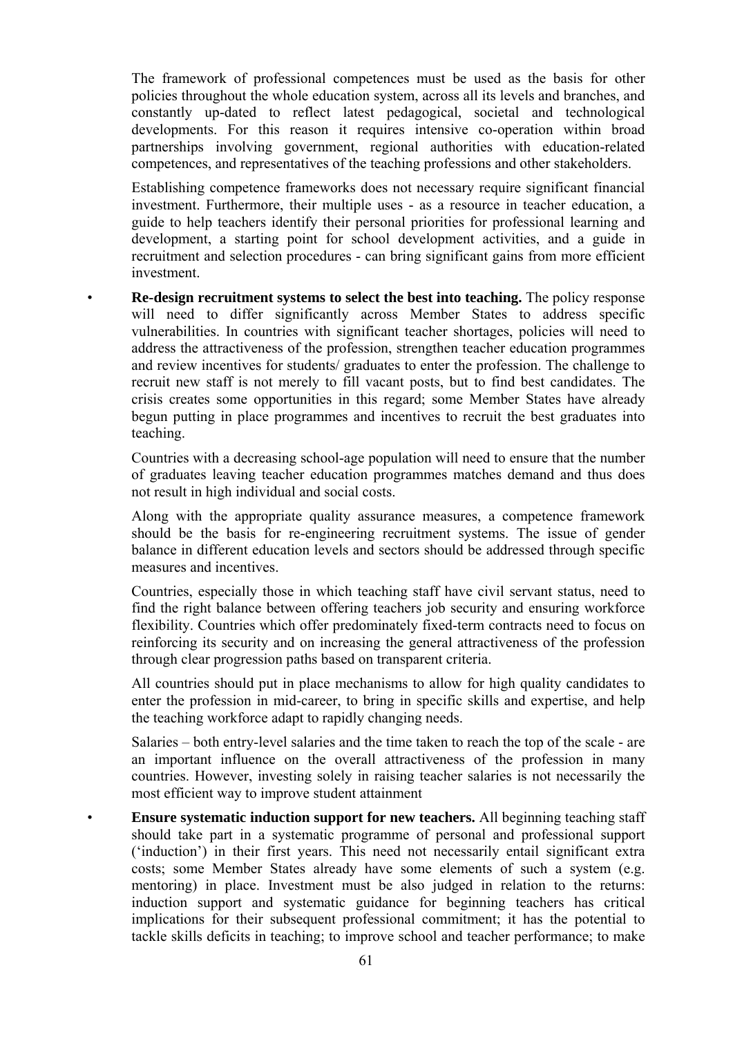The framework of professional competences must be used as the basis for other policies throughout the whole education system, across all its levels and branches, and constantly up-dated to reflect latest pedagogical, societal and technological developments. For this reason it requires intensive co-operation within broad partnerships involving government, regional authorities with education-related competences, and representatives of the teaching professions and other stakeholders.

Establishing competence frameworks does not necessary require significant financial investment. Furthermore, their multiple uses - as a resource in teacher education, a guide to help teachers identify their personal priorities for professional learning and development, a starting point for school development activities, and a guide in recruitment and selection procedures - can bring significant gains from more efficient investment.

- **Re-design recruitment systems to select the best into teaching.** The policy response will need to differ significantly across Member States to address specific vulnerabilities. In countries with significant teacher shortages, policies will need to address the attractiveness of the profession, strengthen teacher education programmes and review incentives for students/ graduates to enter the profession. The challenge to recruit new staff is not merely to fill vacant posts, but to find best candidates. The crisis creates some opportunities in this regard; some Member States have already begun putting in place programmes and incentives to recruit the best graduates into teaching.

  Countries with a decreasing school-age population will need to ensure that the number of graduates leaving teacher education programmes matches demand and thus does not result in high individual and social costs.

  Along with the appropriate quality assurance measures, a competence framework should be the basis for re-engineering recruitment systems. The issue of gender balance in different education levels and sectors should be addressed through specific measures and incentives.

  Countries, especially those in which teaching staff have civil servant status, need to find the right balance between offering teachers job security and ensuring workforce flexibility. Countries which offer predominately fixed-term contracts need to focus on reinforcing its security and on increasing the general attractiveness of the profession through clear progression paths based on transparent criteria.

  All countries should put in place mechanisms to allow for high quality candidates to enter the profession in mid-career, to bring in specific skills and expertise, and help the teaching workforce adapt to rapidly changing needs.

  Salaries – both entry-level salaries and the time taken to reach the top of the scale - are an important influence on the overall attractiveness of the profession in many countries. However, investing solely in raising teacher salaries is not necessarily the most efficient way to improve student attainment

- **Ensure systematic induction support for new teachers.** All beginning teaching staff should take part in a systematic programme of personal and professional support ('induction') in their first years. This need not necessarily entail significant extra costs; some Member States already have some elements of such a system (e.g. mentoring) in place. Investment must be also judged in relation to the returns: induction support and systematic guidance for beginning teachers has critical implications for their subsequent professional commitment; it has the potential to tackle skills deficits in teaching; to improve school and teacher performance; to make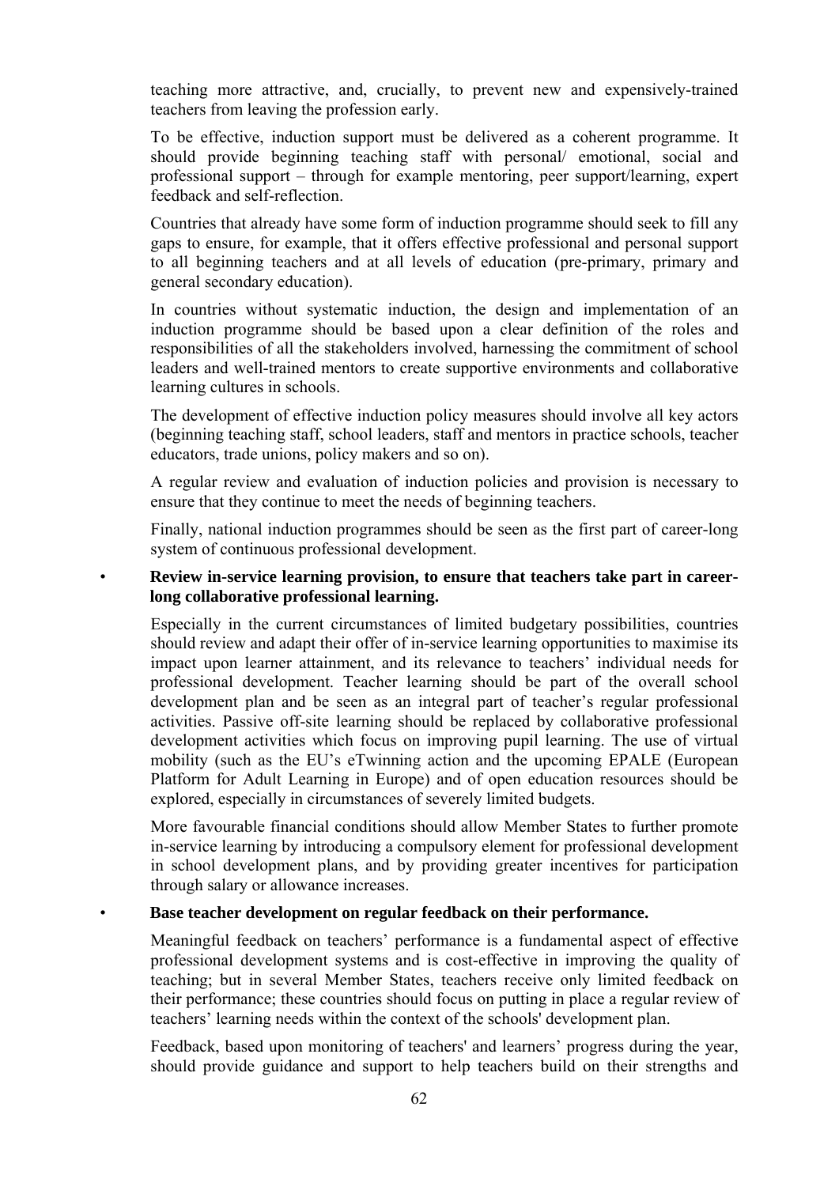teaching more attractive, and, crucially, to prevent new and expensively-trained teachers from leaving the profession early.

To be effective, induction support must be delivered as a coherent programme. It should provide beginning teaching staff with personal/ emotional, social and professional support – through for example mentoring, peer support/learning, expert feedback and self-reflection.

Countries that already have some form of induction programme should seek to fill any gaps to ensure, for example, that it offers effective professional and personal support to all beginning teachers and at all levels of education (pre-primary, primary and general secondary education).

In countries without systematic induction, the design and implementation of an induction programme should be based upon a clear definition of the roles and responsibilities of all the stakeholders involved, harnessing the commitment of school leaders and well-trained mentors to create supportive environments and collaborative learning cultures in schools.

The development of effective induction policy measures should involve all key actors (beginning teaching staff, school leaders, staff and mentors in practice schools, teacher educators, trade unions, policy makers and so on).

A regular review and evaluation of induction policies and provision is necessary to ensure that they continue to meet the needs of beginning teachers.

Finally, national induction programmes should be seen as the first part of career-long system of continuous professional development.

- **Review in-service learning provision, to ensure that teachers take part in career-long collaborative professional learning.**

  Especially in the current circumstances of limited budgetary possibilities, countries should review and adapt their offer of in-service learning opportunities to maximise its impact upon learner attainment, and its relevance to teachers' individual needs for professional development. Teacher learning should be part of the overall school development plan and be seen as an integral part of teacher's regular professional activities. Passive off-site learning should be replaced by collaborative professional development activities which focus on improving pupil learning. The use of virtual mobility (such as the EU's eTwinning action and the upcoming EPALE (European Platform for Adult Learning in Europe) and of open education resources should be explored, especially in circumstances of severely limited budgets.

  More favourable financial conditions should allow Member States to further promote in-service learning by introducing a compulsory element for professional development in school development plans, and by providing greater incentives for participation through salary or allowance increases.

- **Base teacher development on regular feedback on their performance.**

  Meaningful feedback on teachers' performance is a fundamental aspect of effective professional development systems and is cost-effective in improving the quality of teaching; but in several Member States, teachers receive only limited feedback on their performance; these countries should focus on putting in place a regular review of teachers' learning needs within the context of the schools' development plan.

  Feedback, based upon monitoring of teachers' and learners' progress during the year, should provide guidance and support to help teachers build on their strengths and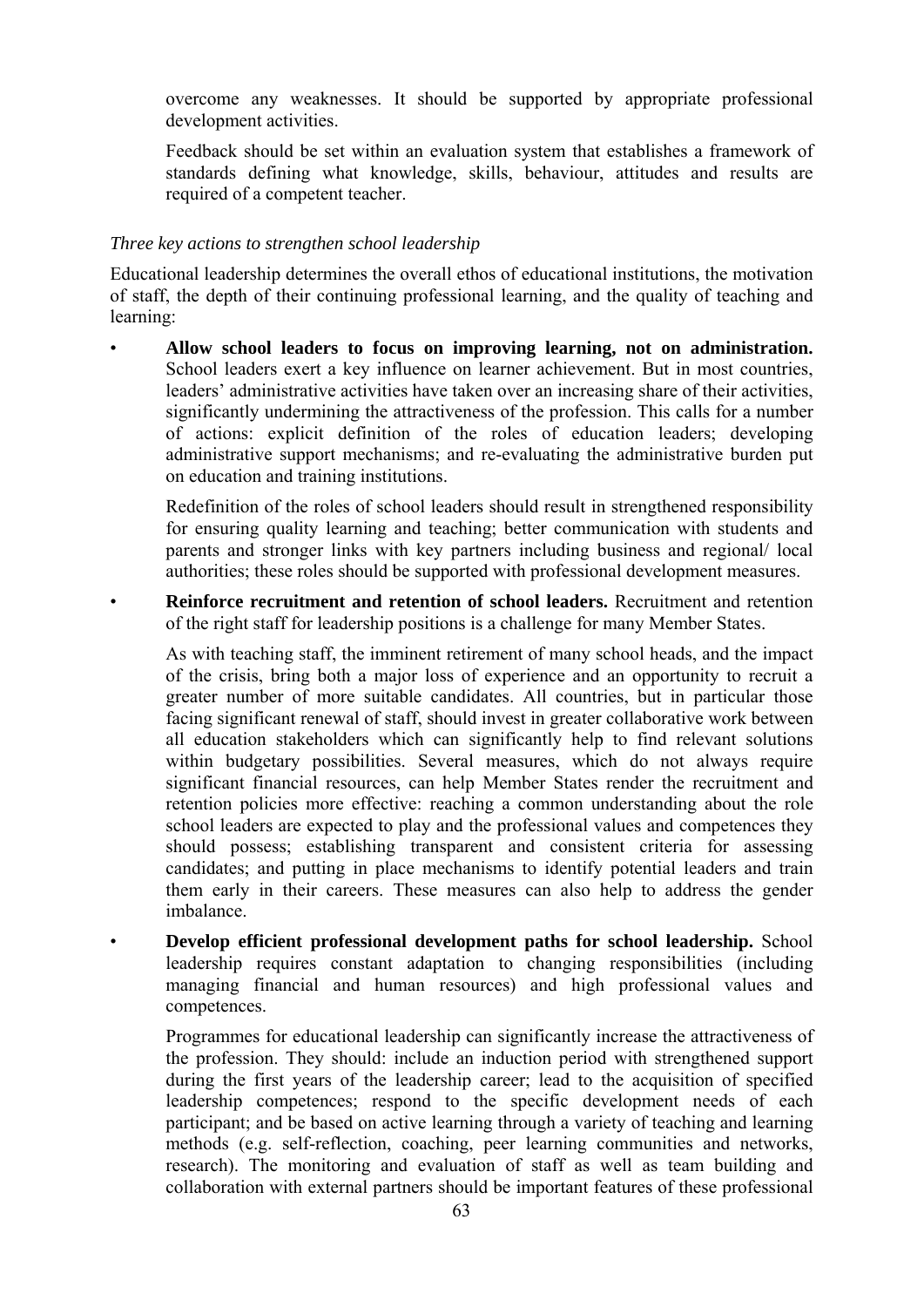overcome any weaknesses. It should be supported by appropriate professional development activities.

Feedback should be set within an evaluation system that establishes a framework of standards defining what knowledge, skills, behaviour, attitudes and results are required of a competent teacher.

*Three key actions to strengthen school leadership*

Educational leadership determines the overall ethos of educational institutions, the motivation of staff, the depth of their continuing professional learning, and the quality of teaching and learning:

- **Allow school leaders to focus on improving learning, not on administration.** School leaders exert a key influence on learner achievement. But in most countries, leaders' administrative activities have taken over an increasing share of their activities, significantly undermining the attractiveness of the profession. This calls for a number of actions: explicit definition of the roles of education leaders; developing administrative support mechanisms; and re-evaluating the administrative burden put on education and training institutions.

  Redefinition of the roles of school leaders should result in strengthened responsibility for ensuring quality learning and teaching; better communication with students and parents and stronger links with key partners including business and regional/ local authorities; these roles should be supported with professional development measures.

- **Reinforce recruitment and retention of school leaders.** Recruitment and retention of the right staff for leadership positions is a challenge for many Member States.

  As with teaching staff, the imminent retirement of many school heads, and the impact of the crisis, bring both a major loss of experience and an opportunity to recruit a greater number of more suitable candidates. All countries, but in particular those facing significant renewal of staff, should invest in greater collaborative work between all education stakeholders which can significantly help to find relevant solutions within budgetary possibilities. Several measures, which do not always require significant financial resources, can help Member States render the recruitment and retention policies more effective: reaching a common understanding about the role school leaders are expected to play and the professional values and competences they should possess; establishing transparent and consistent criteria for assessing candidates; and putting in place mechanisms to identify potential leaders and train them early in their careers. These measures can also help to address the gender imbalance.

- **Develop efficient professional development paths for school leadership.** School leadership requires constant adaptation to changing responsibilities (including managing financial and human resources) and high professional values and competences.

  Programmes for educational leadership can significantly increase the attractiveness of the profession. They should: include an induction period with strengthened support during the first years of the leadership career; lead to the acquisition of specified leadership competences; respond to the specific development needs of each participant; and be based on active learning through a variety of teaching and learning methods (e.g. self-reflection, coaching, peer learning communities and networks, research). The monitoring and evaluation of staff as well as team building and collaboration with external partners should be important features of these professional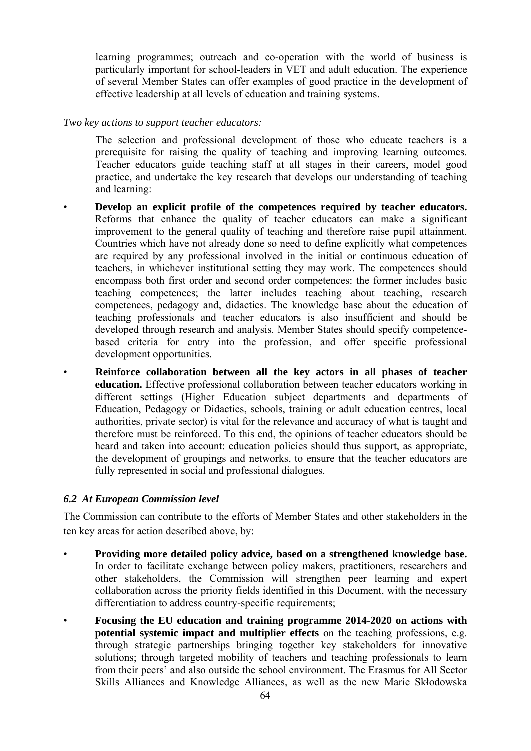learning programmes; outreach and co-operation with the world of business is particularly important for school-leaders in VET and adult education. The experience of several Member States can offer examples of good practice in the development of effective leadership at all levels of education and training systems.

*Two key actions to support teacher educators:*

The selection and professional development of those who educate teachers is a prerequisite for raising the quality of teaching and improving learning outcomes. Teacher educators guide teaching staff at all stages in their careers, model good practice, and undertake the key research that develops our understanding of teaching and learning:

- **Develop an explicit profile of the competences required by teacher educators.** Reforms that enhance the quality of teacher educators can make a significant improvement to the general quality of teaching and therefore raise pupil attainment. Countries which have not already done so need to define explicitly what competences are required by any professional involved in the initial or continuous education of teachers, in whichever institutional setting they may work. The competences should encompass both first order and second order competences: the former includes basic teaching competences; the latter includes teaching about teaching, research competences, pedagogy and, didactics. The knowledge base about the education of teaching professionals and teacher educators is also insufficient and should be developed through research and analysis. Member States should specify competence-based criteria for entry into the profession, and offer specific professional development opportunities.
- **Reinforce collaboration between all the key actors in all phases of teacher education.** Effective professional collaboration between teacher educators working in different settings (Higher Education subject departments and departments of Education, Pedagogy or Didactics, schools, training or adult education centres, local authorities, private sector) is vital for the relevance and accuracy of what is taught and therefore must be reinforced. To this end, the opinions of teacher educators should be heard and taken into account: education policies should thus support, as appropriate, the development of groupings and networks, to ensure that the teacher educators are fully represented in social and professional dialogues.

### *6.2 At European Commission level*

The Commission can contribute to the efforts of Member States and other stakeholders in the ten key areas for action described above, by:

- **Providing more detailed policy advice, based on a strengthened knowledge base.** In order to facilitate exchange between policy makers, practitioners, researchers and other stakeholders, the Commission will strengthen peer learning and expert collaboration across the priority fields identified in this Document, with the necessary differentiation to address country-specific requirements;
- **Focusing the EU education and training programme 2014-2020 on actions with potential systemic impact and multiplier effects** on the teaching professions, e.g. through strategic partnerships bringing together key stakeholders for innovative solutions; through targeted mobility of teachers and teaching professionals to learn from their peers' and also outside the school environment. The Erasmus for All Sector Skills Alliances and Knowledge Alliances, as well as the new Marie Skłodowska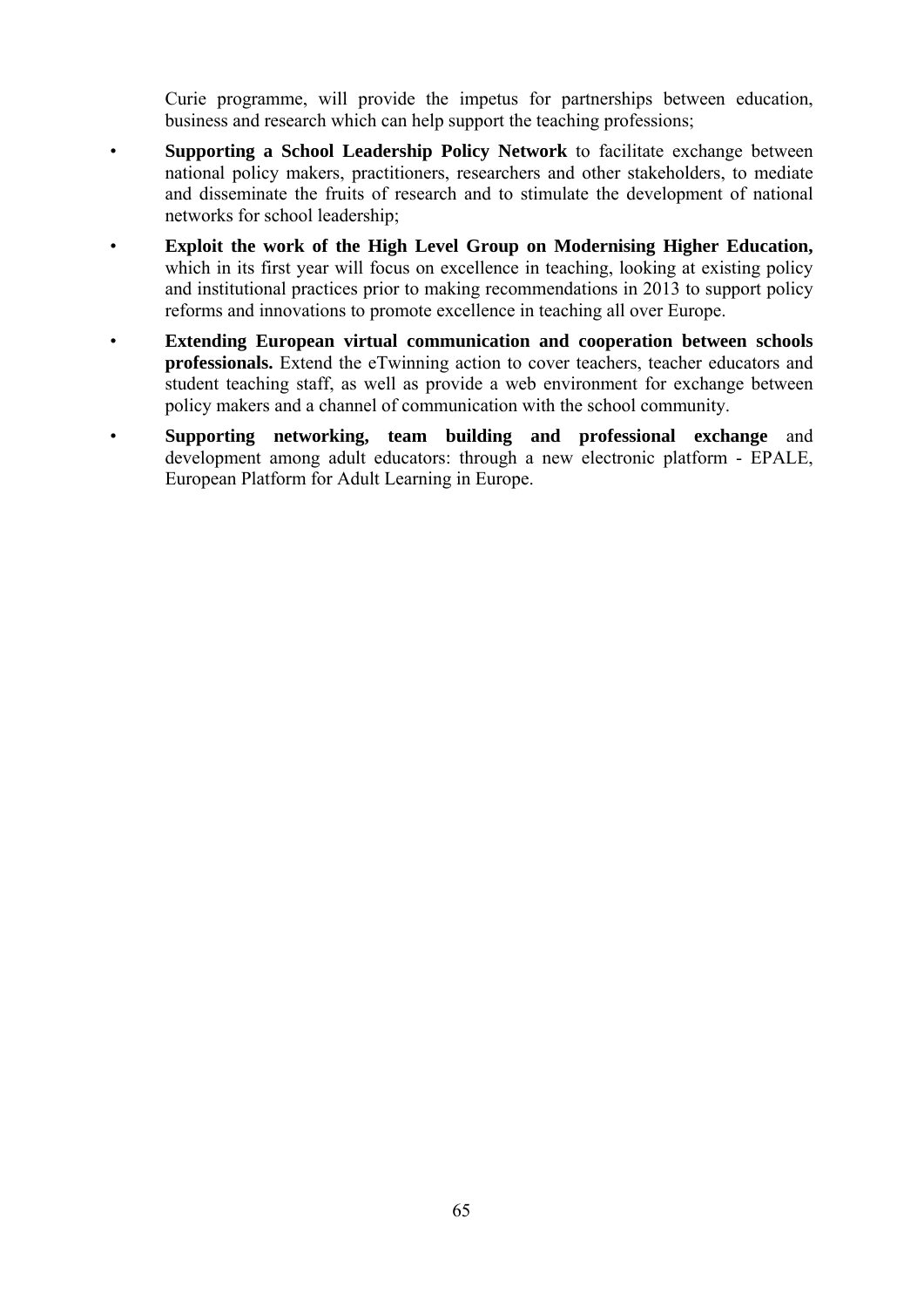Curie programme, will provide the impetus for partnerships between education, business and research which can help support the teaching professions;

- **Supporting a School Leadership Policy Network** to facilitate exchange between national policy makers, practitioners, researchers and other stakeholders, to mediate and disseminate the fruits of research and to stimulate the development of national networks for school leadership;
- **Exploit the work of the High Level Group on Modernising Higher Education,** which in its first year will focus on excellence in teaching, looking at existing policy and institutional practices prior to making recommendations in 2013 to support policy reforms and innovations to promote excellence in teaching all over Europe.
- **Extending European virtual communication and cooperation between schools professionals.** Extend the eTwinning action to cover teachers, teacher educators and student teaching staff, as well as provide a web environment for exchange between policy makers and a channel of communication with the school community.
- **Supporting networking, team building and professional exchange** and development among adult educators: through a new electronic platform - EPALE, European Platform for Adult Learning in Europe.